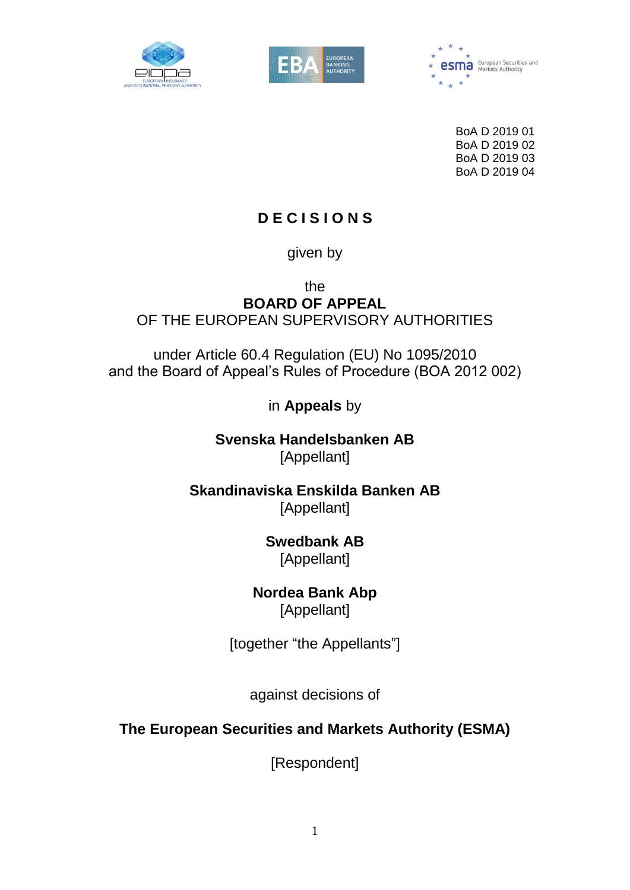BoA D 2019 01
BoA D 2019 02
BoA D 2019 03
BoA D 2019 04

# D E C I S I O N S

given by

the
**BOARD OF APPEAL**
OF THE EUROPEAN SUPERVISORY AUTHORITIES

under Article 60.4 Regulation (EU) No 1095/2010
and the Board of Appeal's Rules of Procedure (BOA 2012 002)

in **Appeals** by

**Svenska Handelsbanken AB**
[Appellant]

**Skandinaviska Enskilda Banken AB**
[Appellant]

**Swedbank AB**
[Appellant]

**Nordea Bank Abp**
[Appellant]

[together "the Appellants"]

against decisions of

**The European Securities and Markets Authority (ESMA)**

[Respondent]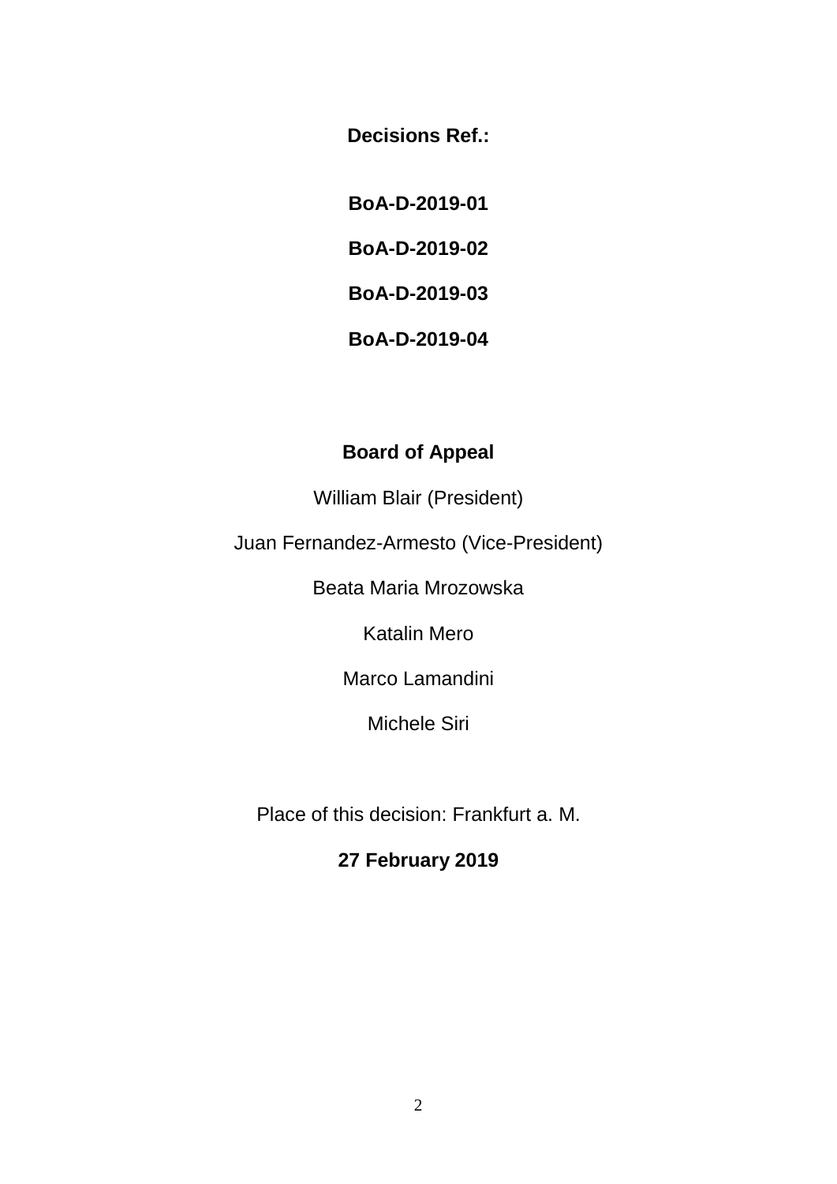**Decisions Ref.:**

**BoA-D-2019-01**

**BoA-D-2019-02**

**BoA-D-2019-03**

**BoA-D-2019-04**

**Board of Appeal**

William Blair (President)

Juan Fernandez-Armesto (Vice-President)

Beata Maria Mrozowska

Katalin Mero

Marco Lamandini

Michele Siri

Place of this decision: Frankfurt a. M.

**27 February 2019**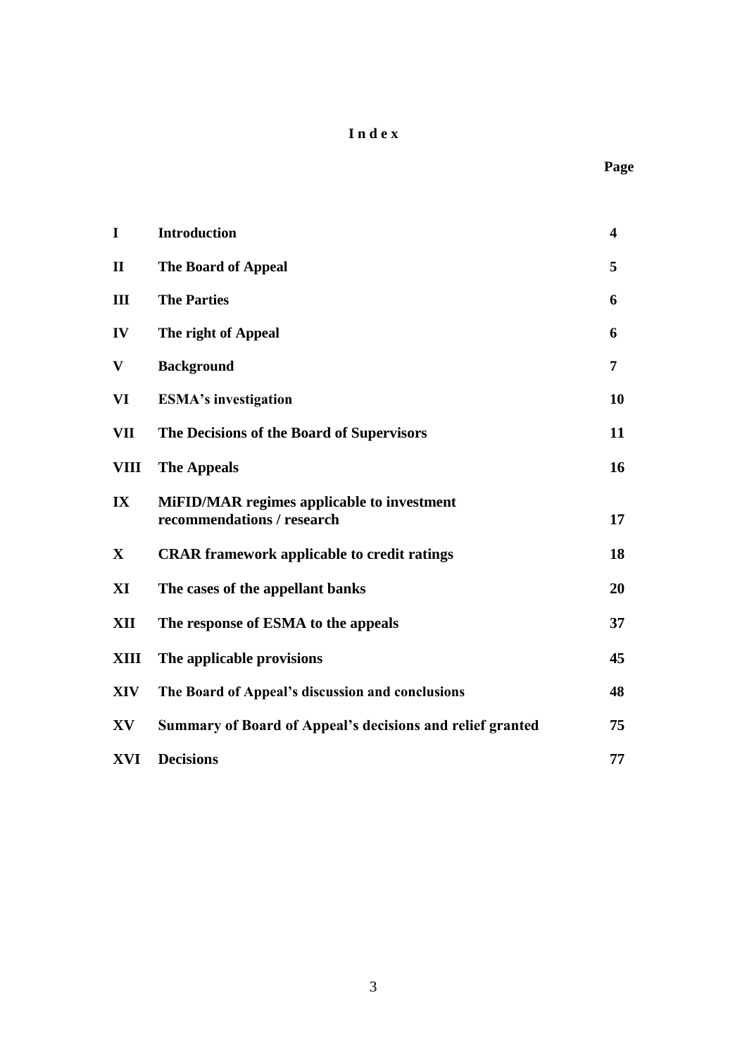# I n d e x

| | | Page |
|---|---|---|
| **I** | **Introduction** | **4** |
| **II** | **The Board of Appeal** | **5** |
| **III** | **The Parties** | **6** |
| **IV** | **The right of Appeal** | **6** |
| **V** | **Background** | **7** |
| **VI** | **ESMA's investigation** | **10** |
| **VII** | **The Decisions of the Board of Supervisors** | **11** |
| **VIII** | **The Appeals** | **16** |
| **IX** | **MiFID/MAR regimes applicable to investment recommendations / research** | **17** |
| **X** | **CRAR framework applicable to credit ratings** | **18** |
| **XI** | **The cases of the appellant banks** | **20** |
| **XII** | **The response of ESMA to the appeals** | **37** |
| **XIII** | **The applicable provisions** | **45** |
| **XIV** | **The Board of Appeal's discussion and conclusions** | **48** |
| **XV** | **Summary of Board of Appeal's decisions and relief granted** | **75** |
| **XVI** | **Decisions** | **77** |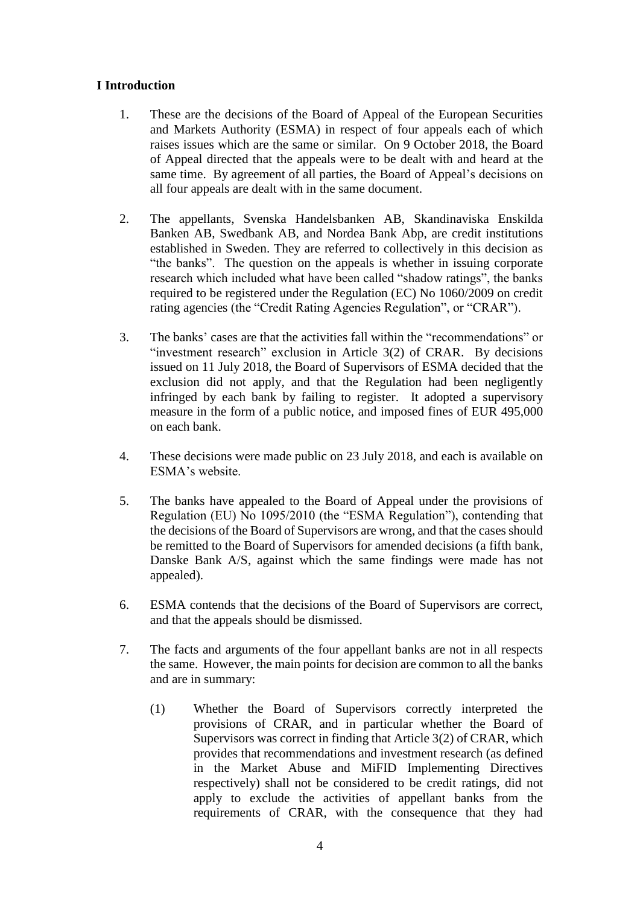## I Introduction

1. These are the decisions of the Board of Appeal of the European Securities and Markets Authority (ESMA) in respect of four appeals each of which raises issues which are the same or similar. On 9 October 2018, the Board of Appeal directed that the appeals were to be dealt with and heard at the same time. By agreement of all parties, the Board of Appeal's decisions on all four appeals are dealt with in the same document.

2. The appellants, Svenska Handelsbanken AB, Skandinaviska Enskilda Banken AB, Swedbank AB, and Nordea Bank Abp, are credit institutions established in Sweden. They are referred to collectively in this decision as "the banks". The question on the appeals is whether in issuing corporate research which included what have been called "shadow ratings", the banks required to be registered under the Regulation (EC) No 1060/2009 on credit rating agencies (the "Credit Rating Agencies Regulation", or "CRAR").

3. The banks' cases are that the activities fall within the "recommendations" or "investment research" exclusion in Article 3(2) of CRAR. By decisions issued on 11 July 2018, the Board of Supervisors of ESMA decided that the exclusion did not apply, and that the Regulation had been negligently infringed by each bank by failing to register. It adopted a supervisory measure in the form of a public notice, and imposed fines of EUR 495,000 on each bank.

4. These decisions were made public on 23 July 2018, and each is available on ESMA's website.

5. The banks have appealed to the Board of Appeal under the provisions of Regulation (EU) No 1095/2010 (the "ESMA Regulation"), contending that the decisions of the Board of Supervisors are wrong, and that the cases should be remitted to the Board of Supervisors for amended decisions (a fifth bank, Danske Bank A/S, against which the same findings were made has not appealed).

6. ESMA contends that the decisions of the Board of Supervisors are correct, and that the appeals should be dismissed.

7. The facts and arguments of the four appellant banks are not in all respects the same. However, the main points for decision are common to all the banks and are in summary:

   (1) Whether the Board of Supervisors correctly interpreted the provisions of CRAR, and in particular whether the Board of Supervisors was correct in finding that Article 3(2) of CRAR, which provides that recommendations and investment research (as defined in the Market Abuse and MiFID Implementing Directives respectively) shall not be considered to be credit ratings, did not apply to exclude the activities of appellant banks from the requirements of CRAR, with the consequence that they had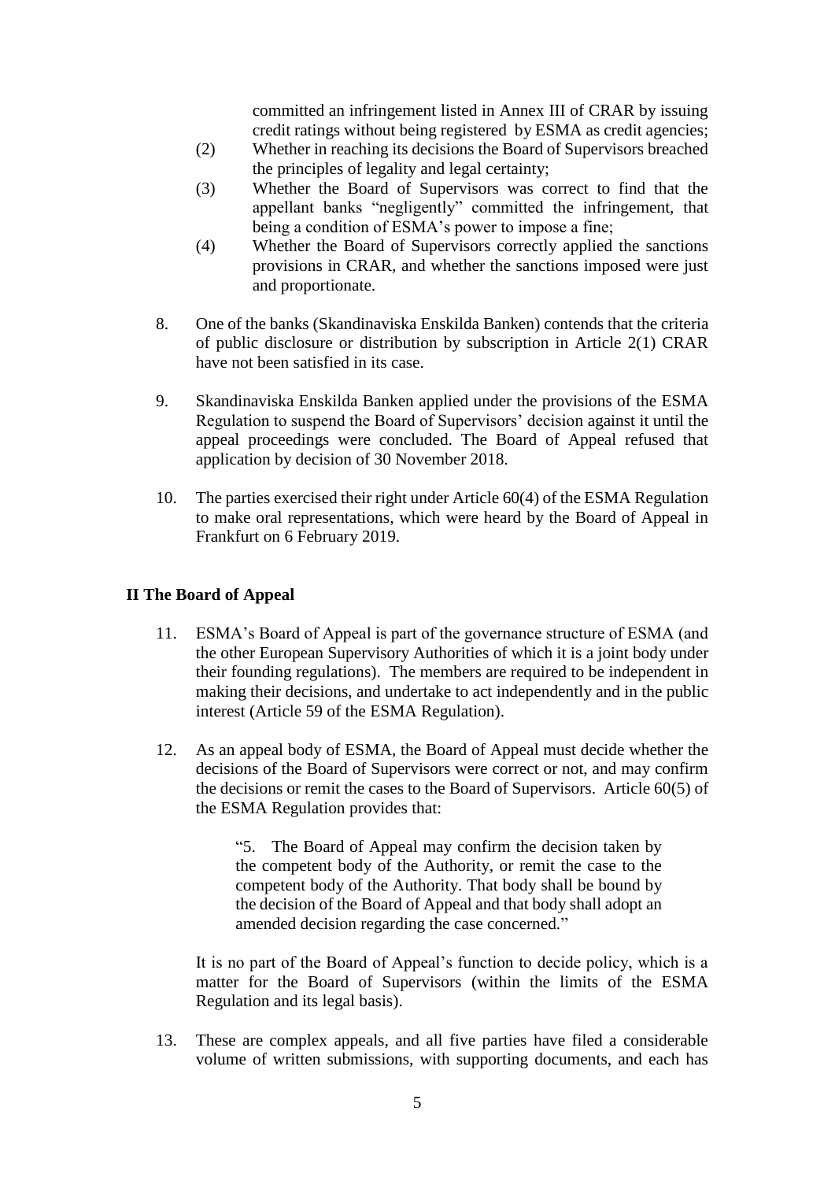committed an infringement listed in Annex III of CRAR by issuing credit ratings without being registered by ESMA as credit agencies;

(2) Whether in reaching its decisions the Board of Supervisors breached the principles of legality and legal certainty;

(3) Whether the Board of Supervisors was correct to find that the appellant banks "negligently" committed the infringement, that being a condition of ESMA's power to impose a fine;

(4) Whether the Board of Supervisors correctly applied the sanctions provisions in CRAR, and whether the sanctions imposed were just and proportionate.

8. One of the banks (Skandinaviska Enskilda Banken) contends that the criteria of public disclosure or distribution by subscription in Article 2(1) CRAR have not been satisfied in its case.

9. Skandinaviska Enskilda Banken applied under the provisions of the ESMA Regulation to suspend the Board of Supervisors' decision against it until the appeal proceedings were concluded. The Board of Appeal refused that application by decision of 30 November 2018.

10. The parties exercised their right under Article 60(4) of the ESMA Regulation to make oral representations, which were heard by the Board of Appeal in Frankfurt on 6 February 2019.

## II The Board of Appeal

11. ESMA's Board of Appeal is part of the governance structure of ESMA (and the other European Supervisory Authorities of which it is a joint body under their founding regulations). The members are required to be independent in making their decisions, and undertake to act independently and in the public interest (Article 59 of the ESMA Regulation).

12. As an appeal body of ESMA, the Board of Appeal must decide whether the decisions of the Board of Supervisors were correct or not, and may confirm the decisions or remit the cases to the Board of Supervisors. Article 60(5) of the ESMA Regulation provides that:

> "5. The Board of Appeal may confirm the decision taken by the competent body of the Authority, or remit the case to the competent body of the Authority. That body shall be bound by the decision of the Board of Appeal and that body shall adopt an amended decision regarding the case concerned."

It is no part of the Board of Appeal's function to decide policy, which is a matter for the Board of Supervisors (within the limits of the ESMA Regulation and its legal basis).

13. These are complex appeals, and all five parties have filed a considerable volume of written submissions, with supporting documents, and each has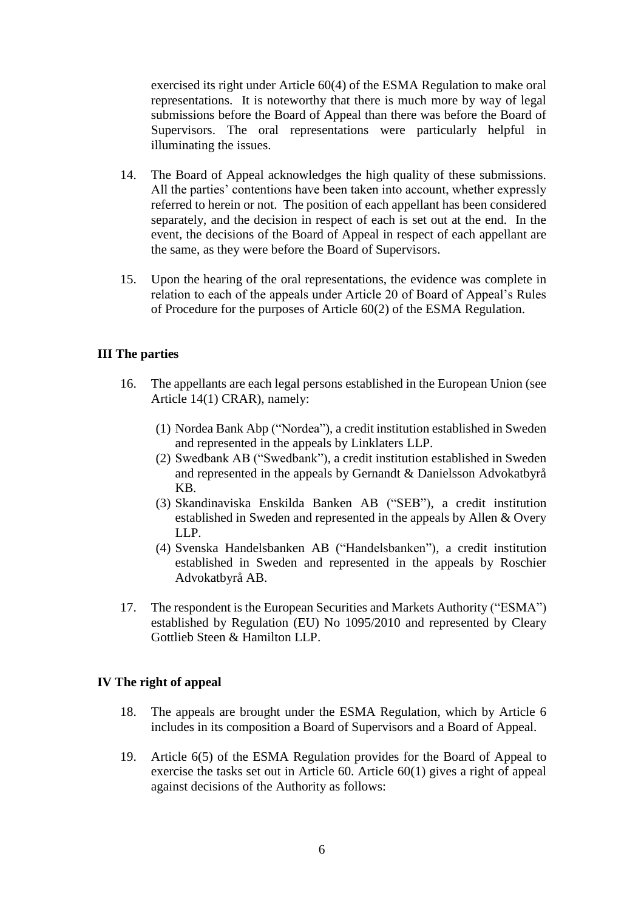exercised its right under Article 60(4) of the ESMA Regulation to make oral representations. It is noteworthy that there is much more by way of legal submissions before the Board of Appeal than there was before the Board of Supervisors. The oral representations were particularly helpful in illuminating the issues.

14. The Board of Appeal acknowledges the high quality of these submissions. All the parties' contentions have been taken into account, whether expressly referred to herein or not. The position of each appellant has been considered separately, and the decision in respect of each is set out at the end. In the event, the decisions of the Board of Appeal in respect of each appellant are the same, as they were before the Board of Supervisors.

15. Upon the hearing of the oral representations, the evidence was complete in relation to each of the appeals under Article 20 of Board of Appeal's Rules of Procedure for the purposes of Article 60(2) of the ESMA Regulation.

**III The parties**

16. The appellants are each legal persons established in the European Union (see Article 14(1) CRAR), namely:

    (1) Nordea Bank Abp ("Nordea"), a credit institution established in Sweden and represented in the appeals by Linklaters LLP.
    (2) Swedbank AB ("Swedbank"), a credit institution established in Sweden and represented in the appeals by Gernandt & Danielsson Advokatbyrå KB.
    (3) Skandinaviska Enskilda Banken AB ("SEB"), a credit institution established in Sweden and represented in the appeals by Allen & Overy LLP.
    (4) Svenska Handelsbanken AB ("Handelsbanken"), a credit institution established in Sweden and represented in the appeals by Roschier Advokatbyrå AB.

17. The respondent is the European Securities and Markets Authority ("ESMA") established by Regulation (EU) No 1095/2010 and represented by Cleary Gottlieb Steen & Hamilton LLP.

**IV The right of appeal**

18. The appeals are brought under the ESMA Regulation, which by Article 6 includes in its composition a Board of Supervisors and a Board of Appeal.

19. Article 6(5) of the ESMA Regulation provides for the Board of Appeal to exercise the tasks set out in Article 60. Article 60(1) gives a right of appeal against decisions of the Authority as follows: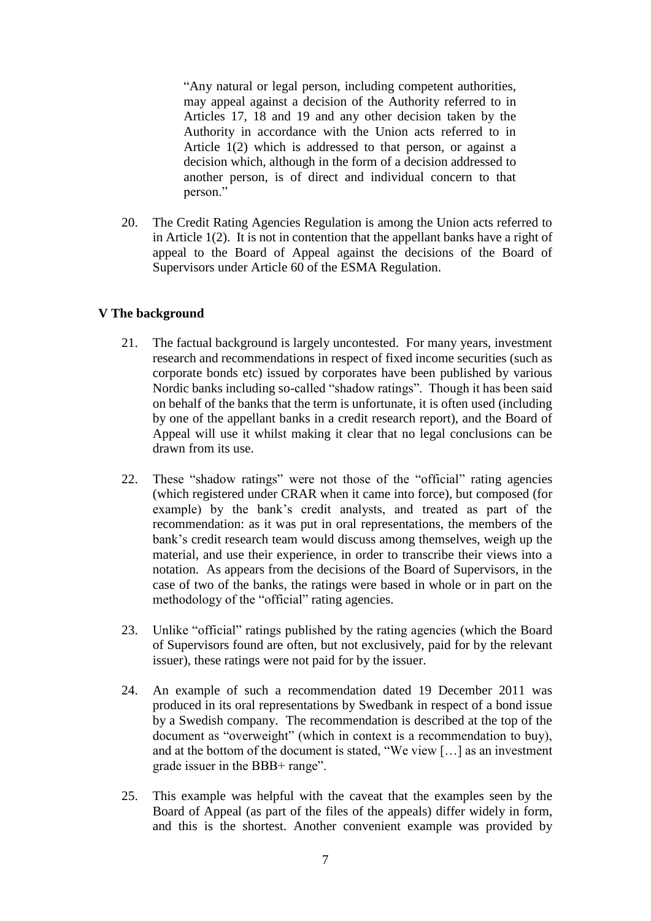> "Any natural or legal person, including competent authorities, may appeal against a decision of the Authority referred to in Articles 17, 18 and 19 and any other decision taken by the Authority in accordance with the Union acts referred to in Article 1(2) which is addressed to that person, or against a decision which, although in the form of a decision addressed to another person, is of direct and individual concern to that person."

20. The Credit Rating Agencies Regulation is among the Union acts referred to in Article 1(2). It is not in contention that the appellant banks have a right of appeal to the Board of Appeal against the decisions of the Board of Supervisors under Article 60 of the ESMA Regulation.

## V The background

21. The factual background is largely uncontested. For many years, investment research and recommendations in respect of fixed income securities (such as corporate bonds etc) issued by corporates have been published by various Nordic banks including so-called "shadow ratings". Though it has been said on behalf of the banks that the term is unfortunate, it is often used (including by one of the appellant banks in a credit research report), and the Board of Appeal will use it whilst making it clear that no legal conclusions can be drawn from its use.

22. These "shadow ratings" were not those of the "official" rating agencies (which registered under CRAR when it came into force), but composed (for example) by the bank's credit analysts, and treated as part of the recommendation: as it was put in oral representations, the members of the bank's credit research team would discuss among themselves, weigh up the material, and use their experience, in order to transcribe their views into a notation. As appears from the decisions of the Board of Supervisors, in the case of two of the banks, the ratings were based in whole or in part on the methodology of the "official" rating agencies.

23. Unlike "official" ratings published by the rating agencies (which the Board of Supervisors found are often, but not exclusively, paid for by the relevant issuer), these ratings were not paid for by the issuer.

24. An example of such a recommendation dated 19 December 2011 was produced in its oral representations by Swedbank in respect of a bond issue by a Swedish company. The recommendation is described at the top of the document as "overweight" (which in context is a recommendation to buy), and at the bottom of the document is stated, "We view […] as an investment grade issuer in the BBB+ range".

25. This example was helpful with the caveat that the examples seen by the Board of Appeal (as part of the files of the appeals) differ widely in form, and this is the shortest. Another convenient example was provided by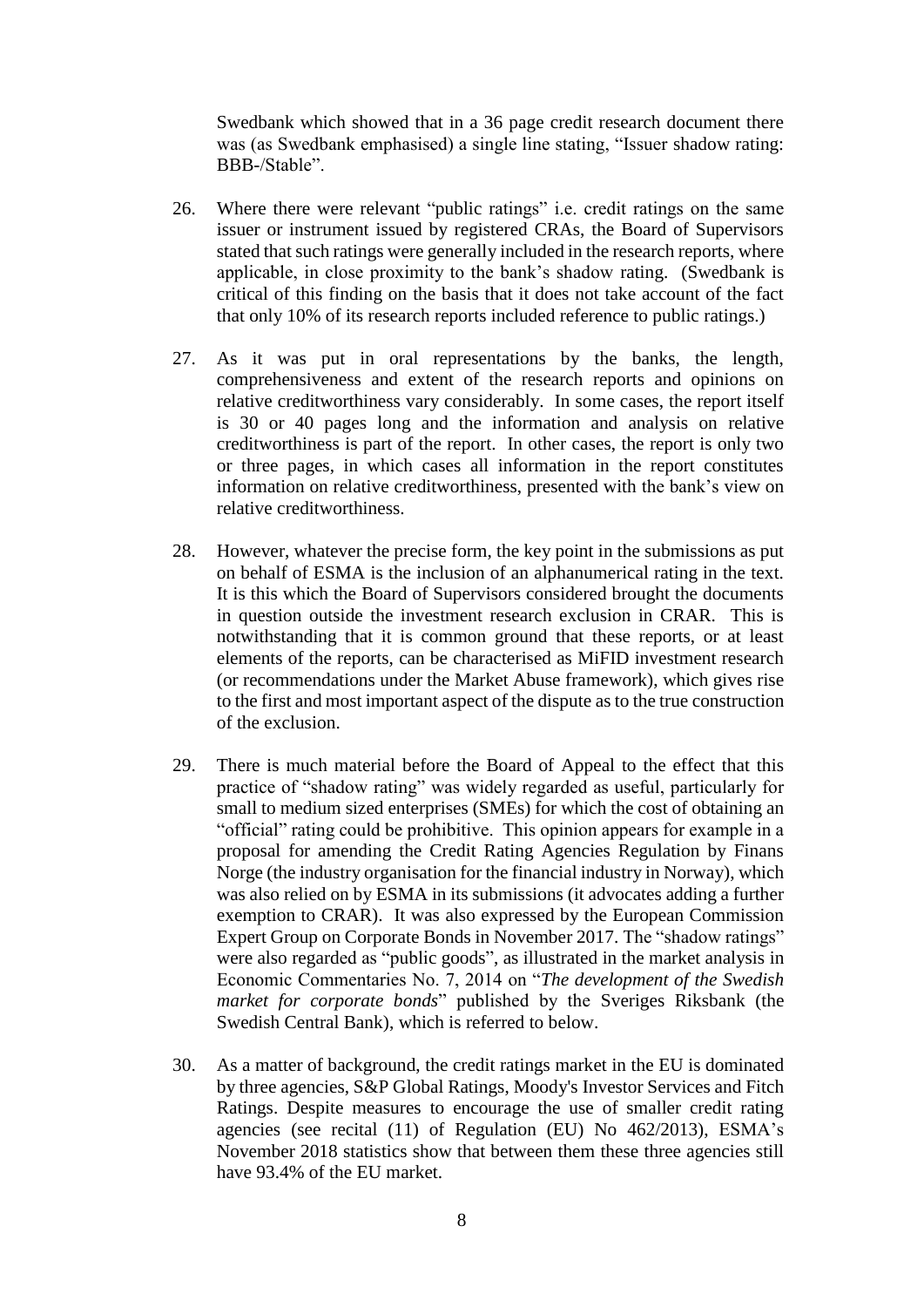Swedbank which showed that in a 36 page credit research document there was (as Swedbank emphasised) a single line stating, "Issuer shadow rating: BBB-/Stable".

26. Where there were relevant "public ratings" i.e. credit ratings on the same issuer or instrument issued by registered CRAs, the Board of Supervisors stated that such ratings were generally included in the research reports, where applicable, in close proximity to the bank's shadow rating. (Swedbank is critical of this finding on the basis that it does not take account of the fact that only 10% of its research reports included reference to public ratings.)

27. As it was put in oral representations by the banks, the length, comprehensiveness and extent of the research reports and opinions on relative creditworthiness vary considerably. In some cases, the report itself is 30 or 40 pages long and the information and analysis on relative creditworthiness is part of the report. In other cases, the report is only two or three pages, in which cases all information in the report constitutes information on relative creditworthiness, presented with the bank's view on relative creditworthiness.

28. However, whatever the precise form, the key point in the submissions as put on behalf of ESMA is the inclusion of an alphanumerical rating in the text. It is this which the Board of Supervisors considered brought the documents in question outside the investment research exclusion in CRAR. This is notwithstanding that it is common ground that these reports, or at least elements of the reports, can be characterised as MiFID investment research (or recommendations under the Market Abuse framework), which gives rise to the first and most important aspect of the dispute as to the true construction of the exclusion.

29. There is much material before the Board of Appeal to the effect that this practice of "shadow rating" was widely regarded as useful, particularly for small to medium sized enterprises (SMEs) for which the cost of obtaining an "official" rating could be prohibitive. This opinion appears for example in a proposal for amending the Credit Rating Agencies Regulation by Finans Norge (the industry organisation for the financial industry in Norway), which was also relied on by ESMA in its submissions (it advocates adding a further exemption to CRAR). It was also expressed by the European Commission Expert Group on Corporate Bonds in November 2017. The "shadow ratings" were also regarded as "public goods", as illustrated in the market analysis in Economic Commentaries No. 7, 2014 on "*The development of the Swedish market for corporate bonds*" published by the Sveriges Riksbank (the Swedish Central Bank), which is referred to below.

30. As a matter of background, the credit ratings market in the EU is dominated by three agencies, S&P Global Ratings, Moody's Investor Services and Fitch Ratings. Despite measures to encourage the use of smaller credit rating agencies (see recital (11) of Regulation (EU) No 462/2013), ESMA's November 2018 statistics show that between them these three agencies still have 93.4% of the EU market.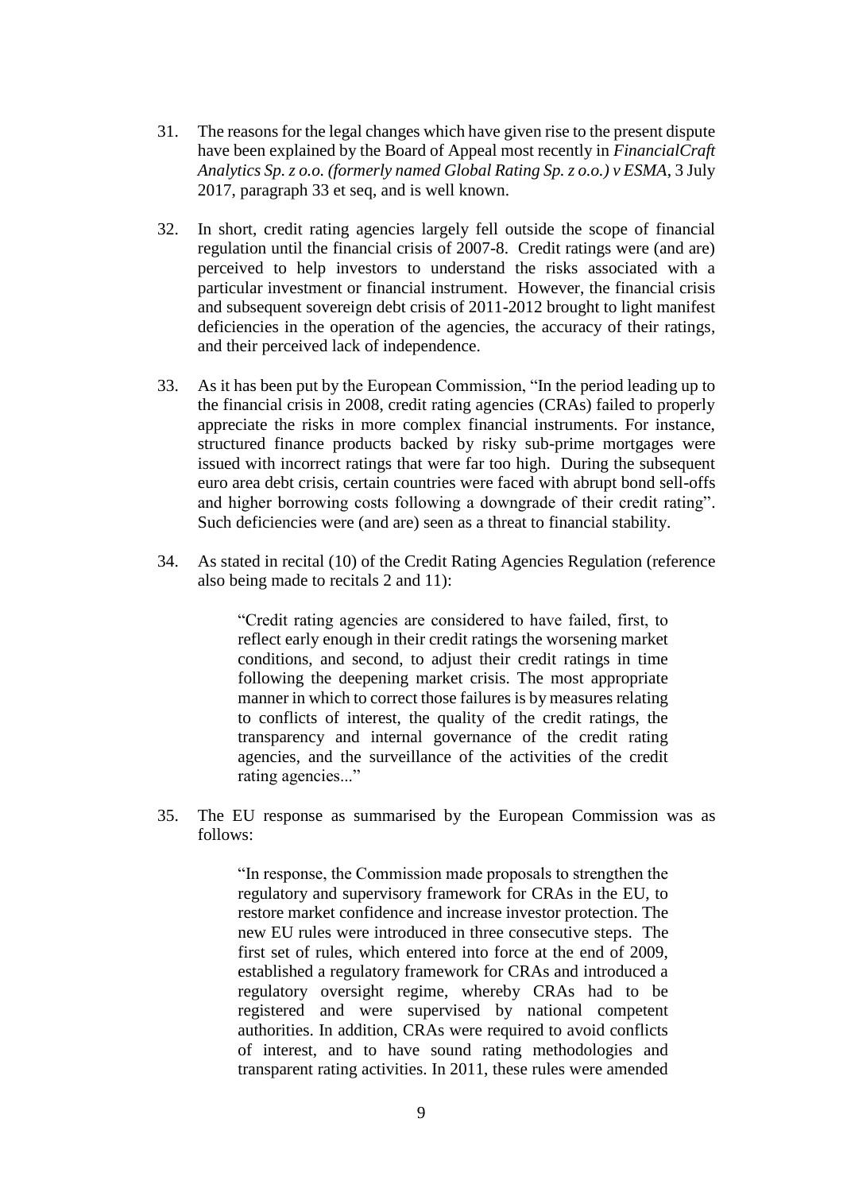31. The reasons for the legal changes which have given rise to the present dispute have been explained by the Board of Appeal most recently in *FinancialCraft Analytics Sp. z o.o. (formerly named Global Rating Sp. z o.o.) v ESMA*, 3 July 2017, paragraph 33 et seq, and is well known.

32. In short, credit rating agencies largely fell outside the scope of financial regulation until the financial crisis of 2007-8. Credit ratings were (and are) perceived to help investors to understand the risks associated with a particular investment or financial instrument. However, the financial crisis and subsequent sovereign debt crisis of 2011-2012 brought to light manifest deficiencies in the operation of the agencies, the accuracy of their ratings, and their perceived lack of independence.

33. As it has been put by the European Commission, "In the period leading up to the financial crisis in 2008, credit rating agencies (CRAs) failed to properly appreciate the risks in more complex financial instruments. For instance, structured finance products backed by risky sub-prime mortgages were issued with incorrect ratings that were far too high. During the subsequent euro area debt crisis, certain countries were faced with abrupt bond sell-offs and higher borrowing costs following a downgrade of their credit rating". Such deficiencies were (and are) seen as a threat to financial stability.

34. As stated in recital (10) of the Credit Rating Agencies Regulation (reference also being made to recitals 2 and 11):

> "Credit rating agencies are considered to have failed, first, to reflect early enough in their credit ratings the worsening market conditions, and second, to adjust their credit ratings in time following the deepening market crisis. The most appropriate manner in which to correct those failures is by measures relating to conflicts of interest, the quality of the credit ratings, the transparency and internal governance of the credit rating agencies, and the surveillance of the activities of the credit rating agencies..."

35. The EU response as summarised by the European Commission was as follows:

> "In response, the Commission made proposals to strengthen the regulatory and supervisory framework for CRAs in the EU, to restore market confidence and increase investor protection. The new EU rules were introduced in three consecutive steps. The first set of rules, which entered into force at the end of 2009, established a regulatory framework for CRAs and introduced a regulatory oversight regime, whereby CRAs had to be registered and were supervised by national competent authorities. In addition, CRAs were required to avoid conflicts of interest, and to have sound rating methodologies and transparent rating activities. In 2011, these rules were amended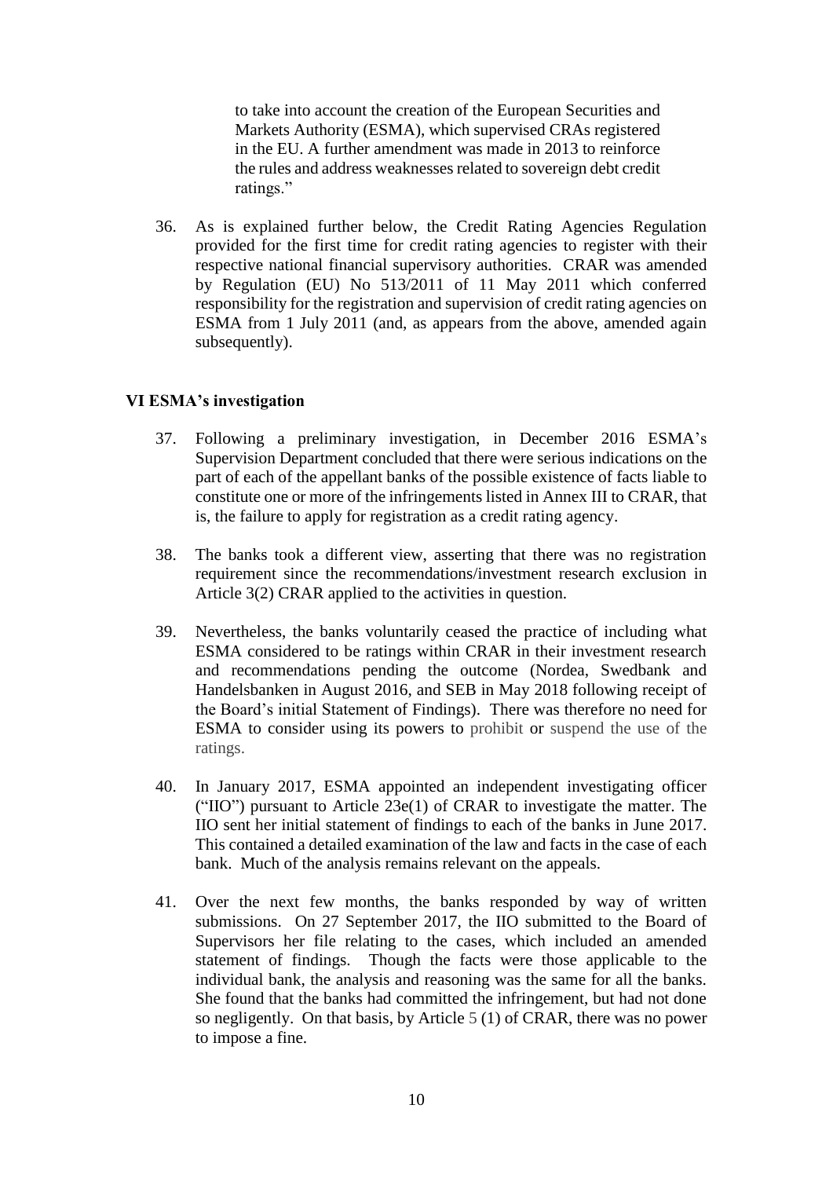> to take into account the creation of the European Securities and Markets Authority (ESMA), which supervised CRAs registered in the EU. A further amendment was made in 2013 to reinforce the rules and address weaknesses related to sovereign debt credit ratings."

36. As is explained further below, the Credit Rating Agencies Regulation provided for the first time for credit rating agencies to register with their respective national financial supervisory authorities. CRAR was amended by Regulation (EU) No 513/2011 of 11 May 2011 which conferred responsibility for the registration and supervision of credit rating agencies on ESMA from 1 July 2011 (and, as appears from the above, amended again subsequently).

**VI ESMA's investigation**

37. Following a preliminary investigation, in December 2016 ESMA's Supervision Department concluded that there were serious indications on the part of each of the appellant banks of the possible existence of facts liable to constitute one or more of the infringements listed in Annex III to CRAR, that is, the failure to apply for registration as a credit rating agency.

38. The banks took a different view, asserting that there was no registration requirement since the recommendations/investment research exclusion in Article 3(2) CRAR applied to the activities in question.

39. Nevertheless, the banks voluntarily ceased the practice of including what ESMA considered to be ratings within CRAR in their investment research and recommendations pending the outcome (Nordea, Swedbank and Handelsbanken in August 2016, and SEB in May 2018 following receipt of the Board's initial Statement of Findings). There was therefore no need for ESMA to consider using its powers to prohibit or suspend the use of the ratings.

40. In January 2017, ESMA appointed an independent investigating officer ("IIO") pursuant to Article 23e(1) of CRAR to investigate the matter. The IIO sent her initial statement of findings to each of the banks in June 2017. This contained a detailed examination of the law and facts in the case of each bank. Much of the analysis remains relevant on the appeals.

41. Over the next few months, the banks responded by way of written submissions. On 27 September 2017, the IIO submitted to the Board of Supervisors her file relating to the cases, which included an amended statement of findings. Though the facts were those applicable to the individual bank, the analysis and reasoning was the same for all the banks. She found that the banks had committed the infringement, but had not done so negligently. On that basis, by Article 5 (1) of CRAR, there was no power to impose a fine.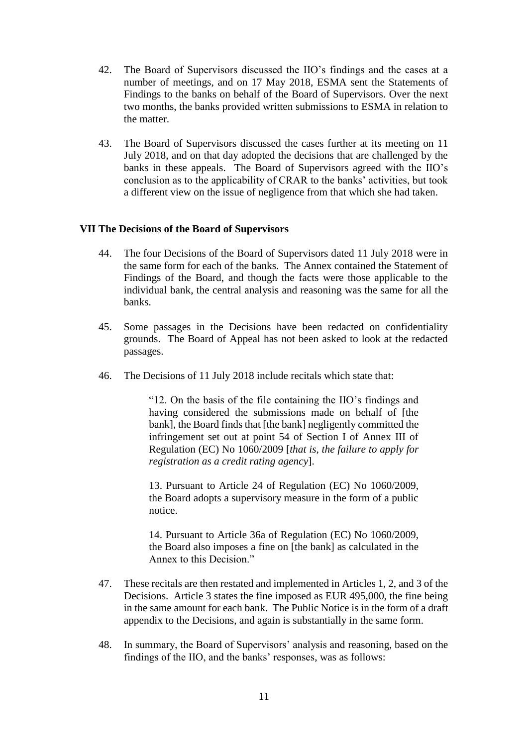42. The Board of Supervisors discussed the IIO's findings and the cases at a number of meetings, and on 17 May 2018, ESMA sent the Statements of Findings to the banks on behalf of the Board of Supervisors. Over the next two months, the banks provided written submissions to ESMA in relation to the matter.

43. The Board of Supervisors discussed the cases further at its meeting on 11 July 2018, and on that day adopted the decisions that are challenged by the banks in these appeals. The Board of Supervisors agreed with the IIO's conclusion as to the applicability of CRAR to the banks' activities, but took a different view on the issue of negligence from that which she had taken.

## VII The Decisions of the Board of Supervisors

44. The four Decisions of the Board of Supervisors dated 11 July 2018 were in the same form for each of the banks. The Annex contained the Statement of Findings of the Board, and though the facts were those applicable to the individual bank, the central analysis and reasoning was the same for all the banks.

45. Some passages in the Decisions have been redacted on confidentiality grounds. The Board of Appeal has not been asked to look at the redacted passages.

46. The Decisions of 11 July 2018 include recitals which state that:

> "12. On the basis of the file containing the IIO's findings and having considered the submissions made on behalf of [the bank], the Board finds that [the bank] negligently committed the infringement set out at point 54 of Section I of Annex III of Regulation (EC) No 1060/2009 [*that is, the failure to apply for registration as a credit rating agency*].
>
> 13. Pursuant to Article 24 of Regulation (EC) No 1060/2009, the Board adopts a supervisory measure in the form of a public notice.
>
> 14. Pursuant to Article 36a of Regulation (EC) No 1060/2009, the Board also imposes a fine on [the bank] as calculated in the Annex to this Decision."

47. These recitals are then restated and implemented in Articles 1, 2, and 3 of the Decisions. Article 3 states the fine imposed as EUR 495,000, the fine being in the same amount for each bank. The Public Notice is in the form of a draft appendix to the Decisions, and again is substantially in the same form.

48. In summary, the Board of Supervisors' analysis and reasoning, based on the findings of the IIO, and the banks' responses, was as follows: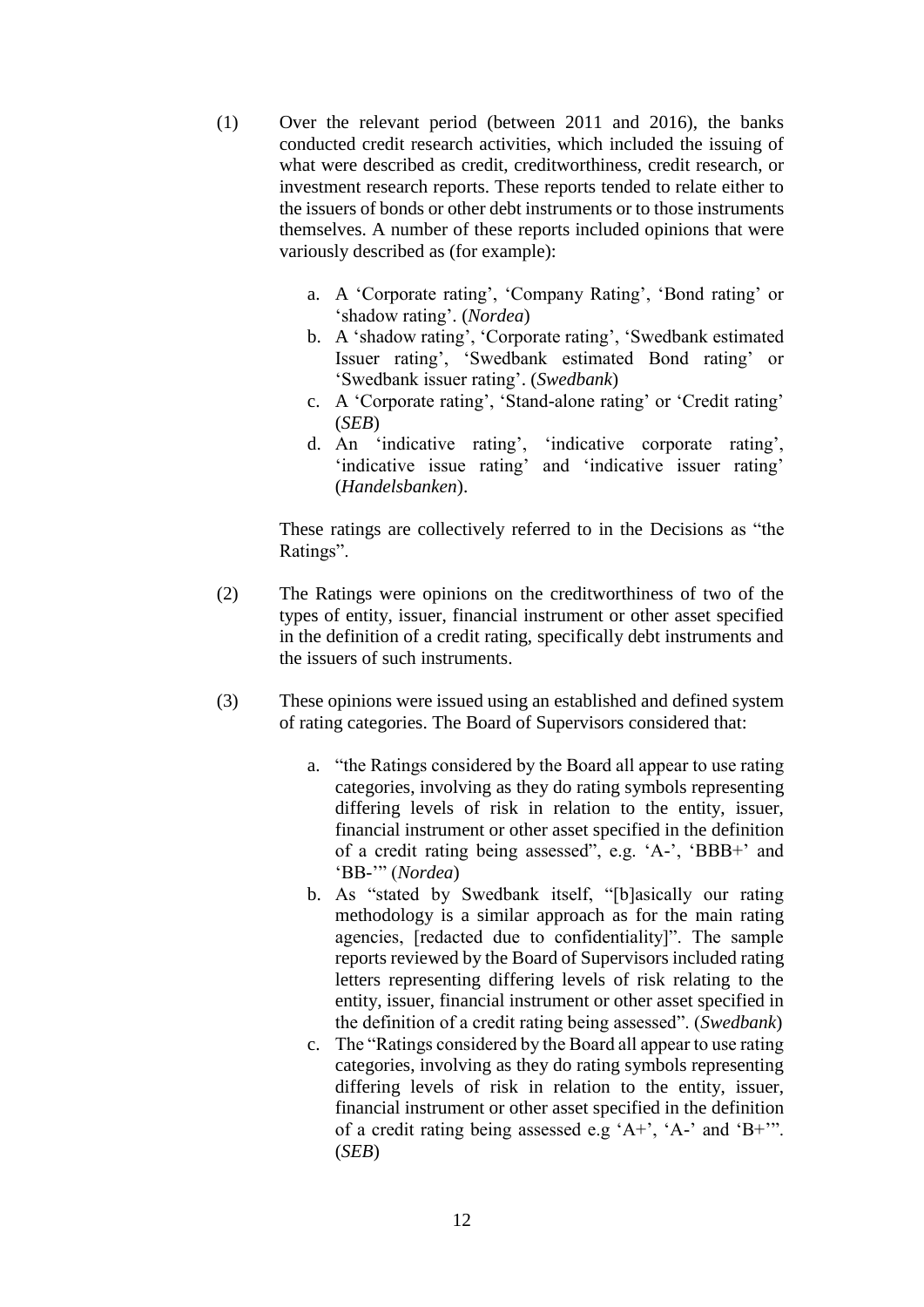(1) Over the relevant period (between 2011 and 2016), the banks conducted credit research activities, which included the issuing of what were described as credit, creditworthiness, credit research, or investment research reports. These reports tended to relate either to the issuers of bonds or other debt instruments or to those instruments themselves. A number of these reports included opinions that were variously described as (for example):

   a. A 'Corporate rating', 'Company Rating', 'Bond rating' or 'shadow rating'. (*Nordea*)
   b. A 'shadow rating', 'Corporate rating', 'Swedbank estimated Issuer rating', 'Swedbank estimated Bond rating' or 'Swedbank issuer rating'. (*Swedbank*)
   c. A 'Corporate rating', 'Stand-alone rating' or 'Credit rating' (*SEB*)
   d. An 'indicative rating', 'indicative corporate rating', 'indicative issue rating' and 'indicative issuer rating' (*Handelsbanken*).

   These ratings are collectively referred to in the Decisions as "the Ratings".

(2) The Ratings were opinions on the creditworthiness of two of the types of entity, issuer, financial instrument or other asset specified in the definition of a credit rating, specifically debt instruments and the issuers of such instruments.

(3) These opinions were issued using an established and defined system of rating categories. The Board of Supervisors considered that:

   a. "the Ratings considered by the Board all appear to use rating categories, involving as they do rating symbols representing differing levels of risk in relation to the entity, issuer, financial instrument or other asset specified in the definition of a credit rating being assessed", e.g. 'A-', 'BBB+' and 'BB-'" (*Nordea*)
   b. As "stated by Swedbank itself, "[b]asically our rating methodology is a similar approach as for the main rating agencies, [redacted due to confidentiality]". The sample reports reviewed by the Board of Supervisors included rating letters representing differing levels of risk relating to the entity, issuer, financial instrument or other asset specified in the definition of a credit rating being assessed". (*Swedbank*)
   c. The "Ratings considered by the Board all appear to use rating categories, involving as they do rating symbols representing differing levels of risk in relation to the entity, issuer, financial instrument or other asset specified in the definition of a credit rating being assessed e.g 'A+', 'A-' and 'B+'". (*SEB*)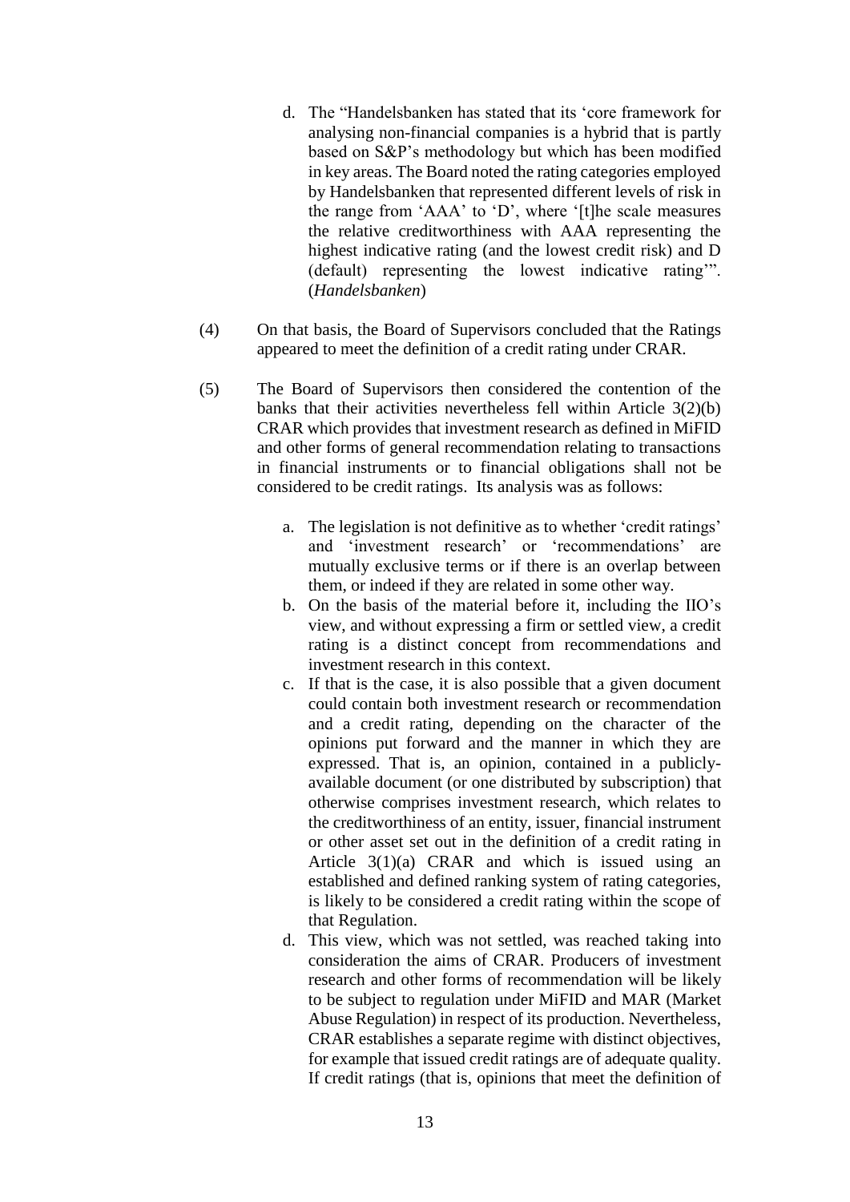d. The "Handelsbanken has stated that its 'core framework for analysing non-financial companies is a hybrid that is partly based on S&P's methodology but which has been modified in key areas. The Board noted the rating categories employed by Handelsbanken that represented different levels of risk in the range from 'AAA' to 'D', where '[t]he scale measures the relative creditworthiness with AAA representing the highest indicative rating (and the lowest credit risk) and D (default) representing the lowest indicative rating'". (*Handelsbanken*)

(4) On that basis, the Board of Supervisors concluded that the Ratings appeared to meet the definition of a credit rating under CRAR.

(5) The Board of Supervisors then considered the contention of the banks that their activities nevertheless fell within Article 3(2)(b) CRAR which provides that investment research as defined in MiFID and other forms of general recommendation relating to transactions in financial instruments or to financial obligations shall not be considered to be credit ratings. Its analysis was as follows:

a. The legislation is not definitive as to whether 'credit ratings' and 'investment research' or 'recommendations' are mutually exclusive terms or if there is an overlap between them, or indeed if they are related in some other way.

b. On the basis of the material before it, including the IIO's view, and without expressing a firm or settled view, a credit rating is a distinct concept from recommendations and investment research in this context.

c. If that is the case, it is also possible that a given document could contain both investment research or recommendation and a credit rating, depending on the character of the opinions put forward and the manner in which they are expressed. That is, an opinion, contained in a publicly-available document (or one distributed by subscription) that otherwise comprises investment research, which relates to the creditworthiness of an entity, issuer, financial instrument or other asset set out in the definition of a credit rating in Article 3(1)(a) CRAR and which is issued using an established and defined ranking system of rating categories, is likely to be considered a credit rating within the scope of that Regulation.

d. This view, which was not settled, was reached taking into consideration the aims of CRAR. Producers of investment research and other forms of recommendation will be likely to be subject to regulation under MiFID and MAR (Market Abuse Regulation) in respect of its production. Nevertheless, CRAR establishes a separate regime with distinct objectives, for example that issued credit ratings are of adequate quality. If credit ratings (that is, opinions that meet the definition of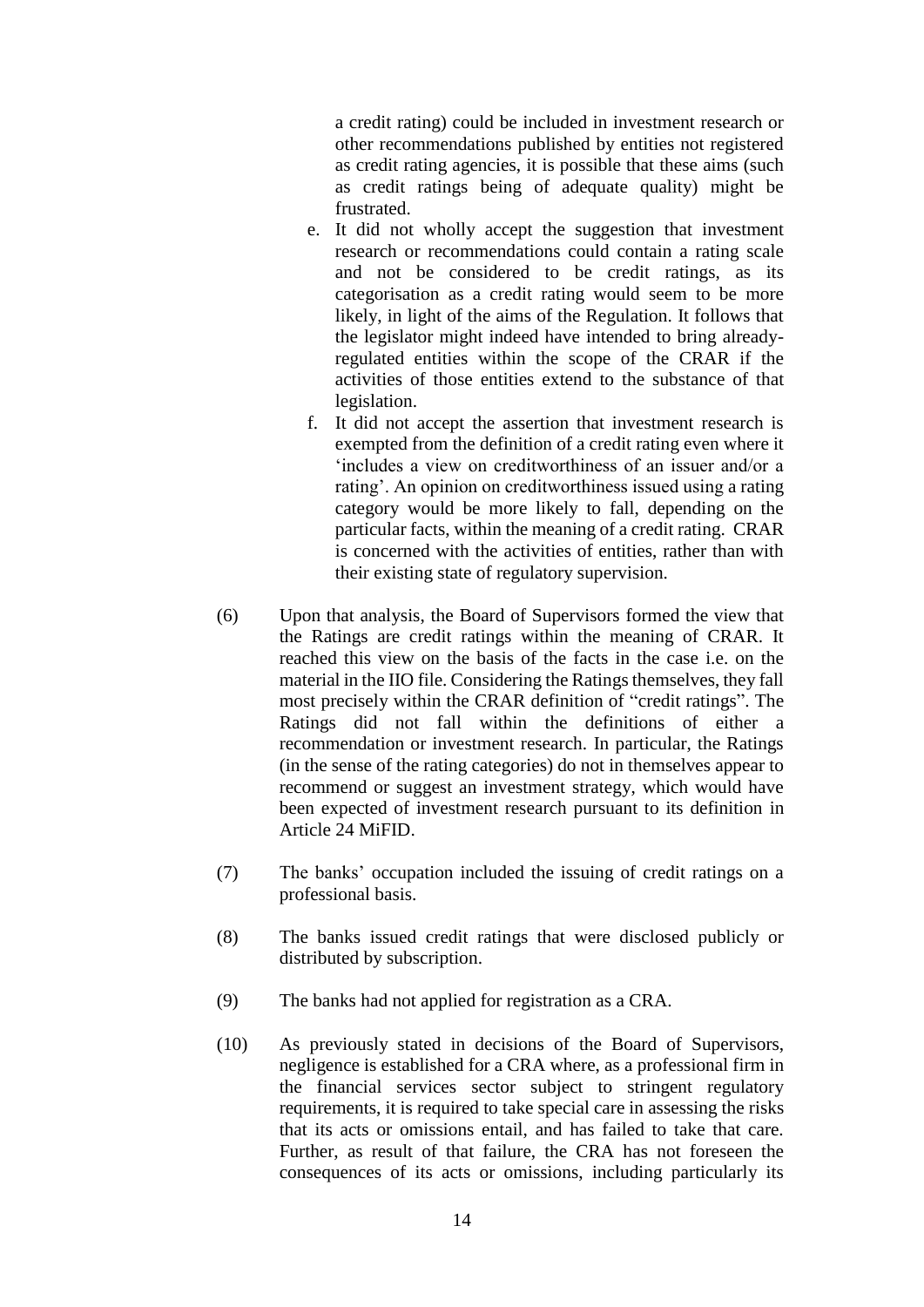a credit rating) could be included in investment research or other recommendations published by entities not registered as credit rating agencies, it is possible that these aims (such as credit ratings being of adequate quality) might be frustrated.

e. It did not wholly accept the suggestion that investment research or recommendations could contain a rating scale and not be considered to be credit ratings, as its categorisation as a credit rating would seem to be more likely, in light of the aims of the Regulation. It follows that the legislator might indeed have intended to bring already-regulated entities within the scope of the CRAR if the activities of those entities extend to the substance of that legislation.

f. It did not accept the assertion that investment research is exempted from the definition of a credit rating even where it 'includes a view on creditworthiness of an issuer and/or a rating'. An opinion on creditworthiness issued using a rating category would be more likely to fall, depending on the particular facts, within the meaning of a credit rating. CRAR is concerned with the activities of entities, rather than with their existing state of regulatory supervision.

(6) Upon that analysis, the Board of Supervisors formed the view that the Ratings are credit ratings within the meaning of CRAR. It reached this view on the basis of the facts in the case i.e. on the material in the IIO file. Considering the Ratings themselves, they fall most precisely within the CRAR definition of "credit ratings". The Ratings did not fall within the definitions of either a recommendation or investment research. In particular, the Ratings (in the sense of the rating categories) do not in themselves appear to recommend or suggest an investment strategy, which would have been expected of investment research pursuant to its definition in Article 24 MiFID.

(7) The banks' occupation included the issuing of credit ratings on a professional basis.

(8) The banks issued credit ratings that were disclosed publicly or distributed by subscription.

(9) The banks had not applied for registration as a CRA.

(10) As previously stated in decisions of the Board of Supervisors, negligence is established for a CRA where, as a professional firm in the financial services sector subject to stringent regulatory requirements, it is required to take special care in assessing the risks that its acts or omissions entail, and has failed to take that care. Further, as result of that failure, the CRA has not foreseen the consequences of its acts or omissions, including particularly its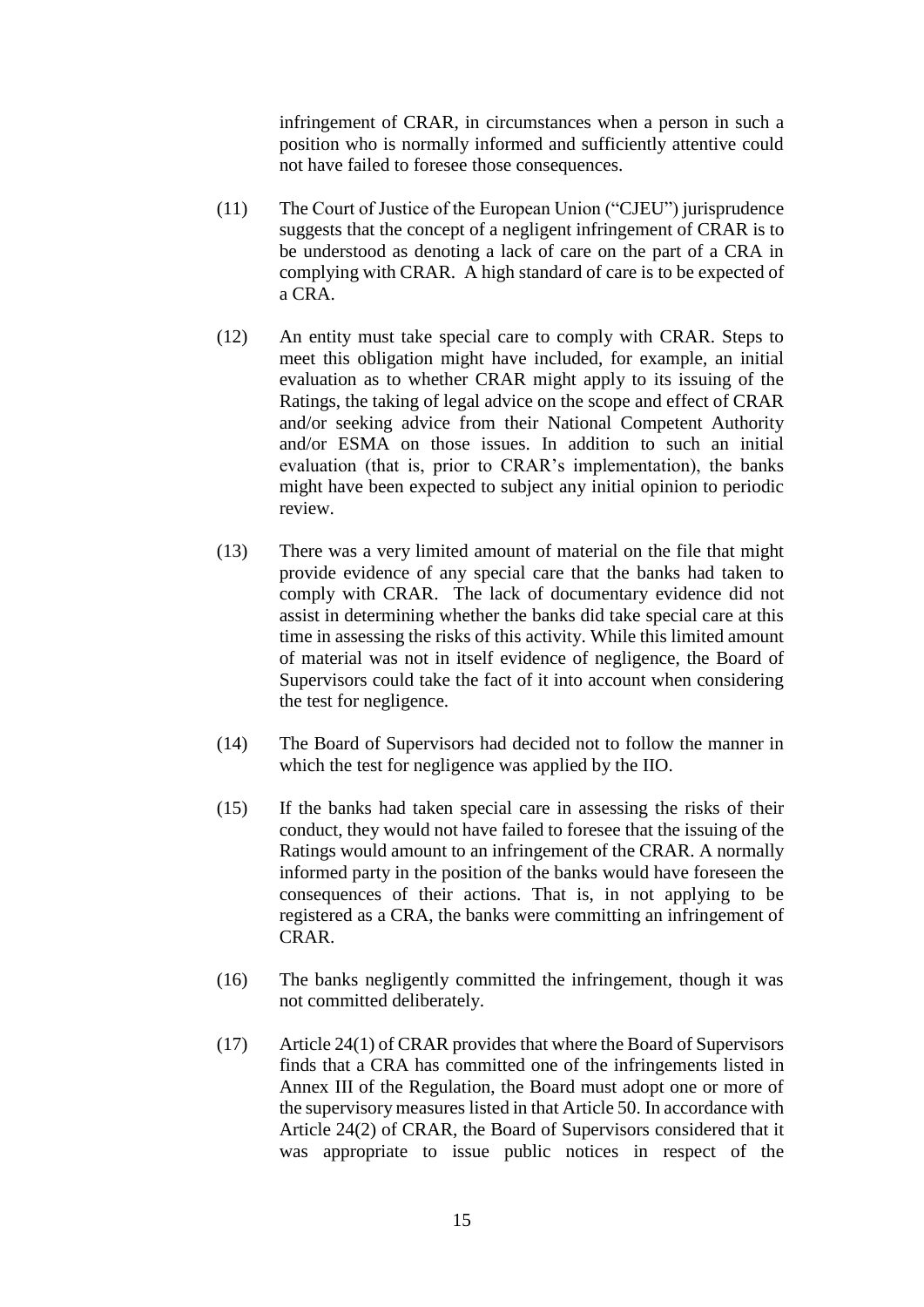infringement of CRAR, in circumstances when a person in such a position who is normally informed and sufficiently attentive could not have failed to foresee those consequences.

(11) The Court of Justice of the European Union ("CJEU") jurisprudence suggests that the concept of a negligent infringement of CRAR is to be understood as denoting a lack of care on the part of a CRA in complying with CRAR. A high standard of care is to be expected of a CRA.

(12) An entity must take special care to comply with CRAR. Steps to meet this obligation might have included, for example, an initial evaluation as to whether CRAR might apply to its issuing of the Ratings, the taking of legal advice on the scope and effect of CRAR and/or seeking advice from their National Competent Authority and/or ESMA on those issues. In addition to such an initial evaluation (that is, prior to CRAR's implementation), the banks might have been expected to subject any initial opinion to periodic review.

(13) There was a very limited amount of material on the file that might provide evidence of any special care that the banks had taken to comply with CRAR. The lack of documentary evidence did not assist in determining whether the banks did take special care at this time in assessing the risks of this activity. While this limited amount of material was not in itself evidence of negligence, the Board of Supervisors could take the fact of it into account when considering the test for negligence.

(14) The Board of Supervisors had decided not to follow the manner in which the test for negligence was applied by the IIO.

(15) If the banks had taken special care in assessing the risks of their conduct, they would not have failed to foresee that the issuing of the Ratings would amount to an infringement of the CRAR. A normally informed party in the position of the banks would have foreseen the consequences of their actions. That is, in not applying to be registered as a CRA, the banks were committing an infringement of CRAR.

(16) The banks negligently committed the infringement, though it was not committed deliberately.

(17) Article 24(1) of CRAR provides that where the Board of Supervisors finds that a CRA has committed one of the infringements listed in Annex III of the Regulation, the Board must adopt one or more of the supervisory measures listed in that Article 50. In accordance with Article 24(2) of CRAR, the Board of Supervisors considered that it was appropriate to issue public notices in respect of the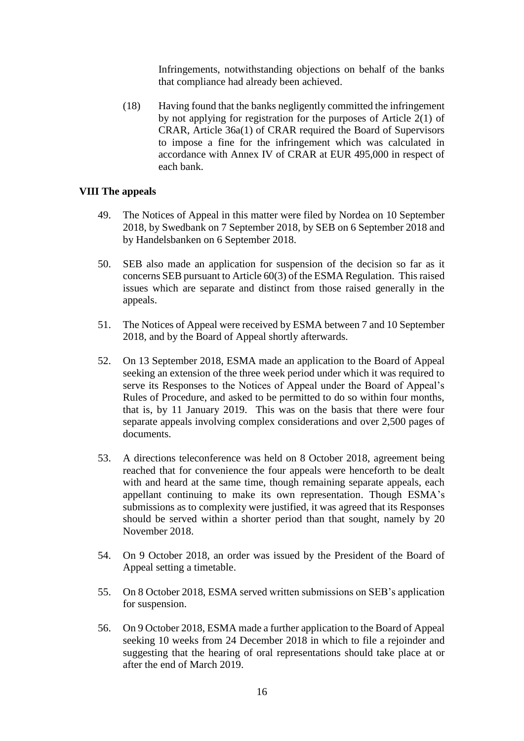Infringements, notwithstanding objections on behalf of the banks that compliance had already been achieved.

(18) Having found that the banks negligently committed the infringement by not applying for registration for the purposes of Article 2(1) of CRAR, Article 36a(1) of CRAR required the Board of Supervisors to impose a fine for the infringement which was calculated in accordance with Annex IV of CRAR at EUR 495,000 in respect of each bank.

## VIII The appeals

49. The Notices of Appeal in this matter were filed by Nordea on 10 September 2018, by Swedbank on 7 September 2018, by SEB on 6 September 2018 and by Handelsbanken on 6 September 2018.

50. SEB also made an application for suspension of the decision so far as it concerns SEB pursuant to Article 60(3) of the ESMA Regulation. This raised issues which are separate and distinct from those raised generally in the appeals.

51. The Notices of Appeal were received by ESMA between 7 and 10 September 2018, and by the Board of Appeal shortly afterwards.

52. On 13 September 2018, ESMA made an application to the Board of Appeal seeking an extension of the three week period under which it was required to serve its Responses to the Notices of Appeal under the Board of Appeal's Rules of Procedure, and asked to be permitted to do so within four months, that is, by 11 January 2019. This was on the basis that there were four separate appeals involving complex considerations and over 2,500 pages of documents.

53. A directions teleconference was held on 8 October 2018, agreement being reached that for convenience the four appeals were henceforth to be dealt with and heard at the same time, though remaining separate appeals, each appellant continuing to make its own representation. Though ESMA's submissions as to complexity were justified, it was agreed that its Responses should be served within a shorter period than that sought, namely by 20 November 2018.

54. On 9 October 2018, an order was issued by the President of the Board of Appeal setting a timetable.

55. On 8 October 2018, ESMA served written submissions on SEB's application for suspension.

56. On 9 October 2018, ESMA made a further application to the Board of Appeal seeking 10 weeks from 24 December 2018 in which to file a rejoinder and suggesting that the hearing of oral representations should take place at or after the end of March 2019.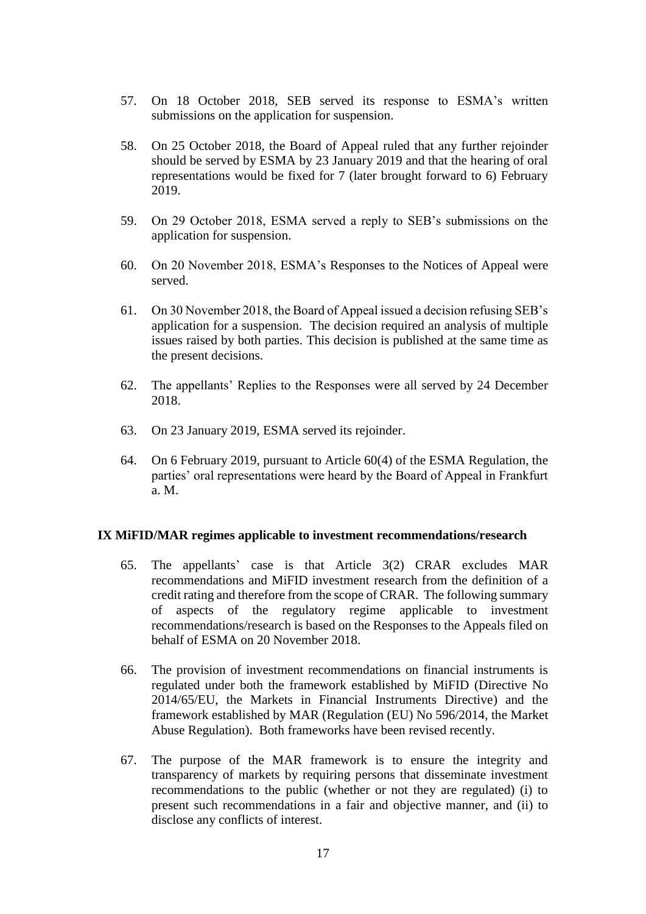57. On 18 October 2018, SEB served its response to ESMA's written submissions on the application for suspension.

58. On 25 October 2018, the Board of Appeal ruled that any further rejoinder should be served by ESMA by 23 January 2019 and that the hearing of oral representations would be fixed for 7 (later brought forward to 6) February 2019.

59. On 29 October 2018, ESMA served a reply to SEB's submissions on the application for suspension.

60. On 20 November 2018, ESMA's Responses to the Notices of Appeal were served.

61. On 30 November 2018, the Board of Appeal issued a decision refusing SEB's application for a suspension. The decision required an analysis of multiple issues raised by both parties. This decision is published at the same time as the present decisions.

62. The appellants' Replies to the Responses were all served by 24 December 2018.

63. On 23 January 2019, ESMA served its rejoinder.

64. On 6 February 2019, pursuant to Article 60(4) of the ESMA Regulation, the parties' oral representations were heard by the Board of Appeal in Frankfurt a. M.

## IX MiFID/MAR regimes applicable to investment recommendations/research

65. The appellants' case is that Article 3(2) CRAR excludes MAR recommendations and MiFID investment research from the definition of a credit rating and therefore from the scope of CRAR. The following summary of aspects of the regulatory regime applicable to investment recommendations/research is based on the Responses to the Appeals filed on behalf of ESMA on 20 November 2018.

66. The provision of investment recommendations on financial instruments is regulated under both the framework established by MiFID (Directive No 2014/65/EU, the Markets in Financial Instruments Directive) and the framework established by MAR (Regulation (EU) No 596/2014, the Market Abuse Regulation). Both frameworks have been revised recently.

67. The purpose of the MAR framework is to ensure the integrity and transparency of markets by requiring persons that disseminate investment recommendations to the public (whether or not they are regulated) (i) to present such recommendations in a fair and objective manner, and (ii) to disclose any conflicts of interest.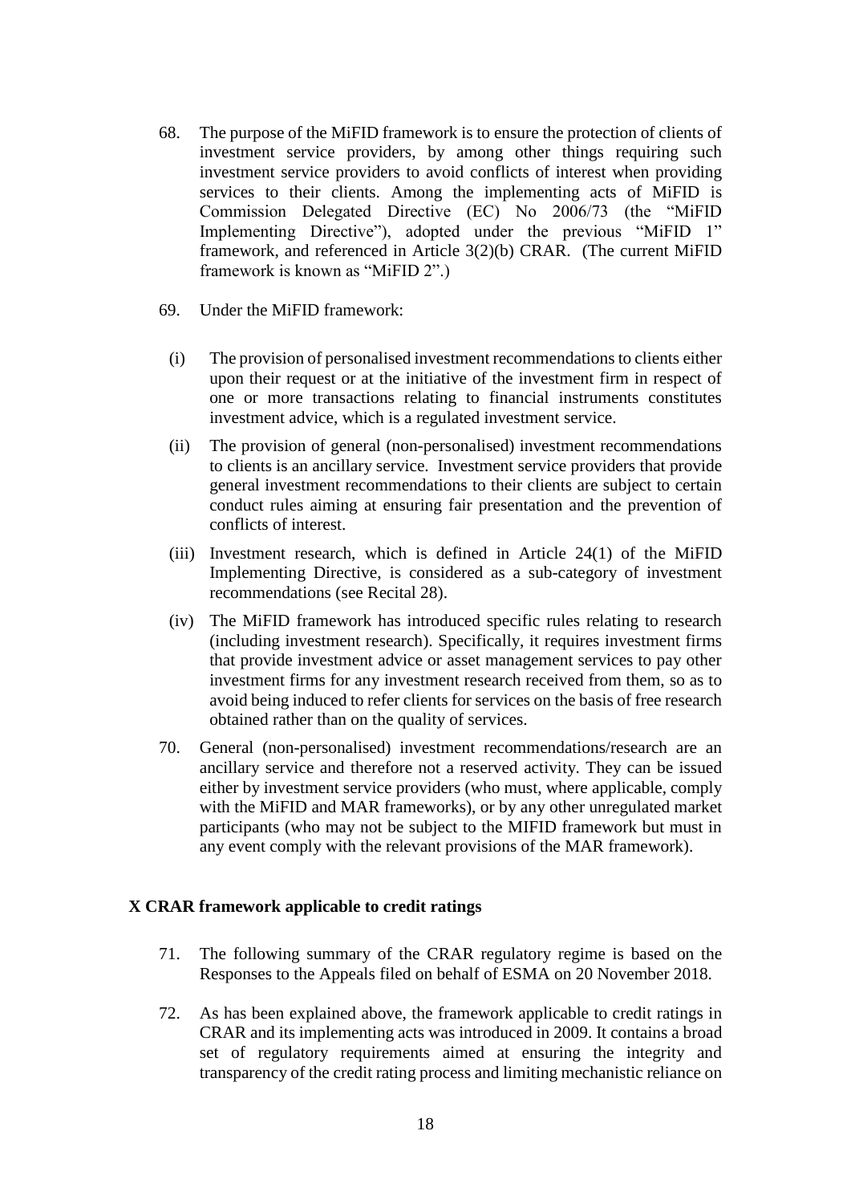68. The purpose of the MiFID framework is to ensure the protection of clients of investment service providers, by among other things requiring such investment service providers to avoid conflicts of interest when providing services to their clients. Among the implementing acts of MiFID is Commission Delegated Directive (EC) No 2006/73 (the "MiFID Implementing Directive"), adopted under the previous "MiFID 1" framework, and referenced in Article 3(2)(b) CRAR. (The current MiFID framework is known as "MiFID 2".)

69. Under the MiFID framework:

   (i) The provision of personalised investment recommendations to clients either upon their request or at the initiative of the investment firm in respect of one or more transactions relating to financial instruments constitutes investment advice, which is a regulated investment service.

   (ii) The provision of general (non-personalised) investment recommendations to clients is an ancillary service. Investment service providers that provide general investment recommendations to their clients are subject to certain conduct rules aiming at ensuring fair presentation and the prevention of conflicts of interest.

   (iii) Investment research, which is defined in Article 24(1) of the MiFID Implementing Directive, is considered as a sub-category of investment recommendations (see Recital 28).

   (iv) The MiFID framework has introduced specific rules relating to research (including investment research). Specifically, it requires investment firms that provide investment advice or asset management services to pay other investment firms for any investment research received from them, so as to avoid being induced to refer clients for services on the basis of free research obtained rather than on the quality of services.

70. General (non-personalised) investment recommendations/research are an ancillary service and therefore not a reserved activity. They can be issued either by investment service providers (who must, where applicable, comply with the MiFID and MAR frameworks), or by any other unregulated market participants (who may not be subject to the MIFID framework but must in any event comply with the relevant provisions of the MAR framework).

## X CRAR framework applicable to credit ratings

71. The following summary of the CRAR regulatory regime is based on the Responses to the Appeals filed on behalf of ESMA on 20 November 2018.

72. As has been explained above, the framework applicable to credit ratings in CRAR and its implementing acts was introduced in 2009. It contains a broad set of regulatory requirements aimed at ensuring the integrity and transparency of the credit rating process and limiting mechanistic reliance on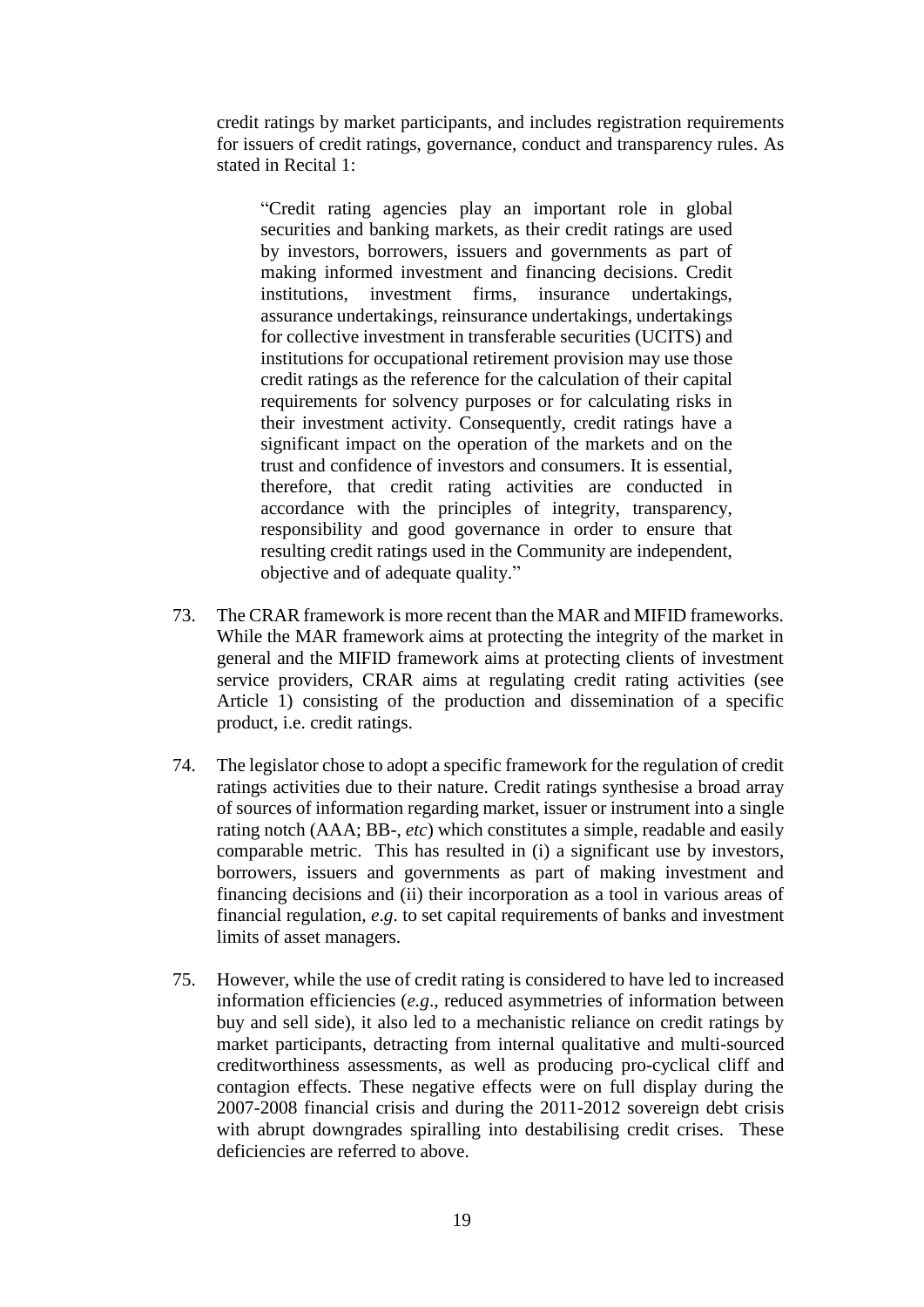credit ratings by market participants, and includes registration requirements for issuers of credit ratings, governance, conduct and transparency rules. As stated in Recital 1:

> "Credit rating agencies play an important role in global securities and banking markets, as their credit ratings are used by investors, borrowers, issuers and governments as part of making informed investment and financing decisions. Credit institutions, investment firms, insurance undertakings, assurance undertakings, reinsurance undertakings, undertakings for collective investment in transferable securities (UCITS) and institutions for occupational retirement provision may use those credit ratings as the reference for the calculation of their capital requirements for solvency purposes or for calculating risks in their investment activity. Consequently, credit ratings have a significant impact on the operation of the markets and on the trust and confidence of investors and consumers. It is essential, therefore, that credit rating activities are conducted in accordance with the principles of integrity, transparency, responsibility and good governance in order to ensure that resulting credit ratings used in the Community are independent, objective and of adequate quality."

73. The CRAR framework is more recent than the MAR and MIFID frameworks. While the MAR framework aims at protecting the integrity of the market in general and the MIFID framework aims at protecting clients of investment service providers, CRAR aims at regulating credit rating activities (see Article 1) consisting of the production and dissemination of a specific product, i.e. credit ratings.

74. The legislator chose to adopt a specific framework for the regulation of credit ratings activities due to their nature. Credit ratings synthesise a broad array of sources of information regarding market, issuer or instrument into a single rating notch (AAA; BB-, *etc*) which constitutes a simple, readable and easily comparable metric. This has resulted in (i) a significant use by investors, borrowers, issuers and governments as part of making investment and financing decisions and (ii) their incorporation as a tool in various areas of financial regulation, *e.g*. to set capital requirements of banks and investment limits of asset managers.

75. However, while the use of credit rating is considered to have led to increased information efficiencies (*e.g*., reduced asymmetries of information between buy and sell side), it also led to a mechanistic reliance on credit ratings by market participants, detracting from internal qualitative and multi-sourced creditworthiness assessments, as well as producing pro-cyclical cliff and contagion effects. These negative effects were on full display during the 2007-2008 financial crisis and during the 2011-2012 sovereign debt crisis with abrupt downgrades spiralling into destabilising credit crises. These deficiencies are referred to above.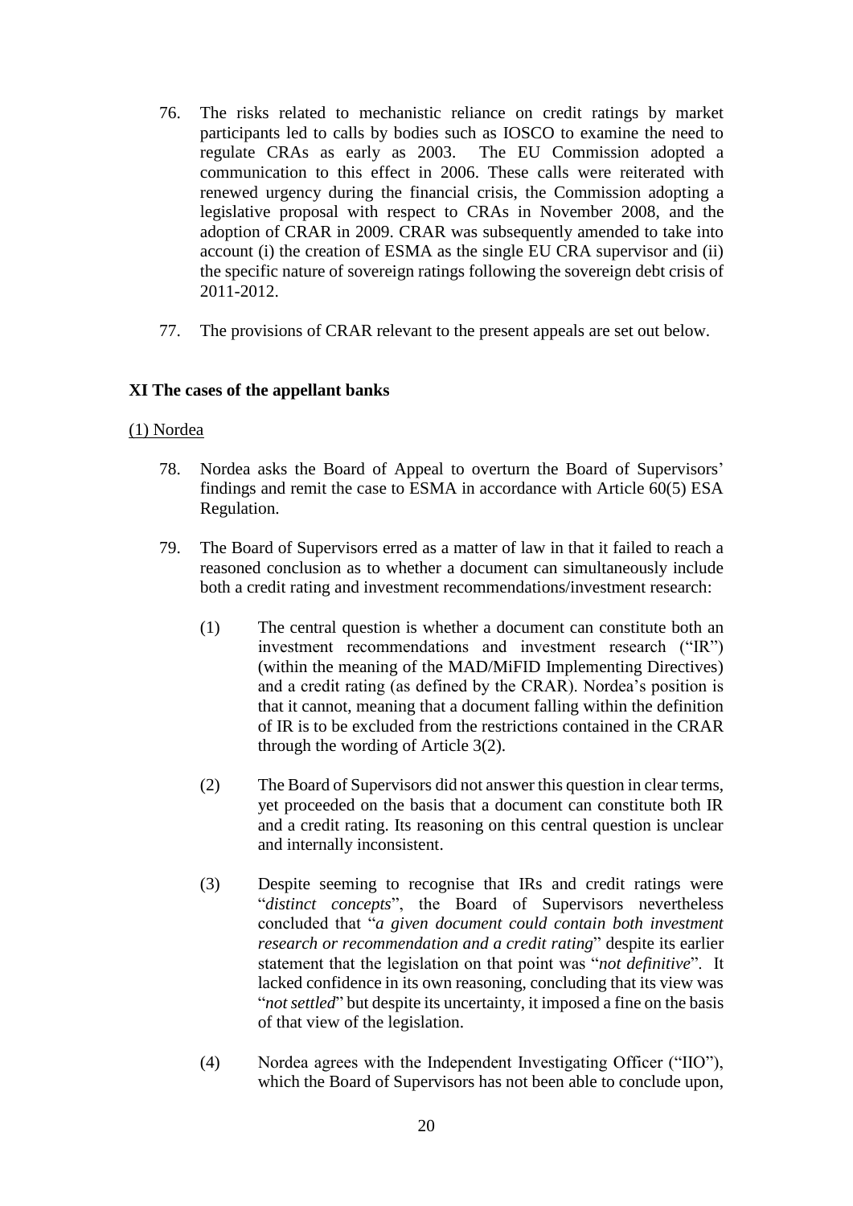76. The risks related to mechanistic reliance on credit ratings by market participants led to calls by bodies such as IOSCO to examine the need to regulate CRAs as early as 2003. The EU Commission adopted a communication to this effect in 2006. These calls were reiterated with renewed urgency during the financial crisis, the Commission adopting a legislative proposal with respect to CRAs in November 2008, and the adoption of CRAR in 2009. CRAR was subsequently amended to take into account (i) the creation of ESMA as the single EU CRA supervisor and (ii) the specific nature of sovereign ratings following the sovereign debt crisis of 2011-2012.

77. The provisions of CRAR relevant to the present appeals are set out below.

## XI The cases of the appellant banks

### (1) Nordea

78. Nordea asks the Board of Appeal to overturn the Board of Supervisors' findings and remit the case to ESMA in accordance with Article 60(5) ESA Regulation.

79. The Board of Supervisors erred as a matter of law in that it failed to reach a reasoned conclusion as to whether a document can simultaneously include both a credit rating and investment recommendations/investment research:

    (1) The central question is whether a document can constitute both an investment recommendations and investment research ("IR") (within the meaning of the MAD/MiFID Implementing Directives) and a credit rating (as defined by the CRAR). Nordea's position is that it cannot, meaning that a document falling within the definition of IR is to be excluded from the restrictions contained in the CRAR through the wording of Article 3(2).

    (2) The Board of Supervisors did not answer this question in clear terms, yet proceeded on the basis that a document can constitute both IR and a credit rating. Its reasoning on this central question is unclear and internally inconsistent.

    (3) Despite seeming to recognise that IRs and credit ratings were "*distinct concepts*", the Board of Supervisors nevertheless concluded that "*a given document could contain both investment research or recommendation and a credit rating*" despite its earlier statement that the legislation on that point was "*not definitive*". It lacked confidence in its own reasoning, concluding that its view was "*not settled*" but despite its uncertainty, it imposed a fine on the basis of that view of the legislation.

    (4) Nordea agrees with the Independent Investigating Officer ("IIO"), which the Board of Supervisors has not been able to conclude upon,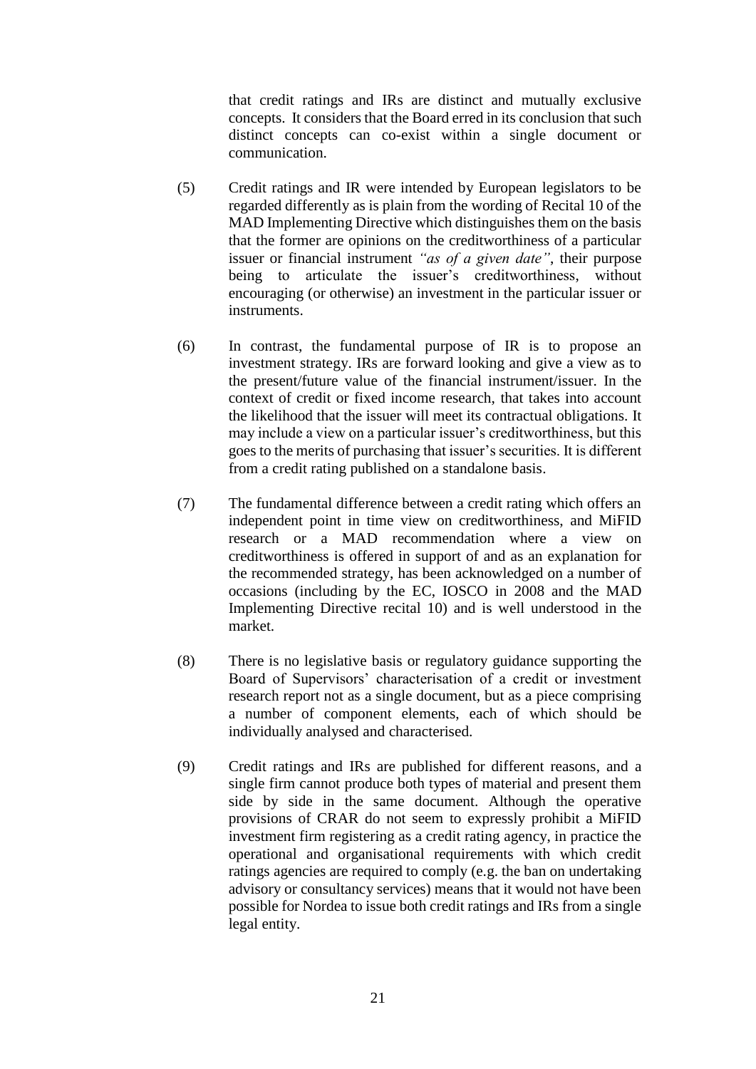that credit ratings and IRs are distinct and mutually exclusive concepts. It considers that the Board erred in its conclusion that such distinct concepts can co-exist within a single document or communication.

(5) Credit ratings and IR were intended by European legislators to be regarded differently as is plain from the wording of Recital 10 of the MAD Implementing Directive which distinguishes them on the basis that the former are opinions on the creditworthiness of a particular issuer or financial instrument *"as of a given date"*, their purpose being to articulate the issuer's creditworthiness, without encouraging (or otherwise) an investment in the particular issuer or instruments.

(6) In contrast, the fundamental purpose of IR is to propose an investment strategy. IRs are forward looking and give a view as to the present/future value of the financial instrument/issuer. In the context of credit or fixed income research, that takes into account the likelihood that the issuer will meet its contractual obligations. It may include a view on a particular issuer's creditworthiness, but this goes to the merits of purchasing that issuer's securities. It is different from a credit rating published on a standalone basis.

(7) The fundamental difference between a credit rating which offers an independent point in time view on creditworthiness, and MiFID research or a MAD recommendation where a view on creditworthiness is offered in support of and as an explanation for the recommended strategy, has been acknowledged on a number of occasions (including by the EC, IOSCO in 2008 and the MAD Implementing Directive recital 10) and is well understood in the market.

(8) There is no legislative basis or regulatory guidance supporting the Board of Supervisors' characterisation of a credit or investment research report not as a single document, but as a piece comprising a number of component elements, each of which should be individually analysed and characterised.

(9) Credit ratings and IRs are published for different reasons, and a single firm cannot produce both types of material and present them side by side in the same document. Although the operative provisions of CRAR do not seem to expressly prohibit a MiFID investment firm registering as a credit rating agency, in practice the operational and organisational requirements with which credit ratings agencies are required to comply (e.g. the ban on undertaking advisory or consultancy services) means that it would not have been possible for Nordea to issue both credit ratings and IRs from a single legal entity.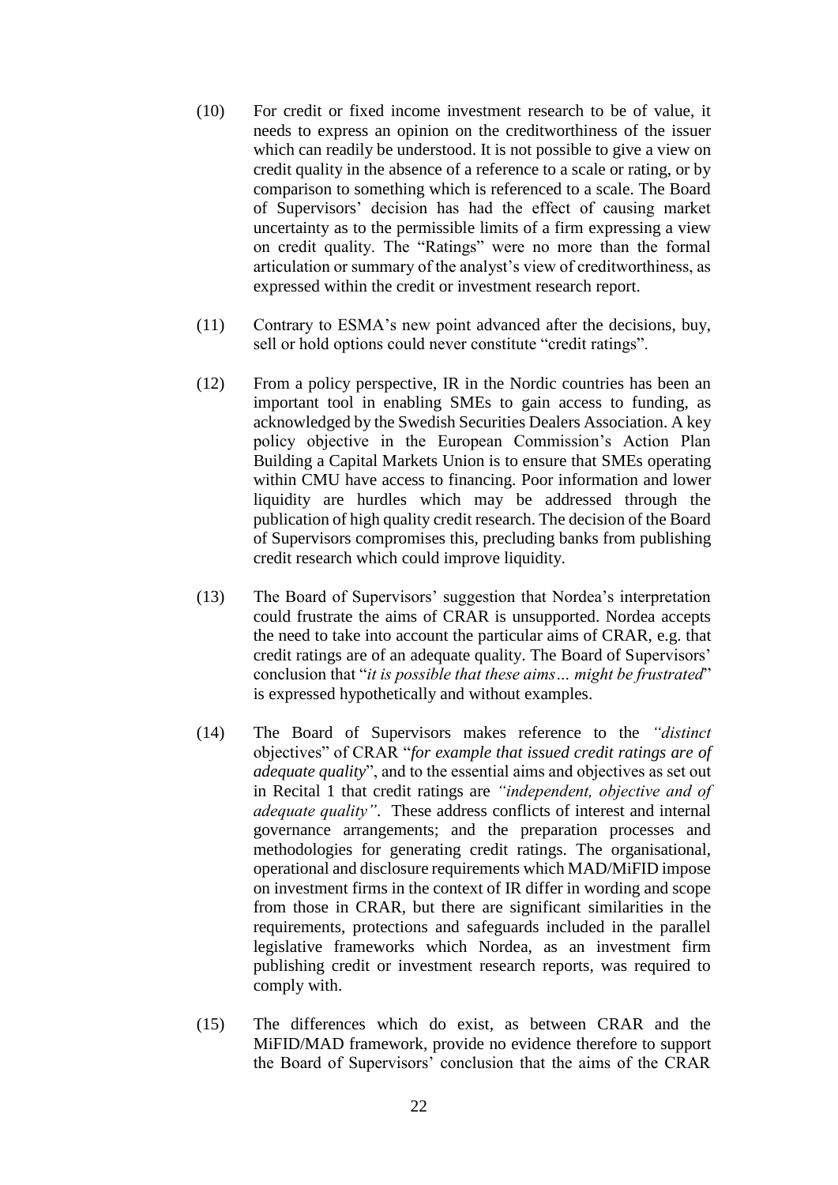(10) For credit or fixed income investment research to be of value, it needs to express an opinion on the creditworthiness of the issuer which can readily be understood. It is not possible to give a view on credit quality in the absence of a reference to a scale or rating, or by comparison to something which is referenced to a scale. The Board of Supervisors' decision has had the effect of causing market uncertainty as to the permissible limits of a firm expressing a view on credit quality. The "Ratings" were no more than the formal articulation or summary of the analyst's view of creditworthiness, as expressed within the credit or investment research report.

(11) Contrary to ESMA's new point advanced after the decisions, buy, sell or hold options could never constitute "credit ratings".

(12) From a policy perspective, IR in the Nordic countries has been an important tool in enabling SMEs to gain access to funding, as acknowledged by the Swedish Securities Dealers Association. A key policy objective in the European Commission's Action Plan Building a Capital Markets Union is to ensure that SMEs operating within CMU have access to financing. Poor information and lower liquidity are hurdles which may be addressed through the publication of high quality credit research. The decision of the Board of Supervisors compromises this, precluding banks from publishing credit research which could improve liquidity.

(13) The Board of Supervisors' suggestion that Nordea's interpretation could frustrate the aims of CRAR is unsupported. Nordea accepts the need to take into account the particular aims of CRAR, e.g. that credit ratings are of an adequate quality. The Board of Supervisors' conclusion that "*it is possible that these aims… might be frustrated*" is expressed hypothetically and without examples.

(14) The Board of Supervisors makes reference to the *"distinct* objectives" of CRAR "*for example that issued credit ratings are of adequate quality*", and to the essential aims and objectives as set out in Recital 1 that credit ratings are *"independent, objective and of adequate quality"*. These address conflicts of interest and internal governance arrangements; and the preparation processes and methodologies for generating credit ratings. The organisational, operational and disclosure requirements which MAD/MiFID impose on investment firms in the context of IR differ in wording and scope from those in CRAR, but there are significant similarities in the requirements, protections and safeguards included in the parallel legislative frameworks which Nordea, as an investment firm publishing credit or investment research reports, was required to comply with.

(15) The differences which do exist, as between CRAR and the MiFID/MAD framework, provide no evidence therefore to support the Board of Supervisors' conclusion that the aims of the CRAR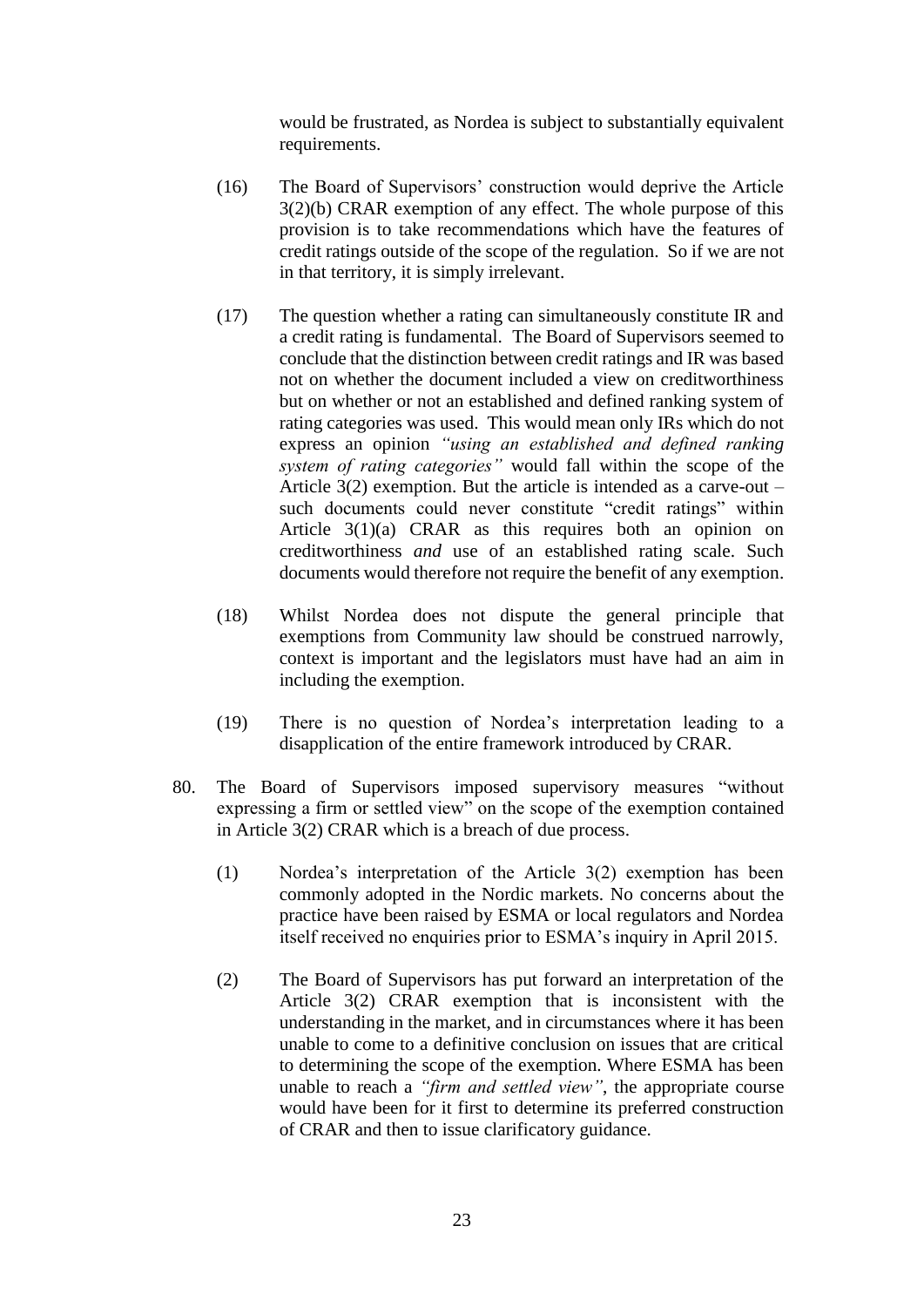would be frustrated, as Nordea is subject to substantially equivalent requirements.

(16) The Board of Supervisors' construction would deprive the Article 3(2)(b) CRAR exemption of any effect. The whole purpose of this provision is to take recommendations which have the features of credit ratings outside of the scope of the regulation. So if we are not in that territory, it is simply irrelevant.

(17) The question whether a rating can simultaneously constitute IR and a credit rating is fundamental. The Board of Supervisors seemed to conclude that the distinction between credit ratings and IR was based not on whether the document included a view on creditworthiness but on whether or not an established and defined ranking system of rating categories was used. This would mean only IRs which do not express an opinion *"using an established and defined ranking system of rating categories"* would fall within the scope of the Article 3(2) exemption. But the article is intended as a carve-out – such documents could never constitute "credit ratings" within Article 3(1)(a) CRAR as this requires both an opinion on creditworthiness *and* use of an established rating scale. Such documents would therefore not require the benefit of any exemption.

(18) Whilst Nordea does not dispute the general principle that exemptions from Community law should be construed narrowly, context is important and the legislators must have had an aim in including the exemption.

(19) There is no question of Nordea's interpretation leading to a disapplication of the entire framework introduced by CRAR.

80. The Board of Supervisors imposed supervisory measures "without expressing a firm or settled view" on the scope of the exemption contained in Article 3(2) CRAR which is a breach of due process.

(1) Nordea's interpretation of the Article 3(2) exemption has been commonly adopted in the Nordic markets. No concerns about the practice have been raised by ESMA or local regulators and Nordea itself received no enquiries prior to ESMA's inquiry in April 2015.

(2) The Board of Supervisors has put forward an interpretation of the Article 3(2) CRAR exemption that is inconsistent with the understanding in the market, and in circumstances where it has been unable to come to a definitive conclusion on issues that are critical to determining the scope of the exemption. Where ESMA has been unable to reach a *"firm and settled view"*, the appropriate course would have been for it first to determine its preferred construction of CRAR and then to issue clarificatory guidance.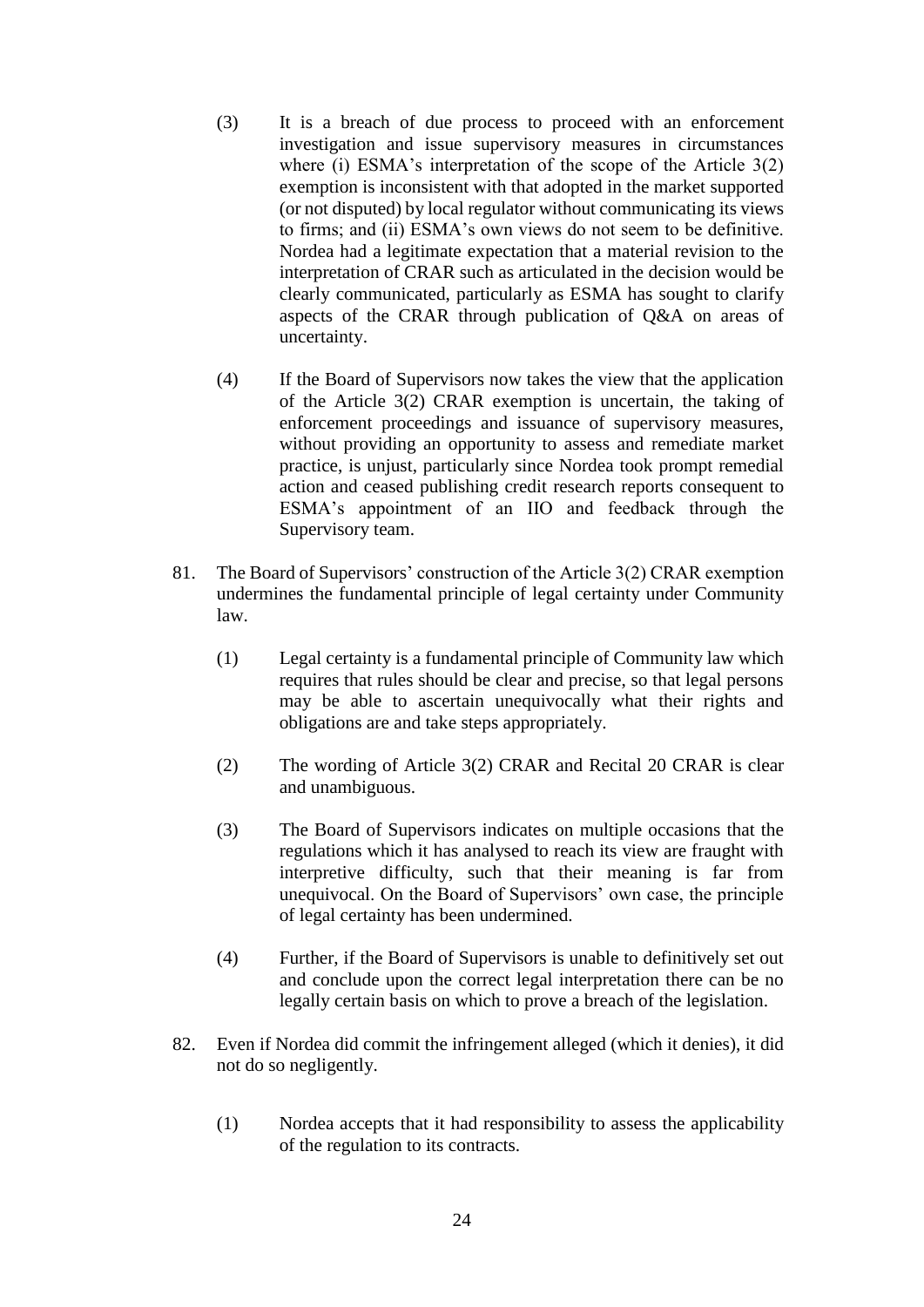(3) It is a breach of due process to proceed with an enforcement investigation and issue supervisory measures in circumstances where (i) ESMA's interpretation of the scope of the Article 3(2) exemption is inconsistent with that adopted in the market supported (or not disputed) by local regulator without communicating its views to firms; and (ii) ESMA's own views do not seem to be definitive. Nordea had a legitimate expectation that a material revision to the interpretation of CRAR such as articulated in the decision would be clearly communicated, particularly as ESMA has sought to clarify aspects of the CRAR through publication of Q&A on areas of uncertainty.

(4) If the Board of Supervisors now takes the view that the application of the Article 3(2) CRAR exemption is uncertain, the taking of enforcement proceedings and issuance of supervisory measures, without providing an opportunity to assess and remediate market practice, is unjust, particularly since Nordea took prompt remedial action and ceased publishing credit research reports consequent to ESMA's appointment of an IIO and feedback through the Supervisory team.

81. The Board of Supervisors' construction of the Article 3(2) CRAR exemption undermines the fundamental principle of legal certainty under Community law.

(1) Legal certainty is a fundamental principle of Community law which requires that rules should be clear and precise, so that legal persons may be able to ascertain unequivocally what their rights and obligations are and take steps appropriately.

(2) The wording of Article 3(2) CRAR and Recital 20 CRAR is clear and unambiguous.

(3) The Board of Supervisors indicates on multiple occasions that the regulations which it has analysed to reach its view are fraught with interpretive difficulty, such that their meaning is far from unequivocal. On the Board of Supervisors' own case, the principle of legal certainty has been undermined.

(4) Further, if the Board of Supervisors is unable to definitively set out and conclude upon the correct legal interpretation there can be no legally certain basis on which to prove a breach of the legislation.

82. Even if Nordea did commit the infringement alleged (which it denies), it did not do so negligently.

(1) Nordea accepts that it had responsibility to assess the applicability of the regulation to its contracts.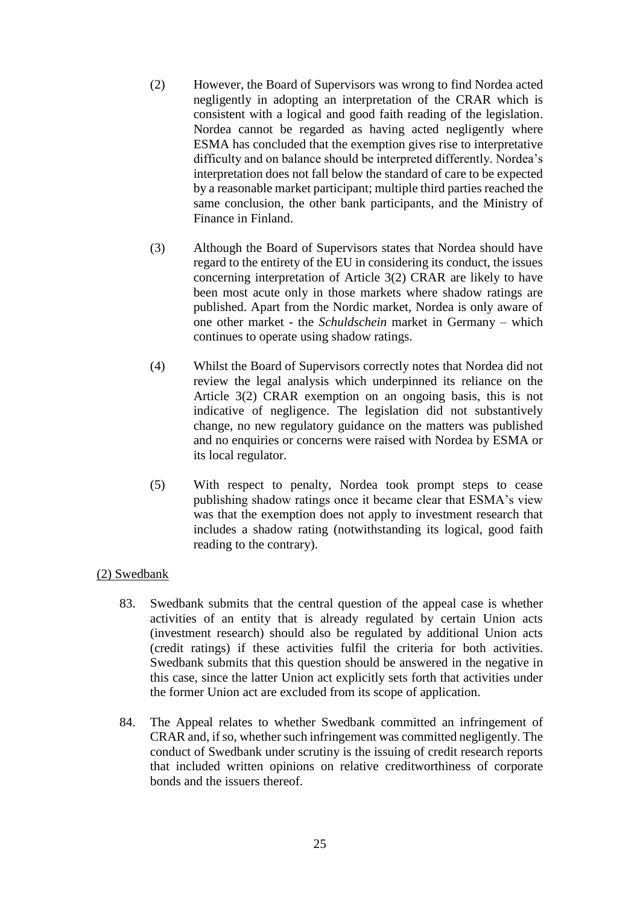(2) However, the Board of Supervisors was wrong to find Nordea acted negligently in adopting an interpretation of the CRAR which is consistent with a logical and good faith reading of the legislation. Nordea cannot be regarded as having acted negligently where ESMA has concluded that the exemption gives rise to interpretative difficulty and on balance should be interpreted differently. Nordea's interpretation does not fall below the standard of care to be expected by a reasonable market participant; multiple third parties reached the same conclusion, the other bank participants, and the Ministry of Finance in Finland.

(3) Although the Board of Supervisors states that Nordea should have regard to the entirety of the EU in considering its conduct, the issues concerning interpretation of Article 3(2) CRAR are likely to have been most acute only in those markets where shadow ratings are published. Apart from the Nordic market, Nordea is only aware of one other market - the *Schuldschein* market in Germany – which continues to operate using shadow ratings.

(4) Whilst the Board of Supervisors correctly notes that Nordea did not review the legal analysis which underpinned its reliance on the Article 3(2) CRAR exemption on an ongoing basis, this is not indicative of negligence. The legislation did not substantively change, no new regulatory guidance on the matters was published and no enquiries or concerns were raised with Nordea by ESMA or its local regulator.

(5) With respect to penalty, Nordea took prompt steps to cease publishing shadow ratings once it became clear that ESMA's view was that the exemption does not apply to investment research that includes a shadow rating (notwithstanding its logical, good faith reading to the contrary).

<u>(2) Swedbank</u>

83. Swedbank submits that the central question of the appeal case is whether activities of an entity that is already regulated by certain Union acts (investment research) should also be regulated by additional Union acts (credit ratings) if these activities fulfil the criteria for both activities. Swedbank submits that this question should be answered in the negative in this case, since the latter Union act explicitly sets forth that activities under the former Union act are excluded from its scope of application.

84. The Appeal relates to whether Swedbank committed an infringement of CRAR and, if so, whether such infringement was committed negligently. The conduct of Swedbank under scrutiny is the issuing of credit research reports that included written opinions on relative creditworthiness of corporate bonds and the issuers thereof.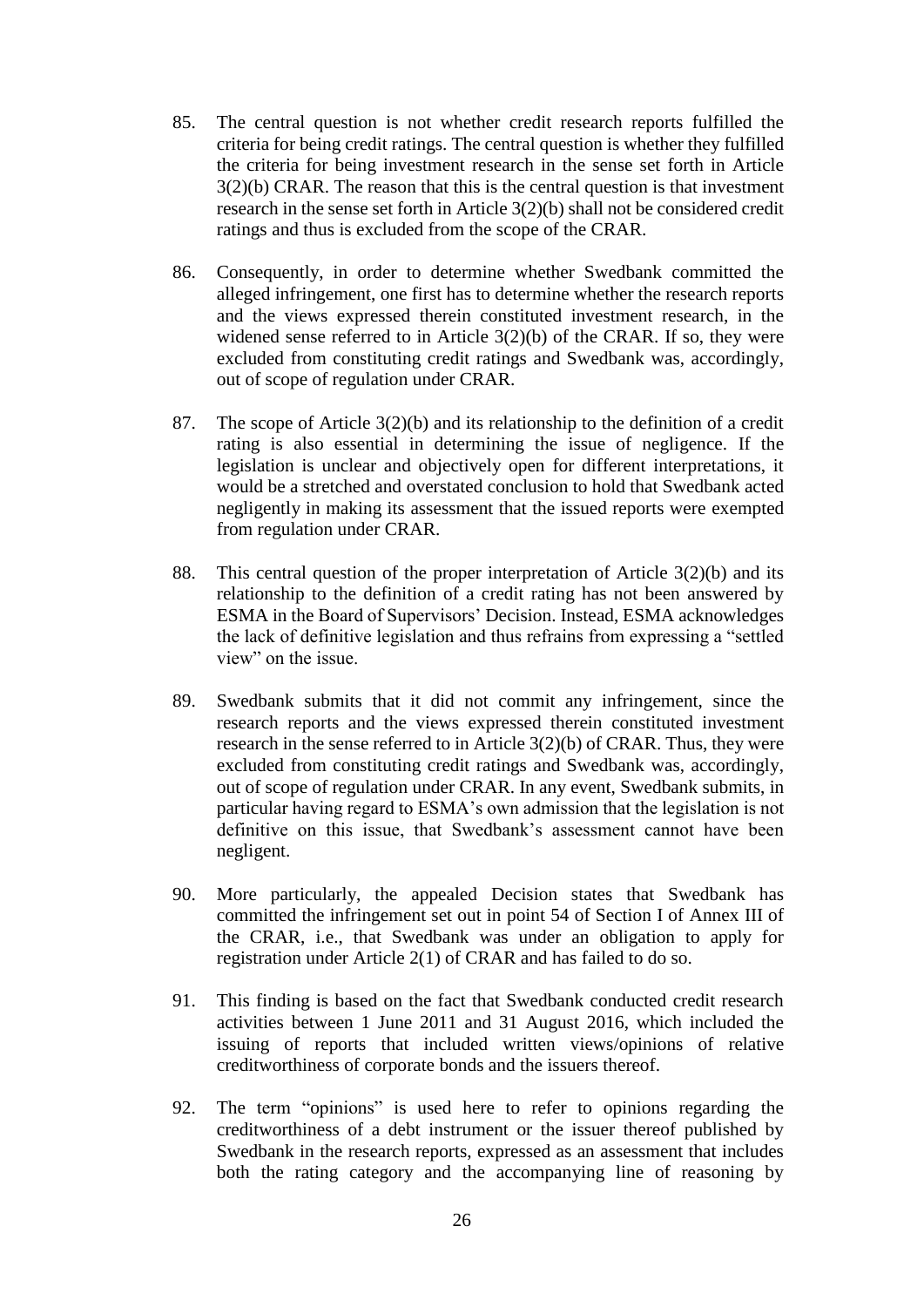85. The central question is not whether credit research reports fulfilled the criteria for being credit ratings. The central question is whether they fulfilled the criteria for being investment research in the sense set forth in Article 3(2)(b) CRAR. The reason that this is the central question is that investment research in the sense set forth in Article 3(2)(b) shall not be considered credit ratings and thus is excluded from the scope of the CRAR.

86. Consequently, in order to determine whether Swedbank committed the alleged infringement, one first has to determine whether the research reports and the views expressed therein constituted investment research, in the widened sense referred to in Article 3(2)(b) of the CRAR. If so, they were excluded from constituting credit ratings and Swedbank was, accordingly, out of scope of regulation under CRAR.

87. The scope of Article 3(2)(b) and its relationship to the definition of a credit rating is also essential in determining the issue of negligence. If the legislation is unclear and objectively open for different interpretations, it would be a stretched and overstated conclusion to hold that Swedbank acted negligently in making its assessment that the issued reports were exempted from regulation under CRAR.

88. This central question of the proper interpretation of Article 3(2)(b) and its relationship to the definition of a credit rating has not been answered by ESMA in the Board of Supervisors' Decision. Instead, ESMA acknowledges the lack of definitive legislation and thus refrains from expressing a "settled view" on the issue.

89. Swedbank submits that it did not commit any infringement, since the research reports and the views expressed therein constituted investment research in the sense referred to in Article 3(2)(b) of CRAR. Thus, they were excluded from constituting credit ratings and Swedbank was, accordingly, out of scope of regulation under CRAR. In any event, Swedbank submits, in particular having regard to ESMA's own admission that the legislation is not definitive on this issue, that Swedbank's assessment cannot have been negligent.

90. More particularly, the appealed Decision states that Swedbank has committed the infringement set out in point 54 of Section I of Annex III of the CRAR, i.e., that Swedbank was under an obligation to apply for registration under Article 2(1) of CRAR and has failed to do so.

91. This finding is based on the fact that Swedbank conducted credit research activities between 1 June 2011 and 31 August 2016, which included the issuing of reports that included written views/opinions of relative creditworthiness of corporate bonds and the issuers thereof.

92. The term "opinions" is used here to refer to opinions regarding the creditworthiness of a debt instrument or the issuer thereof published by Swedbank in the research reports, expressed as an assessment that includes both the rating category and the accompanying line of reasoning by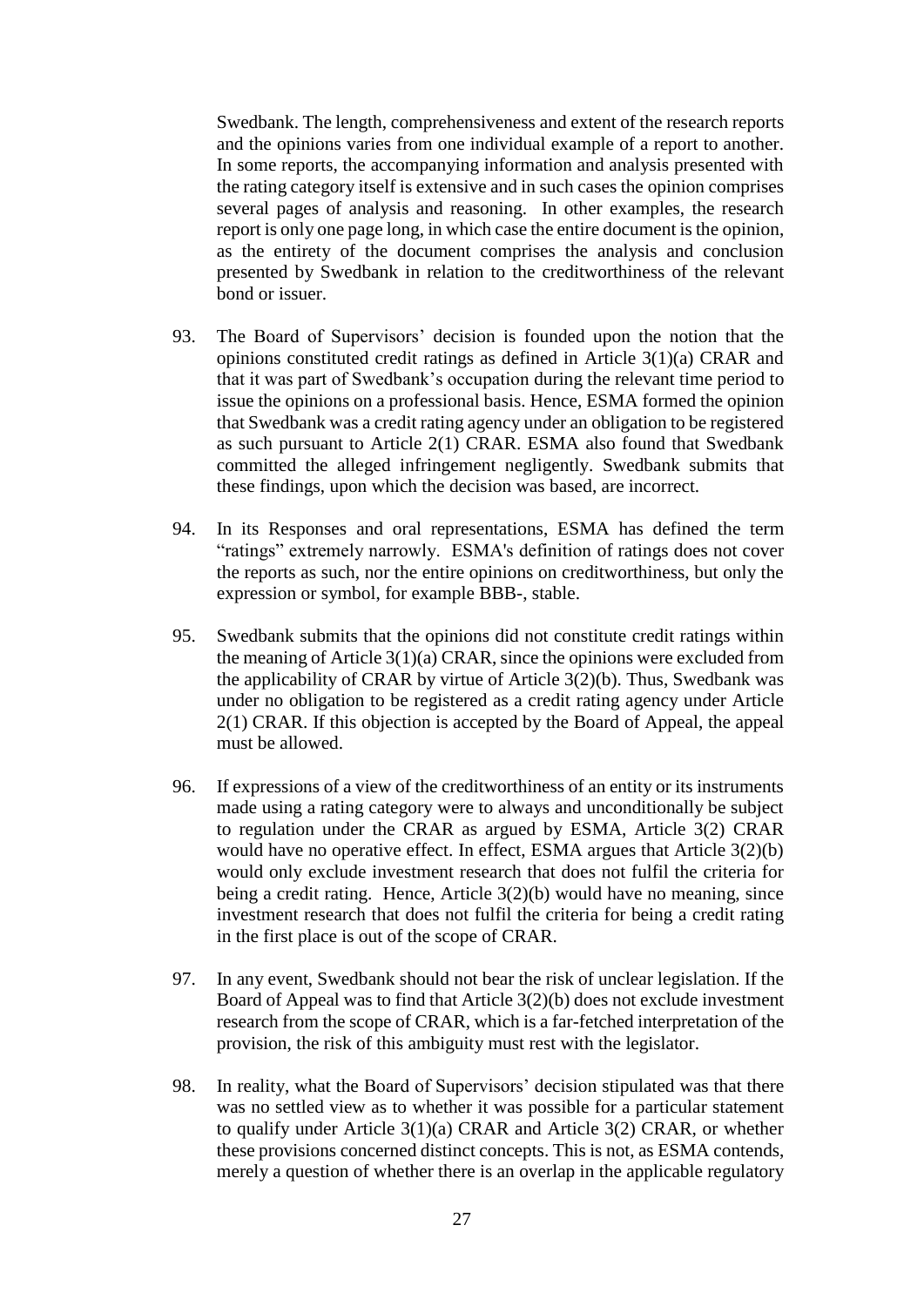Swedbank. The length, comprehensiveness and extent of the research reports and the opinions varies from one individual example of a report to another. In some reports, the accompanying information and analysis presented with the rating category itself is extensive and in such cases the opinion comprises several pages of analysis and reasoning. In other examples, the research report is only one page long, in which case the entire document is the opinion, as the entirety of the document comprises the analysis and conclusion presented by Swedbank in relation to the creditworthiness of the relevant bond or issuer.

93. The Board of Supervisors' decision is founded upon the notion that the opinions constituted credit ratings as defined in Article 3(1)(a) CRAR and that it was part of Swedbank's occupation during the relevant time period to issue the opinions on a professional basis. Hence, ESMA formed the opinion that Swedbank was a credit rating agency under an obligation to be registered as such pursuant to Article 2(1) CRAR. ESMA also found that Swedbank committed the alleged infringement negligently. Swedbank submits that these findings, upon which the decision was based, are incorrect.

94. In its Responses and oral representations, ESMA has defined the term "ratings" extremely narrowly. ESMA's definition of ratings does not cover the reports as such, nor the entire opinions on creditworthiness, but only the expression or symbol, for example BBB-, stable.

95. Swedbank submits that the opinions did not constitute credit ratings within the meaning of Article 3(1)(a) CRAR, since the opinions were excluded from the applicability of CRAR by virtue of Article 3(2)(b). Thus, Swedbank was under no obligation to be registered as a credit rating agency under Article 2(1) CRAR. If this objection is accepted by the Board of Appeal, the appeal must be allowed.

96. If expressions of a view of the creditworthiness of an entity or its instruments made using a rating category were to always and unconditionally be subject to regulation under the CRAR as argued by ESMA, Article 3(2) CRAR would have no operative effect. In effect, ESMA argues that Article 3(2)(b) would only exclude investment research that does not fulfil the criteria for being a credit rating. Hence, Article 3(2)(b) would have no meaning, since investment research that does not fulfil the criteria for being a credit rating in the first place is out of the scope of CRAR.

97. In any event, Swedbank should not bear the risk of unclear legislation. If the Board of Appeal was to find that Article 3(2)(b) does not exclude investment research from the scope of CRAR, which is a far-fetched interpretation of the provision, the risk of this ambiguity must rest with the legislator.

98. In reality, what the Board of Supervisors' decision stipulated was that there was no settled view as to whether it was possible for a particular statement to qualify under Article 3(1)(a) CRAR and Article 3(2) CRAR, or whether these provisions concerned distinct concepts. This is not, as ESMA contends, merely a question of whether there is an overlap in the applicable regulatory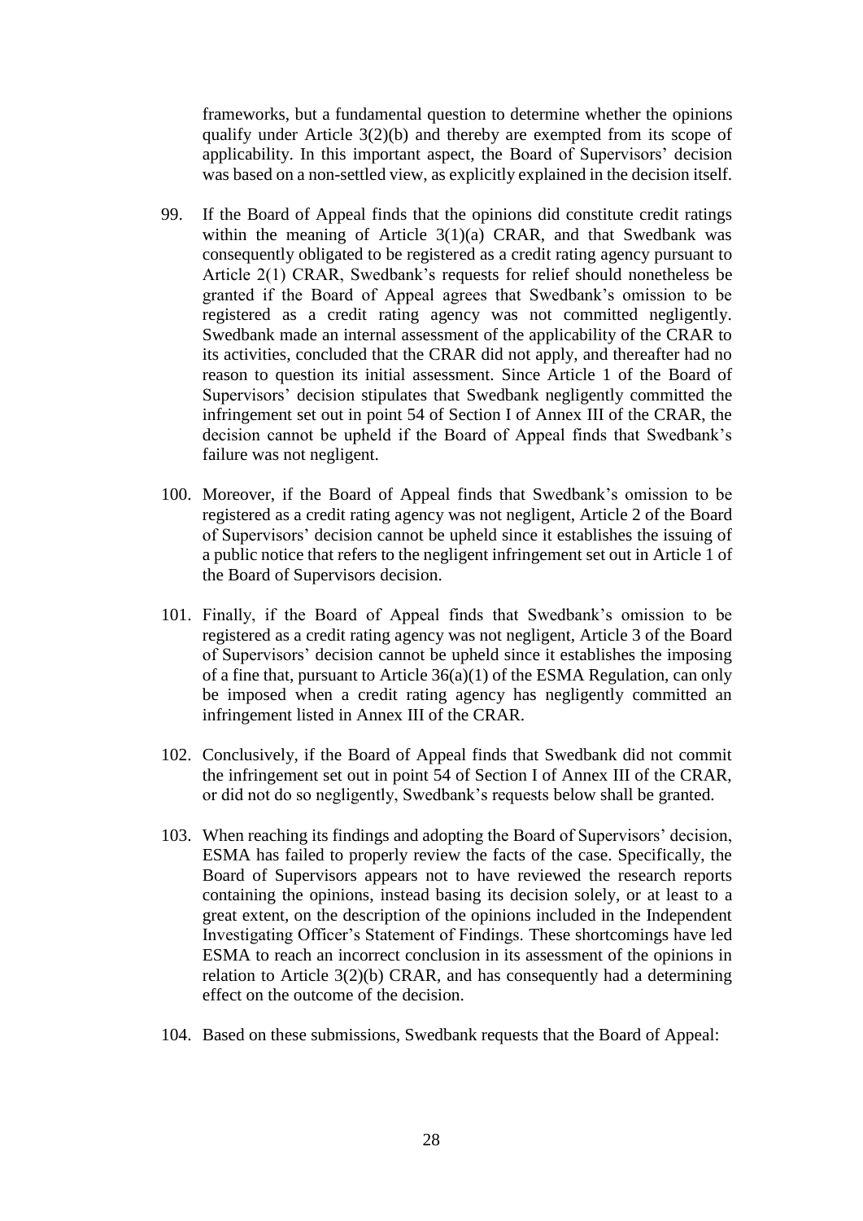frameworks, but a fundamental question to determine whether the opinions qualify under Article 3(2)(b) and thereby are exempted from its scope of applicability. In this important aspect, the Board of Supervisors' decision was based on a non-settled view, as explicitly explained in the decision itself.

99. If the Board of Appeal finds that the opinions did constitute credit ratings within the meaning of Article 3(1)(a) CRAR, and that Swedbank was consequently obligated to be registered as a credit rating agency pursuant to Article 2(1) CRAR, Swedbank's requests for relief should nonetheless be granted if the Board of Appeal agrees that Swedbank's omission to be registered as a credit rating agency was not committed negligently. Swedbank made an internal assessment of the applicability of the CRAR to its activities, concluded that the CRAR did not apply, and thereafter had no reason to question its initial assessment. Since Article 1 of the Board of Supervisors' decision stipulates that Swedbank negligently committed the infringement set out in point 54 of Section I of Annex III of the CRAR, the decision cannot be upheld if the Board of Appeal finds that Swedbank's failure was not negligent.

100. Moreover, if the Board of Appeal finds that Swedbank's omission to be registered as a credit rating agency was not negligent, Article 2 of the Board of Supervisors' decision cannot be upheld since it establishes the issuing of a public notice that refers to the negligent infringement set out in Article 1 of the Board of Supervisors decision.

101. Finally, if the Board of Appeal finds that Swedbank's omission to be registered as a credit rating agency was not negligent, Article 3 of the Board of Supervisors' decision cannot be upheld since it establishes the imposing of a fine that, pursuant to Article 36(a)(1) of the ESMA Regulation, can only be imposed when a credit rating agency has negligently committed an infringement listed in Annex III of the CRAR.

102. Conclusively, if the Board of Appeal finds that Swedbank did not commit the infringement set out in point 54 of Section I of Annex III of the CRAR, or did not do so negligently, Swedbank's requests below shall be granted.

103. When reaching its findings and adopting the Board of Supervisors' decision, ESMA has failed to properly review the facts of the case. Specifically, the Board of Supervisors appears not to have reviewed the research reports containing the opinions, instead basing its decision solely, or at least to a great extent, on the description of the opinions included in the Independent Investigating Officer's Statement of Findings. These shortcomings have led ESMA to reach an incorrect conclusion in its assessment of the opinions in relation to Article 3(2)(b) CRAR, and has consequently had a determining effect on the outcome of the decision.

104. Based on these submissions, Swedbank requests that the Board of Appeal: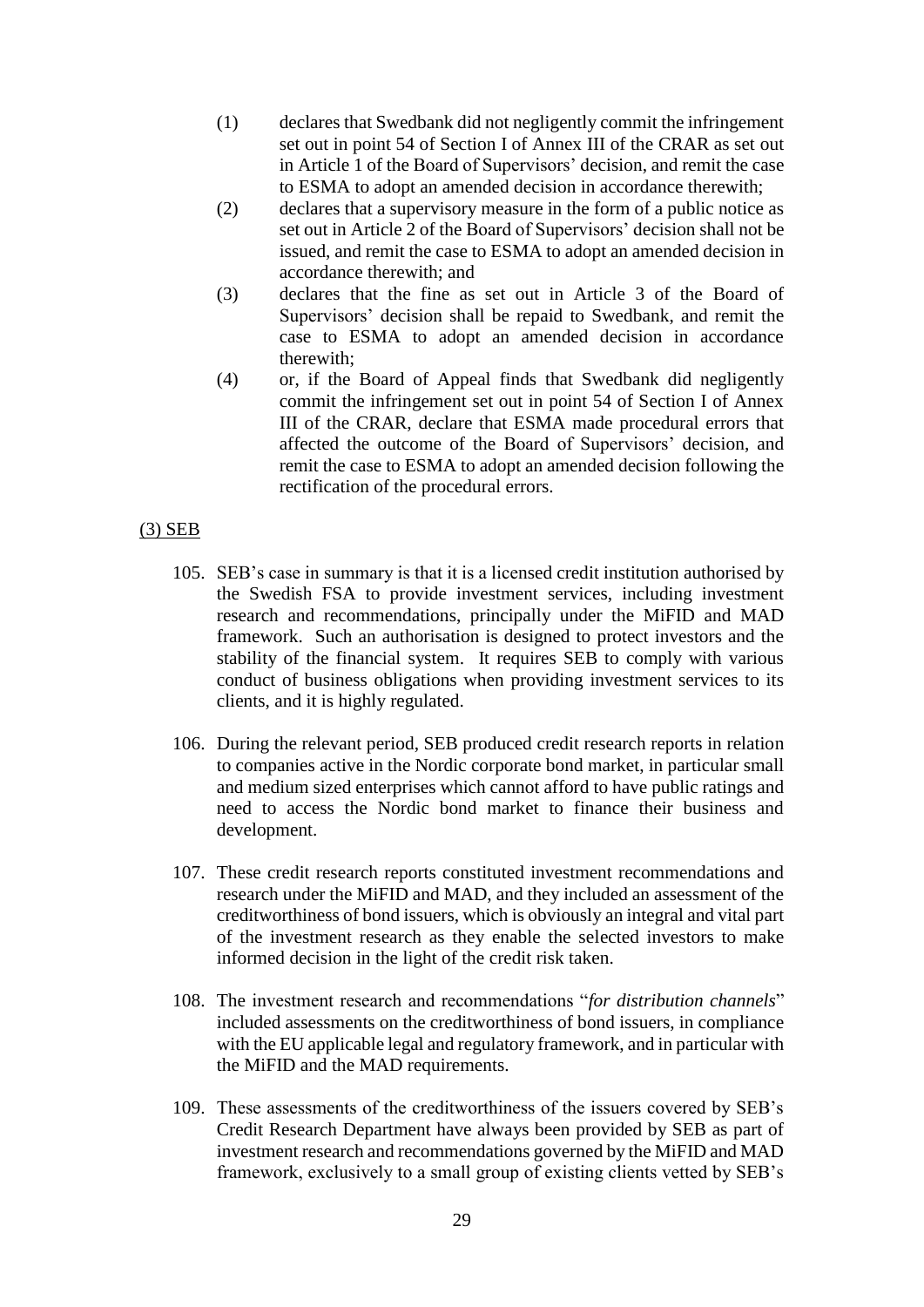(1) declares that Swedbank did not negligently commit the infringement set out in point 54 of Section I of Annex III of the CRAR as set out in Article 1 of the Board of Supervisors' decision, and remit the case to ESMA to adopt an amended decision in accordance therewith;

(2) declares that a supervisory measure in the form of a public notice as set out in Article 2 of the Board of Supervisors' decision shall not be issued, and remit the case to ESMA to adopt an amended decision in accordance therewith; and

(3) declares that the fine as set out in Article 3 of the Board of Supervisors' decision shall be repaid to Swedbank, and remit the case to ESMA to adopt an amended decision in accordance therewith;

(4) or, if the Board of Appeal finds that Swedbank did negligently commit the infringement set out in point 54 of Section I of Annex III of the CRAR, declare that ESMA made procedural errors that affected the outcome of the Board of Supervisors' decision, and remit the case to ESMA to adopt an amended decision following the rectification of the procedural errors.

<u>(3) SEB</u>

105. SEB's case in summary is that it is a licensed credit institution authorised by the Swedish FSA to provide investment services, including investment research and recommendations, principally under the MiFID and MAD framework. Such an authorisation is designed to protect investors and the stability of the financial system. It requires SEB to comply with various conduct of business obligations when providing investment services to its clients, and it is highly regulated.

106. During the relevant period, SEB produced credit research reports in relation to companies active in the Nordic corporate bond market, in particular small and medium sized enterprises which cannot afford to have public ratings and need to access the Nordic bond market to finance their business and development.

107. These credit research reports constituted investment recommendations and research under the MiFID and MAD, and they included an assessment of the creditworthiness of bond issuers, which is obviously an integral and vital part of the investment research as they enable the selected investors to make informed decision in the light of the credit risk taken.

108. The investment research and recommendations "*for distribution channels*" included assessments on the creditworthiness of bond issuers, in compliance with the EU applicable legal and regulatory framework, and in particular with the MiFID and the MAD requirements.

109. These assessments of the creditworthiness of the issuers covered by SEB's Credit Research Department have always been provided by SEB as part of investment research and recommendations governed by the MiFID and MAD framework, exclusively to a small group of existing clients vetted by SEB's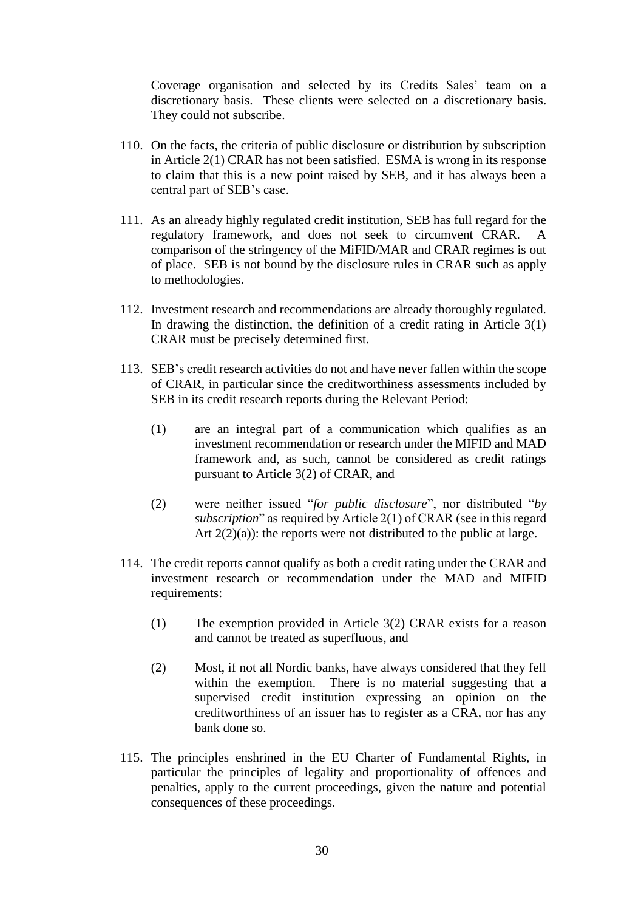Coverage organisation and selected by its Credits Sales' team on a discretionary basis. These clients were selected on a discretionary basis. They could not subscribe.

110. On the facts, the criteria of public disclosure or distribution by subscription in Article 2(1) CRAR has not been satisfied. ESMA is wrong in its response to claim that this is a new point raised by SEB, and it has always been a central part of SEB's case.

111. As an already highly regulated credit institution, SEB has full regard for the regulatory framework, and does not seek to circumvent CRAR. A comparison of the stringency of the MiFID/MAR and CRAR regimes is out of place. SEB is not bound by the disclosure rules in CRAR such as apply to methodologies.

112. Investment research and recommendations are already thoroughly regulated. In drawing the distinction, the definition of a credit rating in Article 3(1) CRAR must be precisely determined first.

113. SEB's credit research activities do not and have never fallen within the scope of CRAR, in particular since the creditworthiness assessments included by SEB in its credit research reports during the Relevant Period:

   (1) are an integral part of a communication which qualifies as an investment recommendation or research under the MIFID and MAD framework and, as such, cannot be considered as credit ratings pursuant to Article 3(2) of CRAR, and

   (2) were neither issued "*for public disclosure*", nor distributed "*by subscription*" as required by Article 2(1) of CRAR (see in this regard Art 2(2)(a)): the reports were not distributed to the public at large.

114. The credit reports cannot qualify as both a credit rating under the CRAR and investment research or recommendation under the MAD and MIFID requirements:

   (1) The exemption provided in Article 3(2) CRAR exists for a reason and cannot be treated as superfluous, and

   (2) Most, if not all Nordic banks, have always considered that they fell within the exemption. There is no material suggesting that a supervised credit institution expressing an opinion on the creditworthiness of an issuer has to register as a CRA, nor has any bank done so.

115. The principles enshrined in the EU Charter of Fundamental Rights, in particular the principles of legality and proportionality of offences and penalties, apply to the current proceedings, given the nature and potential consequences of these proceedings.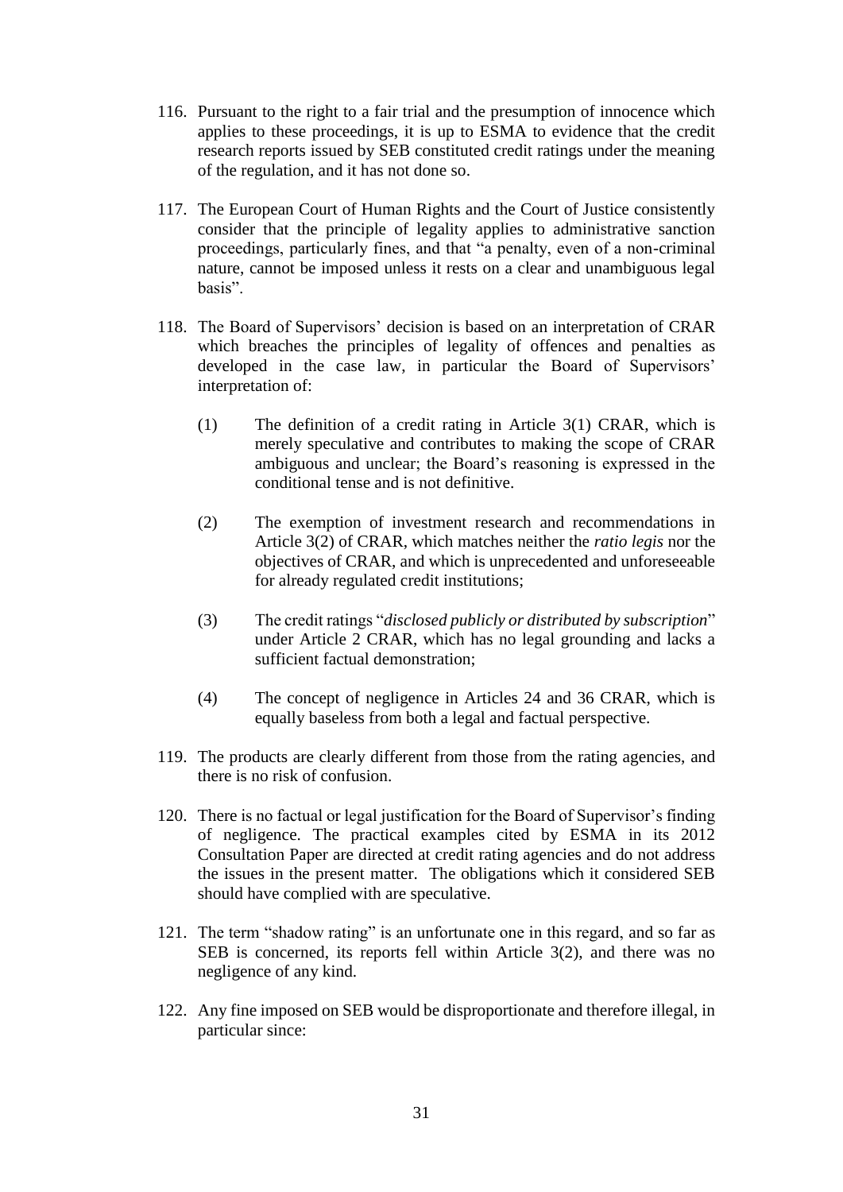116. Pursuant to the right to a fair trial and the presumption of innocence which applies to these proceedings, it is up to ESMA to evidence that the credit research reports issued by SEB constituted credit ratings under the meaning of the regulation, and it has not done so.

117. The European Court of Human Rights and the Court of Justice consistently consider that the principle of legality applies to administrative sanction proceedings, particularly fines, and that "a penalty, even of a non-criminal nature, cannot be imposed unless it rests on a clear and unambiguous legal basis".

118. The Board of Supervisors' decision is based on an interpretation of CRAR which breaches the principles of legality of offences and penalties as developed in the case law, in particular the Board of Supervisors' interpretation of:

    (1) The definition of a credit rating in Article 3(1) CRAR, which is merely speculative and contributes to making the scope of CRAR ambiguous and unclear; the Board's reasoning is expressed in the conditional tense and is not definitive.

    (2) The exemption of investment research and recommendations in Article 3(2) of CRAR, which matches neither the *ratio legis* nor the objectives of CRAR, and which is unprecedented and unforeseeable for already regulated credit institutions;

    (3) The credit ratings "*disclosed publicly or distributed by subscription*" under Article 2 CRAR, which has no legal grounding and lacks a sufficient factual demonstration;

    (4) The concept of negligence in Articles 24 and 36 CRAR, which is equally baseless from both a legal and factual perspective.

119. The products are clearly different from those from the rating agencies, and there is no risk of confusion.

120. There is no factual or legal justification for the Board of Supervisor's finding of negligence. The practical examples cited by ESMA in its 2012 Consultation Paper are directed at credit rating agencies and do not address the issues in the present matter. The obligations which it considered SEB should have complied with are speculative.

121. The term "shadow rating" is an unfortunate one in this regard, and so far as SEB is concerned, its reports fell within Article 3(2), and there was no negligence of any kind.

122. Any fine imposed on SEB would be disproportionate and therefore illegal, in particular since: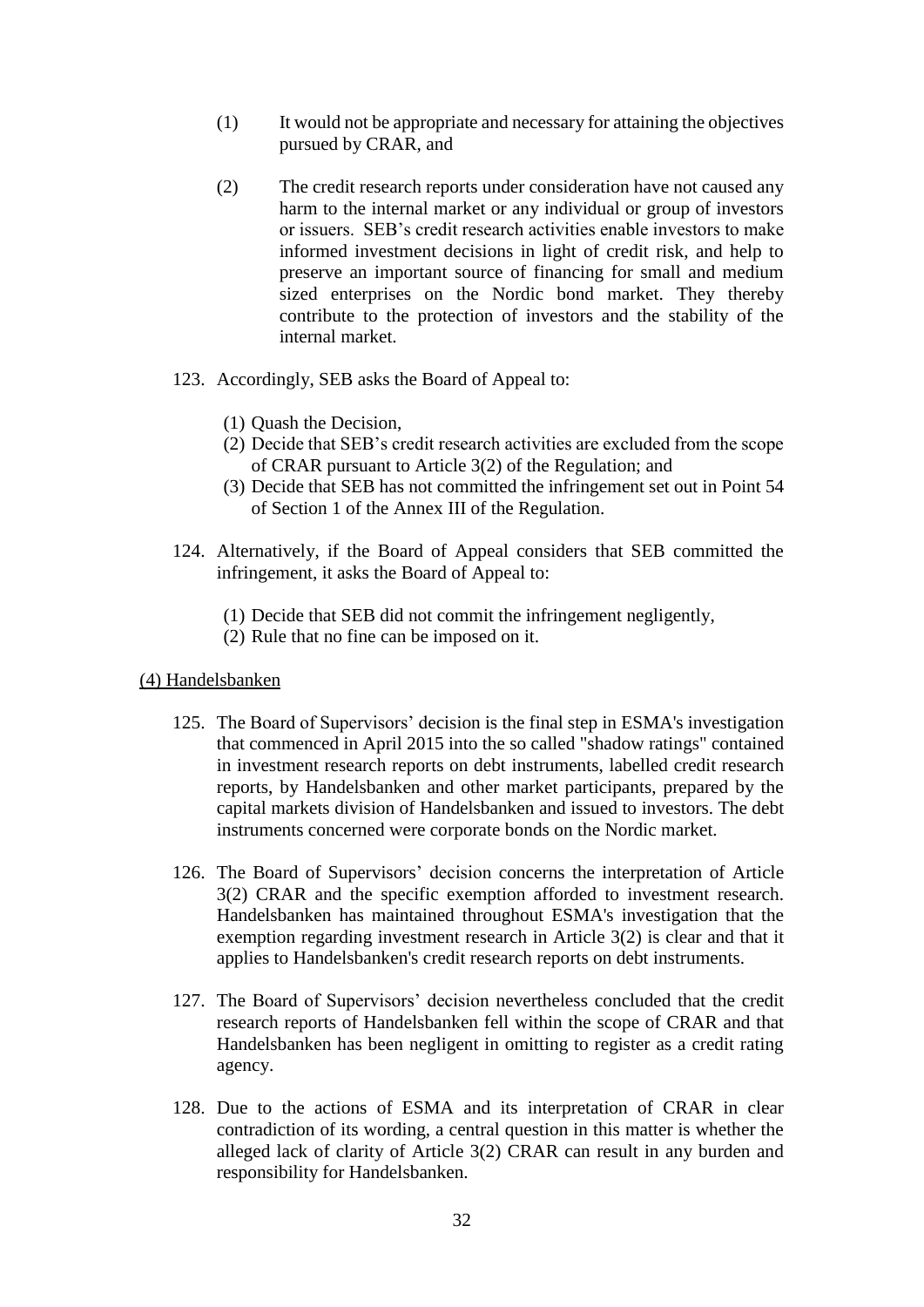(1) It would not be appropriate and necessary for attaining the objectives pursued by CRAR, and

(2) The credit research reports under consideration have not caused any harm to the internal market or any individual or group of investors or issuers. SEB's credit research activities enable investors to make informed investment decisions in light of credit risk, and help to preserve an important source of financing for small and medium sized enterprises on the Nordic bond market. They thereby contribute to the protection of investors and the stability of the internal market.

123. Accordingly, SEB asks the Board of Appeal to:

    (1) Quash the Decision,
    (2) Decide that SEB's credit research activities are excluded from the scope of CRAR pursuant to Article 3(2) of the Regulation; and
    (3) Decide that SEB has not committed the infringement set out in Point 54 of Section 1 of the Annex III of the Regulation.

124. Alternatively, if the Board of Appeal considers that SEB committed the infringement, it asks the Board of Appeal to:

    (1) Decide that SEB did not commit the infringement negligently,
    (2) Rule that no fine can be imposed on it.

<u>(4) Handelsbanken</u>

125. The Board of Supervisors' decision is the final step in ESMA's investigation that commenced in April 2015 into the so called "shadow ratings" contained in investment research reports on debt instruments, labelled credit research reports, by Handelsbanken and other market participants, prepared by the capital markets division of Handelsbanken and issued to investors. The debt instruments concerned were corporate bonds on the Nordic market.

126. The Board of Supervisors' decision concerns the interpretation of Article 3(2) CRAR and the specific exemption afforded to investment research. Handelsbanken has maintained throughout ESMA's investigation that the exemption regarding investment research in Article 3(2) is clear and that it applies to Handelsbanken's credit research reports on debt instruments.

127. The Board of Supervisors' decision nevertheless concluded that the credit research reports of Handelsbanken fell within the scope of CRAR and that Handelsbanken has been negligent in omitting to register as a credit rating agency.

128. Due to the actions of ESMA and its interpretation of CRAR in clear contradiction of its wording, a central question in this matter is whether the alleged lack of clarity of Article 3(2) CRAR can result in any burden and responsibility for Handelsbanken.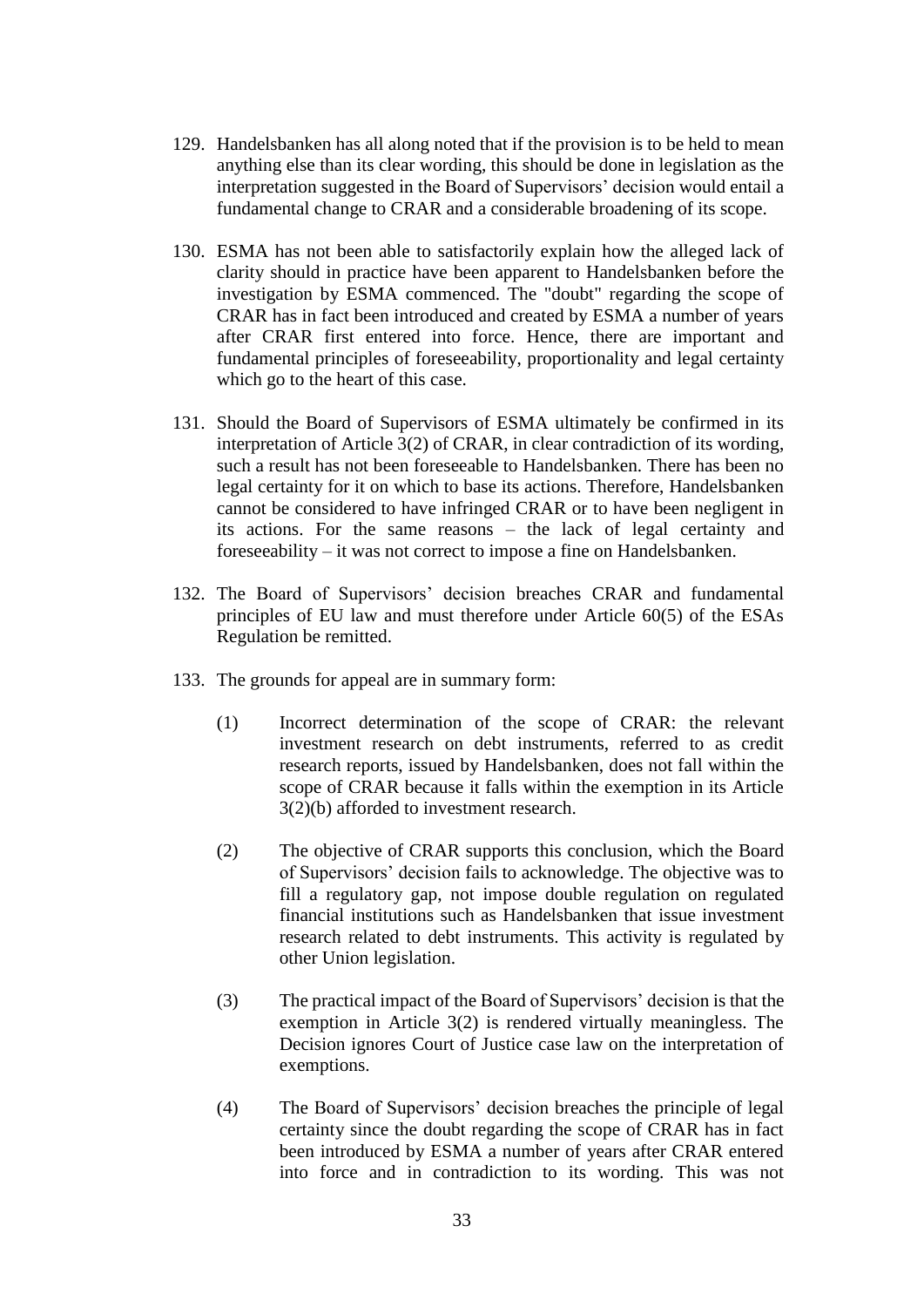129. Handelsbanken has all along noted that if the provision is to be held to mean anything else than its clear wording, this should be done in legislation as the interpretation suggested in the Board of Supervisors' decision would entail a fundamental change to CRAR and a considerable broadening of its scope.

130. ESMA has not been able to satisfactorily explain how the alleged lack of clarity should in practice have been apparent to Handelsbanken before the investigation by ESMA commenced. The "doubt" regarding the scope of CRAR has in fact been introduced and created by ESMA a number of years after CRAR first entered into force. Hence, there are important and fundamental principles of foreseeability, proportionality and legal certainty which go to the heart of this case.

131. Should the Board of Supervisors of ESMA ultimately be confirmed in its interpretation of Article 3(2) of CRAR, in clear contradiction of its wording, such a result has not been foreseeable to Handelsbanken. There has been no legal certainty for it on which to base its actions. Therefore, Handelsbanken cannot be considered to have infringed CRAR or to have been negligent in its actions. For the same reasons – the lack of legal certainty and foreseeability – it was not correct to impose a fine on Handelsbanken.

132. The Board of Supervisors' decision breaches CRAR and fundamental principles of EU law and must therefore under Article 60(5) of the ESAs Regulation be remitted.

133. The grounds for appeal are in summary form:

    (1) Incorrect determination of the scope of CRAR: the relevant investment research on debt instruments, referred to as credit research reports, issued by Handelsbanken, does not fall within the scope of CRAR because it falls within the exemption in its Article 3(2)(b) afforded to investment research.

    (2) The objective of CRAR supports this conclusion, which the Board of Supervisors' decision fails to acknowledge. The objective was to fill a regulatory gap, not impose double regulation on regulated financial institutions such as Handelsbanken that issue investment research related to debt instruments. This activity is regulated by other Union legislation.

    (3) The practical impact of the Board of Supervisors' decision is that the exemption in Article 3(2) is rendered virtually meaningless. The Decision ignores Court of Justice case law on the interpretation of exemptions.

    (4) The Board of Supervisors' decision breaches the principle of legal certainty since the doubt regarding the scope of CRAR has in fact been introduced by ESMA a number of years after CRAR entered into force and in contradiction to its wording. This was not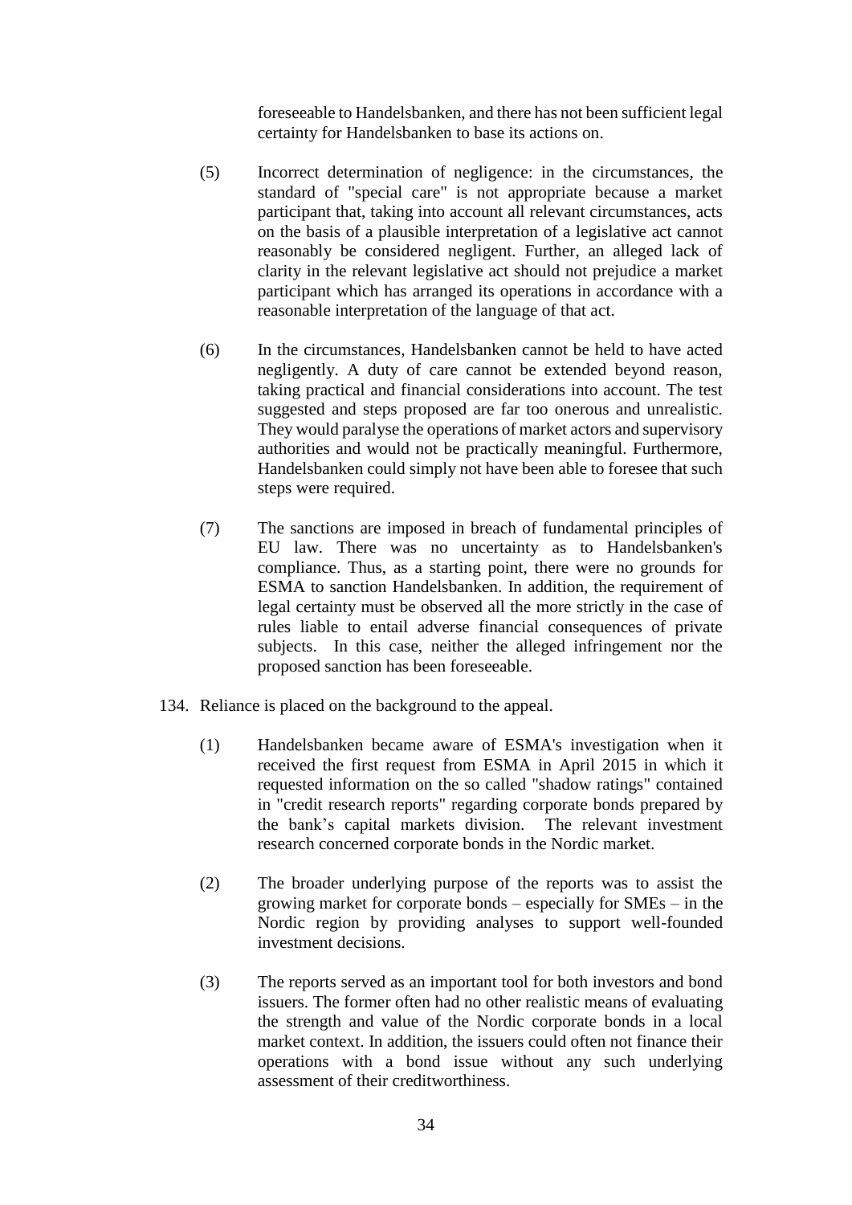foreseeable to Handelsbanken, and there has not been sufficient legal certainty for Handelsbanken to base its actions on.

(5) Incorrect determination of negligence: in the circumstances, the standard of "special care" is not appropriate because a market participant that, taking into account all relevant circumstances, acts on the basis of a plausible interpretation of a legislative act cannot reasonably be considered negligent. Further, an alleged lack of clarity in the relevant legislative act should not prejudice a market participant which has arranged its operations in accordance with a reasonable interpretation of the language of that act.

(6) In the circumstances, Handelsbanken cannot be held to have acted negligently. A duty of care cannot be extended beyond reason, taking practical and financial considerations into account. The test suggested and steps proposed are far too onerous and unrealistic. They would paralyse the operations of market actors and supervisory authorities and would not be practically meaningful. Furthermore, Handelsbanken could simply not have been able to foresee that such steps were required.

(7) The sanctions are imposed in breach of fundamental principles of EU law. There was no uncertainty as to Handelsbanken's compliance. Thus, as a starting point, there were no grounds for ESMA to sanction Handelsbanken. In addition, the requirement of legal certainty must be observed all the more strictly in the case of rules liable to entail adverse financial consequences of private subjects. In this case, neither the alleged infringement nor the proposed sanction has been foreseeable.

134. Reliance is placed on the background to the appeal.

(1) Handelsbanken became aware of ESMA's investigation when it received the first request from ESMA in April 2015 in which it requested information on the so called "shadow ratings" contained in "credit research reports" regarding corporate bonds prepared by the bank's capital markets division. The relevant investment research concerned corporate bonds in the Nordic market.

(2) The broader underlying purpose of the reports was to assist the growing market for corporate bonds – especially for SMEs – in the Nordic region by providing analyses to support well-founded investment decisions.

(3) The reports served as an important tool for both investors and bond issuers. The former often had no other realistic means of evaluating the strength and value of the Nordic corporate bonds in a local market context. In addition, the issuers could often not finance their operations with a bond issue without any such underlying assessment of their creditworthiness.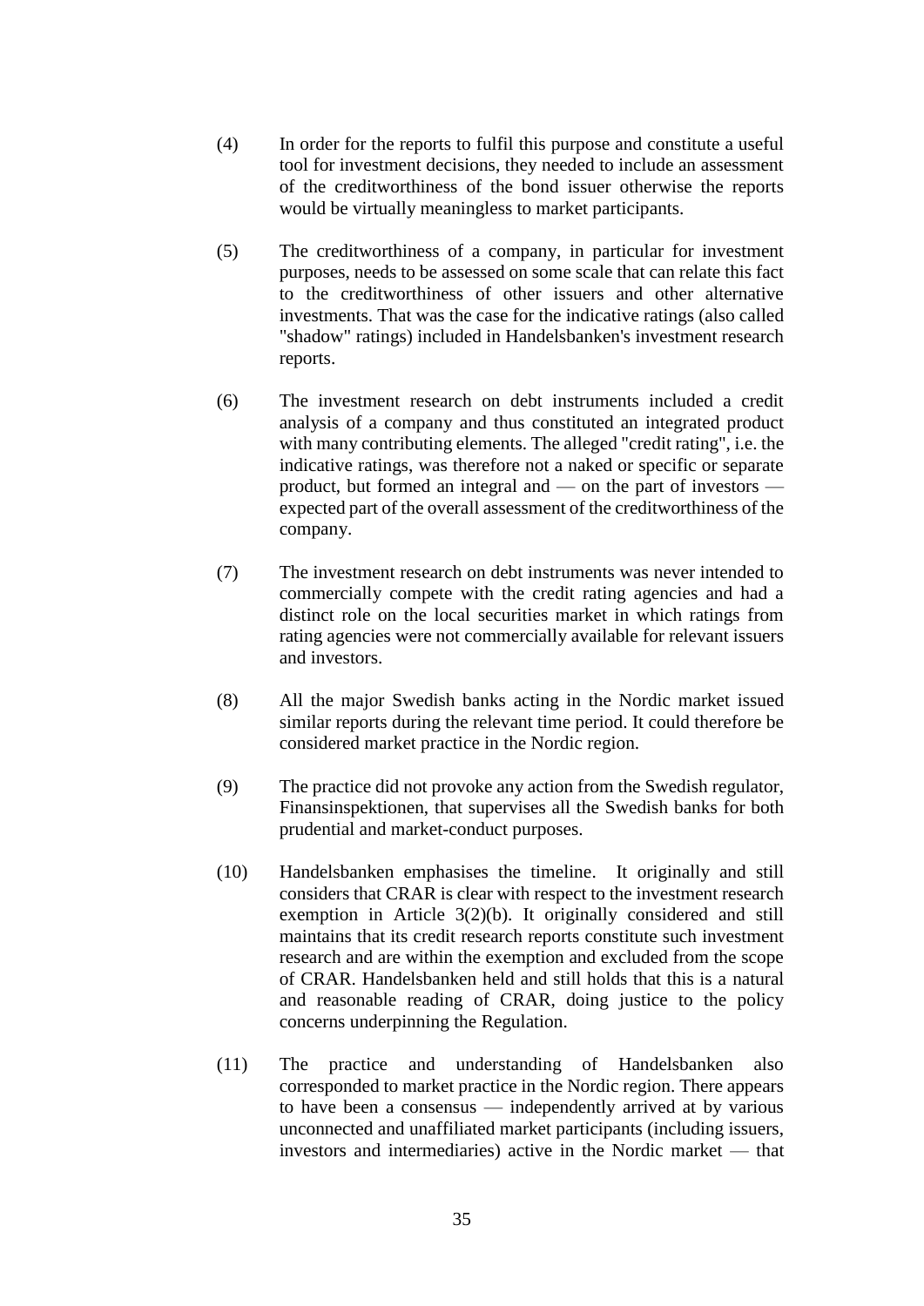(4) In order for the reports to fulfil this purpose and constitute a useful tool for investment decisions, they needed to include an assessment of the creditworthiness of the bond issuer otherwise the reports would be virtually meaningless to market participants.

(5) The creditworthiness of a company, in particular for investment purposes, needs to be assessed on some scale that can relate this fact to the creditworthiness of other issuers and other alternative investments. That was the case for the indicative ratings (also called "shadow" ratings) included in Handelsbanken's investment research reports.

(6) The investment research on debt instruments included a credit analysis of a company and thus constituted an integrated product with many contributing elements. The alleged "credit rating", i.e. the indicative ratings, was therefore not a naked or specific or separate product, but formed an integral and — on the part of investors — expected part of the overall assessment of the creditworthiness of the company.

(7) The investment research on debt instruments was never intended to commercially compete with the credit rating agencies and had a distinct role on the local securities market in which ratings from rating agencies were not commercially available for relevant issuers and investors.

(8) All the major Swedish banks acting in the Nordic market issued similar reports during the relevant time period. It could therefore be considered market practice in the Nordic region.

(9) The practice did not provoke any action from the Swedish regulator, Finansinspektionen, that supervises all the Swedish banks for both prudential and market-conduct purposes.

(10) Handelsbanken emphasises the timeline. It originally and still considers that CRAR is clear with respect to the investment research exemption in Article 3(2)(b). It originally considered and still maintains that its credit research reports constitute such investment research and are within the exemption and excluded from the scope of CRAR. Handelsbanken held and still holds that this is a natural and reasonable reading of CRAR, doing justice to the policy concerns underpinning the Regulation.

(11) The practice and understanding of Handelsbanken also corresponded to market practice in the Nordic region. There appears to have been a consensus — independently arrived at by various unconnected and unaffiliated market participants (including issuers, investors and intermediaries) active in the Nordic market — that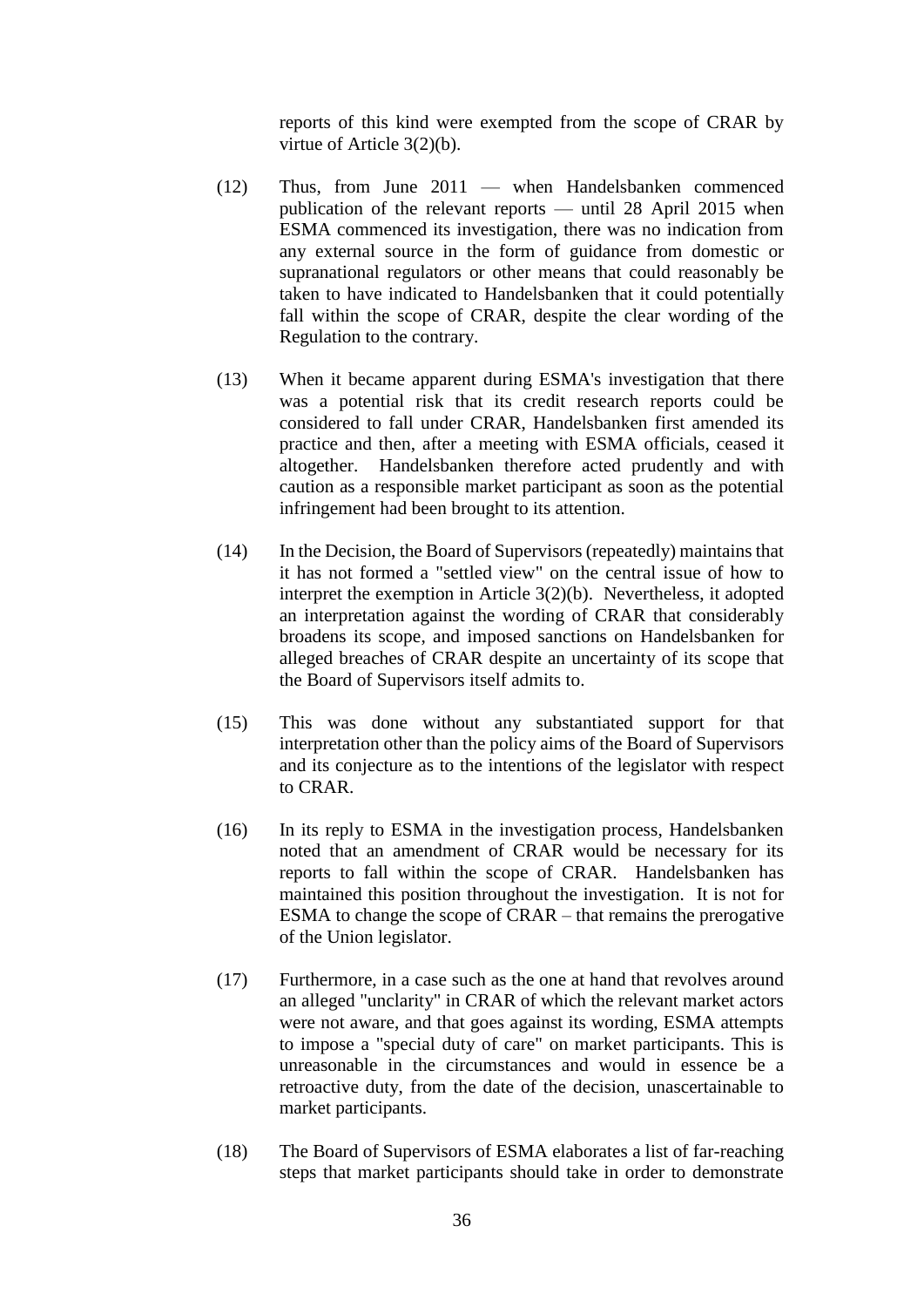reports of this kind were exempted from the scope of CRAR by virtue of Article 3(2)(b).

(12) Thus, from June 2011 — when Handelsbanken commenced publication of the relevant reports — until 28 April 2015 when ESMA commenced its investigation, there was no indication from any external source in the form of guidance from domestic or supranational regulators or other means that could reasonably be taken to have indicated to Handelsbanken that it could potentially fall within the scope of CRAR, despite the clear wording of the Regulation to the contrary.

(13) When it became apparent during ESMA's investigation that there was a potential risk that its credit research reports could be considered to fall under CRAR, Handelsbanken first amended its practice and then, after a meeting with ESMA officials, ceased it altogether. Handelsbanken therefore acted prudently and with caution as a responsible market participant as soon as the potential infringement had been brought to its attention.

(14) In the Decision, the Board of Supervisors (repeatedly) maintains that it has not formed a "settled view" on the central issue of how to interpret the exemption in Article 3(2)(b). Nevertheless, it adopted an interpretation against the wording of CRAR that considerably broadens its scope, and imposed sanctions on Handelsbanken for alleged breaches of CRAR despite an uncertainty of its scope that the Board of Supervisors itself admits to.

(15) This was done without any substantiated support for that interpretation other than the policy aims of the Board of Supervisors and its conjecture as to the intentions of the legislator with respect to CRAR.

(16) In its reply to ESMA in the investigation process, Handelsbanken noted that an amendment of CRAR would be necessary for its reports to fall within the scope of CRAR. Handelsbanken has maintained this position throughout the investigation. It is not for ESMA to change the scope of CRAR – that remains the prerogative of the Union legislator.

(17) Furthermore, in a case such as the one at hand that revolves around an alleged "unclarity" in CRAR of which the relevant market actors were not aware, and that goes against its wording, ESMA attempts to impose a "special duty of care" on market participants. This is unreasonable in the circumstances and would in essence be a retroactive duty, from the date of the decision, unascertainable to market participants.

(18) The Board of Supervisors of ESMA elaborates a list of far-reaching steps that market participants should take in order to demonstrate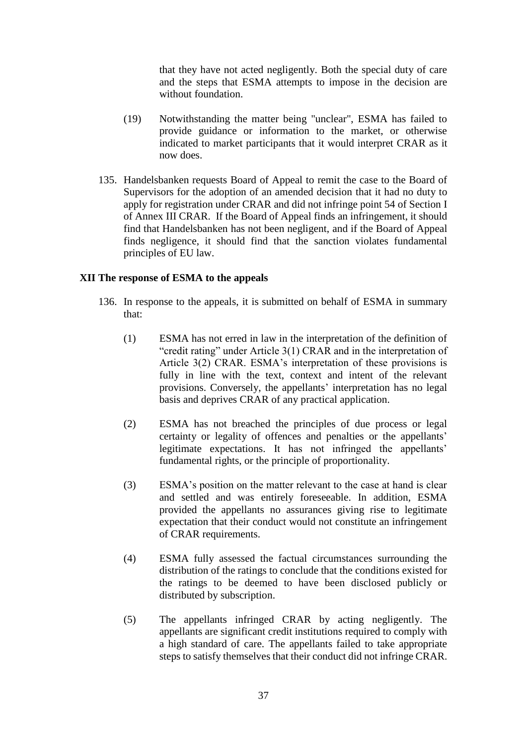that they have not acted negligently. Both the special duty of care and the steps that ESMA attempts to impose in the decision are without foundation.

(19) Notwithstanding the matter being "unclear", ESMA has failed to provide guidance or information to the market, or otherwise indicated to market participants that it would interpret CRAR as it now does.

135. Handelsbanken requests Board of Appeal to remit the case to the Board of Supervisors for the adoption of an amended decision that it had no duty to apply for registration under CRAR and did not infringe point 54 of Section I of Annex III CRAR. If the Board of Appeal finds an infringement, it should find that Handelsbanken has not been negligent, and if the Board of Appeal finds negligence, it should find that the sanction violates fundamental principles of EU law.

**XII The response of ESMA to the appeals**

136. In response to the appeals, it is submitted on behalf of ESMA in summary that:

(1) ESMA has not erred in law in the interpretation of the definition of "credit rating" under Article 3(1) CRAR and in the interpretation of Article 3(2) CRAR. ESMA's interpretation of these provisions is fully in line with the text, context and intent of the relevant provisions. Conversely, the appellants' interpretation has no legal basis and deprives CRAR of any practical application.

(2) ESMA has not breached the principles of due process or legal certainty or legality of offences and penalties or the appellants' legitimate expectations. It has not infringed the appellants' fundamental rights, or the principle of proportionality.

(3) ESMA's position on the matter relevant to the case at hand is clear and settled and was entirely foreseeable. In addition, ESMA provided the appellants no assurances giving rise to legitimate expectation that their conduct would not constitute an infringement of CRAR requirements.

(4) ESMA fully assessed the factual circumstances surrounding the distribution of the ratings to conclude that the conditions existed for the ratings to be deemed to have been disclosed publicly or distributed by subscription.

(5) The appellants infringed CRAR by acting negligently. The appellants are significant credit institutions required to comply with a high standard of care. The appellants failed to take appropriate steps to satisfy themselves that their conduct did not infringe CRAR.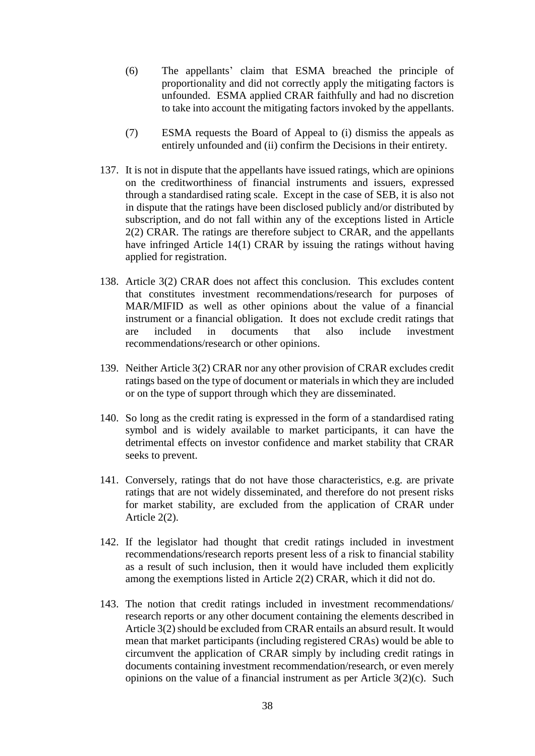(6) The appellants' claim that ESMA breached the principle of proportionality and did not correctly apply the mitigating factors is unfounded. ESMA applied CRAR faithfully and had no discretion to take into account the mitigating factors invoked by the appellants.

(7) ESMA requests the Board of Appeal to (i) dismiss the appeals as entirely unfounded and (ii) confirm the Decisions in their entirety.

137. It is not in dispute that the appellants have issued ratings, which are opinions on the creditworthiness of financial instruments and issuers, expressed through a standardised rating scale. Except in the case of SEB, it is also not in dispute that the ratings have been disclosed publicly and/or distributed by subscription, and do not fall within any of the exceptions listed in Article 2(2) CRAR. The ratings are therefore subject to CRAR, and the appellants have infringed Article 14(1) CRAR by issuing the ratings without having applied for registration.

138. Article 3(2) CRAR does not affect this conclusion. This excludes content that constitutes investment recommendations/research for purposes of MAR/MIFID as well as other opinions about the value of a financial instrument or a financial obligation. It does not exclude credit ratings that are included in documents that also include investment recommendations/research or other opinions.

139. Neither Article 3(2) CRAR nor any other provision of CRAR excludes credit ratings based on the type of document or materials in which they are included or on the type of support through which they are disseminated.

140. So long as the credit rating is expressed in the form of a standardised rating symbol and is widely available to market participants, it can have the detrimental effects on investor confidence and market stability that CRAR seeks to prevent.

141. Conversely, ratings that do not have those characteristics, e.g. are private ratings that are not widely disseminated, and therefore do not present risks for market stability, are excluded from the application of CRAR under Article 2(2).

142. If the legislator had thought that credit ratings included in investment recommendations/research reports present less of a risk to financial stability as a result of such inclusion, then it would have included them explicitly among the exemptions listed in Article 2(2) CRAR, which it did not do.

143. The notion that credit ratings included in investment recommendations/ research reports or any other document containing the elements described in Article 3(2) should be excluded from CRAR entails an absurd result. It would mean that market participants (including registered CRAs) would be able to circumvent the application of CRAR simply by including credit ratings in documents containing investment recommendation/research, or even merely opinions on the value of a financial instrument as per Article 3(2)(c). Such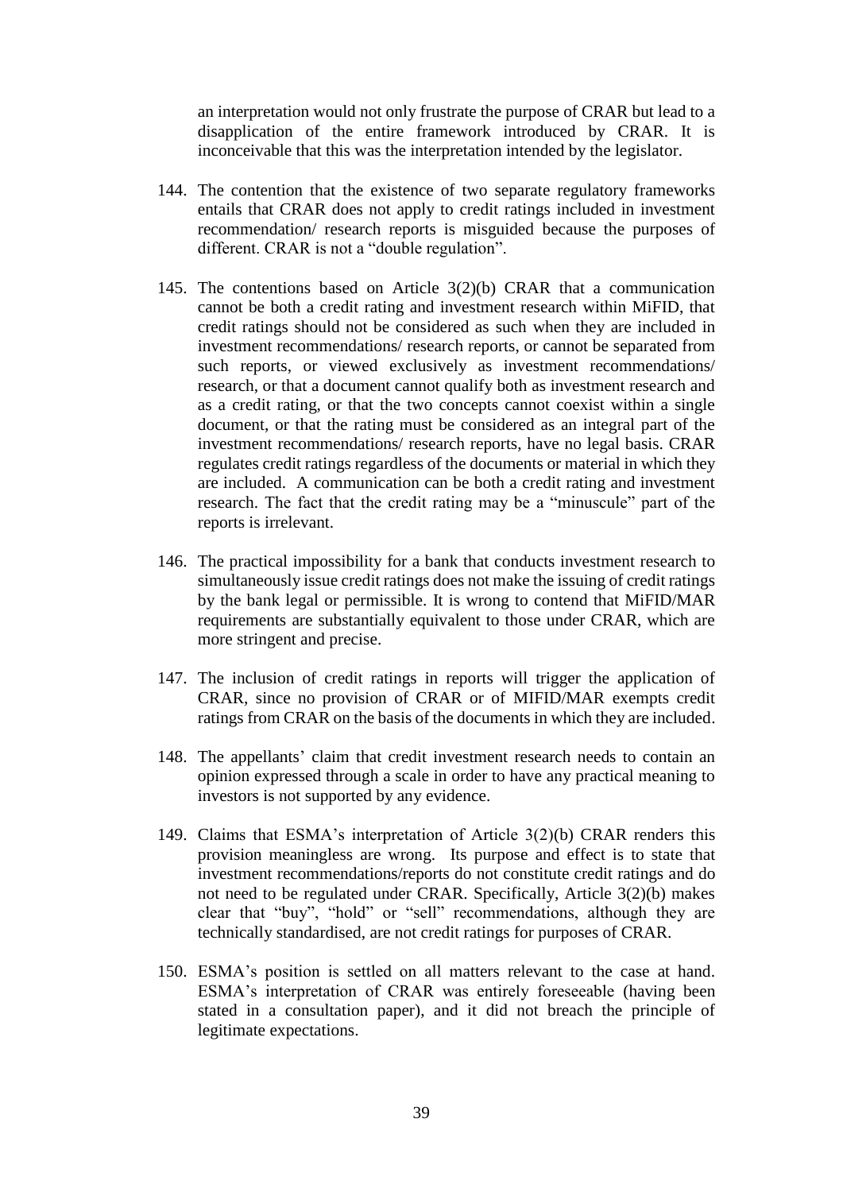an interpretation would not only frustrate the purpose of CRAR but lead to a disapplication of the entire framework introduced by CRAR. It is inconceivable that this was the interpretation intended by the legislator.

144. The contention that the existence of two separate regulatory frameworks entails that CRAR does not apply to credit ratings included in investment recommendation/ research reports is misguided because the purposes of different. CRAR is not a "double regulation".

145. The contentions based on Article 3(2)(b) CRAR that a communication cannot be both a credit rating and investment research within MiFID, that credit ratings should not be considered as such when they are included in investment recommendations/ research reports, or cannot be separated from such reports, or viewed exclusively as investment recommendations/ research, or that a document cannot qualify both as investment research and as a credit rating, or that the two concepts cannot coexist within a single document, or that the rating must be considered as an integral part of the investment recommendations/ research reports, have no legal basis. CRAR regulates credit ratings regardless of the documents or material in which they are included. A communication can be both a credit rating and investment research. The fact that the credit rating may be a "minuscule" part of the reports is irrelevant.

146. The practical impossibility for a bank that conducts investment research to simultaneously issue credit ratings does not make the issuing of credit ratings by the bank legal or permissible. It is wrong to contend that MiFID/MAR requirements are substantially equivalent to those under CRAR, which are more stringent and precise.

147. The inclusion of credit ratings in reports will trigger the application of CRAR, since no provision of CRAR or of MIFID/MAR exempts credit ratings from CRAR on the basis of the documents in which they are included.

148. The appellants' claim that credit investment research needs to contain an opinion expressed through a scale in order to have any practical meaning to investors is not supported by any evidence.

149. Claims that ESMA's interpretation of Article 3(2)(b) CRAR renders this provision meaningless are wrong. Its purpose and effect is to state that investment recommendations/reports do not constitute credit ratings and do not need to be regulated under CRAR. Specifically, Article 3(2)(b) makes clear that "buy", "hold" or "sell" recommendations, although they are technically standardised, are not credit ratings for purposes of CRAR.

150. ESMA's position is settled on all matters relevant to the case at hand. ESMA's interpretation of CRAR was entirely foreseeable (having been stated in a consultation paper), and it did not breach the principle of legitimate expectations.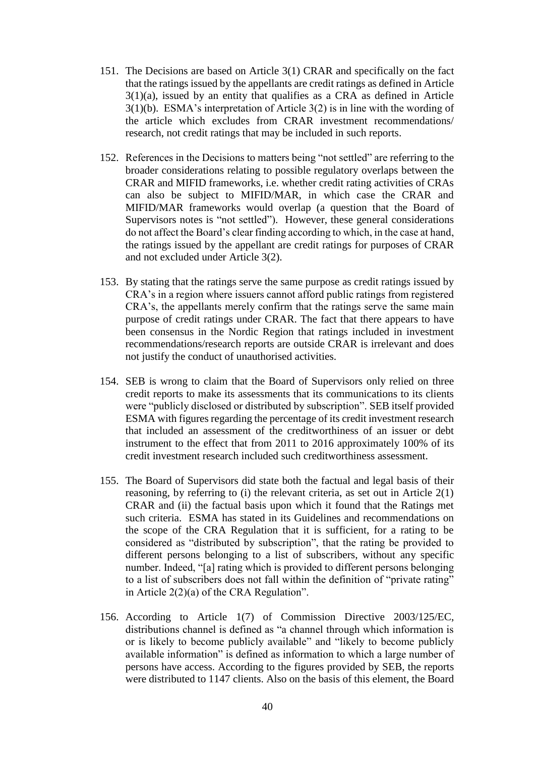151. The Decisions are based on Article 3(1) CRAR and specifically on the fact that the ratings issued by the appellants are credit ratings as defined in Article 3(1)(a), issued by an entity that qualifies as a CRA as defined in Article 3(1)(b). ESMA's interpretation of Article 3(2) is in line with the wording of the article which excludes from CRAR investment recommendations/ research, not credit ratings that may be included in such reports.

152. References in the Decisions to matters being "not settled" are referring to the broader considerations relating to possible regulatory overlaps between the CRAR and MIFID frameworks, i.e. whether credit rating activities of CRAs can also be subject to MIFID/MAR, in which case the CRAR and MIFID/MAR frameworks would overlap (a question that the Board of Supervisors notes is "not settled"). However, these general considerations do not affect the Board's clear finding according to which, in the case at hand, the ratings issued by the appellant are credit ratings for purposes of CRAR and not excluded under Article 3(2).

153. By stating that the ratings serve the same purpose as credit ratings issued by CRA's in a region where issuers cannot afford public ratings from registered CRA's, the appellants merely confirm that the ratings serve the same main purpose of credit ratings under CRAR. The fact that there appears to have been consensus in the Nordic Region that ratings included in investment recommendations/research reports are outside CRAR is irrelevant and does not justify the conduct of unauthorised activities.

154. SEB is wrong to claim that the Board of Supervisors only relied on three credit reports to make its assessments that its communications to its clients were "publicly disclosed or distributed by subscription". SEB itself provided ESMA with figures regarding the percentage of its credit investment research that included an assessment of the creditworthiness of an issuer or debt instrument to the effect that from 2011 to 2016 approximately 100% of its credit investment research included such creditworthiness assessment.

155. The Board of Supervisors did state both the factual and legal basis of their reasoning, by referring to (i) the relevant criteria, as set out in Article 2(1) CRAR and (ii) the factual basis upon which it found that the Ratings met such criteria. ESMA has stated in its Guidelines and recommendations on the scope of the CRA Regulation that it is sufficient, for a rating to be considered as "distributed by subscription", that the rating be provided to different persons belonging to a list of subscribers, without any specific number. Indeed, "[a] rating which is provided to different persons belonging to a list of subscribers does not fall within the definition of "private rating" in Article 2(2)(a) of the CRA Regulation".

156. According to Article 1(7) of Commission Directive 2003/125/EC, distributions channel is defined as "a channel through which information is or is likely to become publicly available" and "likely to become publicly available information" is defined as information to which a large number of persons have access. According to the figures provided by SEB, the reports were distributed to 1147 clients. Also on the basis of this element, the Board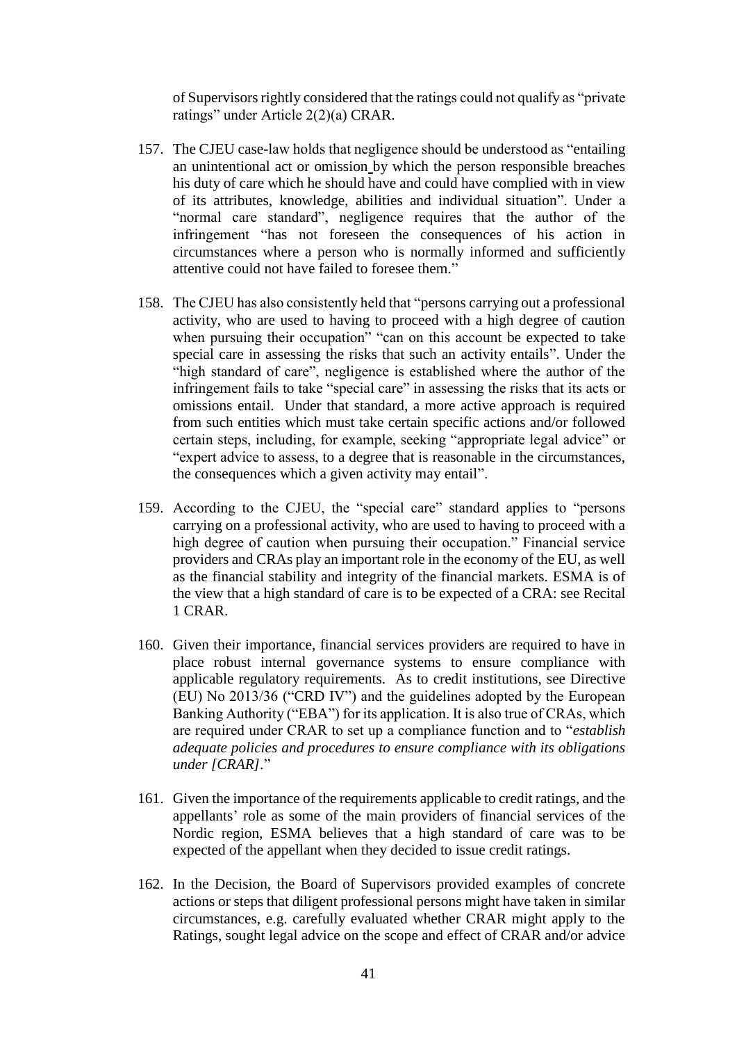of Supervisors rightly considered that the ratings could not qualify as "private ratings" under Article 2(2)(a) CRAR.

157. The CJEU case-law holds that negligence should be understood as "entailing an unintentional act or omission by which the person responsible breaches his duty of care which he should have and could have complied with in view of its attributes, knowledge, abilities and individual situation". Under a "normal care standard", negligence requires that the author of the infringement "has not foreseen the consequences of his action in circumstances where a person who is normally informed and sufficiently attentive could not have failed to foresee them."

158. The CJEU has also consistently held that "persons carrying out a professional activity, who are used to having to proceed with a high degree of caution when pursuing their occupation" "can on this account be expected to take special care in assessing the risks that such an activity entails". Under the "high standard of care", negligence is established where the author of the infringement fails to take "special care" in assessing the risks that its acts or omissions entail. Under that standard, a more active approach is required from such entities which must take certain specific actions and/or followed certain steps, including, for example, seeking "appropriate legal advice" or "expert advice to assess, to a degree that is reasonable in the circumstances, the consequences which a given activity may entail".

159. According to the CJEU, the "special care" standard applies to "persons carrying on a professional activity, who are used to having to proceed with a high degree of caution when pursuing their occupation." Financial service providers and CRAs play an important role in the economy of the EU, as well as the financial stability and integrity of the financial markets. ESMA is of the view that a high standard of care is to be expected of a CRA: see Recital 1 CRAR.

160. Given their importance, financial services providers are required to have in place robust internal governance systems to ensure compliance with applicable regulatory requirements. As to credit institutions, see Directive (EU) No 2013/36 ("CRD IV") and the guidelines adopted by the European Banking Authority ("EBA") for its application. It is also true of CRAs, which are required under CRAR to set up a compliance function and to "*establish adequate policies and procedures to ensure compliance with its obligations under [CRAR]*."

161. Given the importance of the requirements applicable to credit ratings, and the appellants' role as some of the main providers of financial services of the Nordic region, ESMA believes that a high standard of care was to be expected of the appellant when they decided to issue credit ratings.

162. In the Decision, the Board of Supervisors provided examples of concrete actions or steps that diligent professional persons might have taken in similar circumstances, e.g. carefully evaluated whether CRAR might apply to the Ratings, sought legal advice on the scope and effect of CRAR and/or advice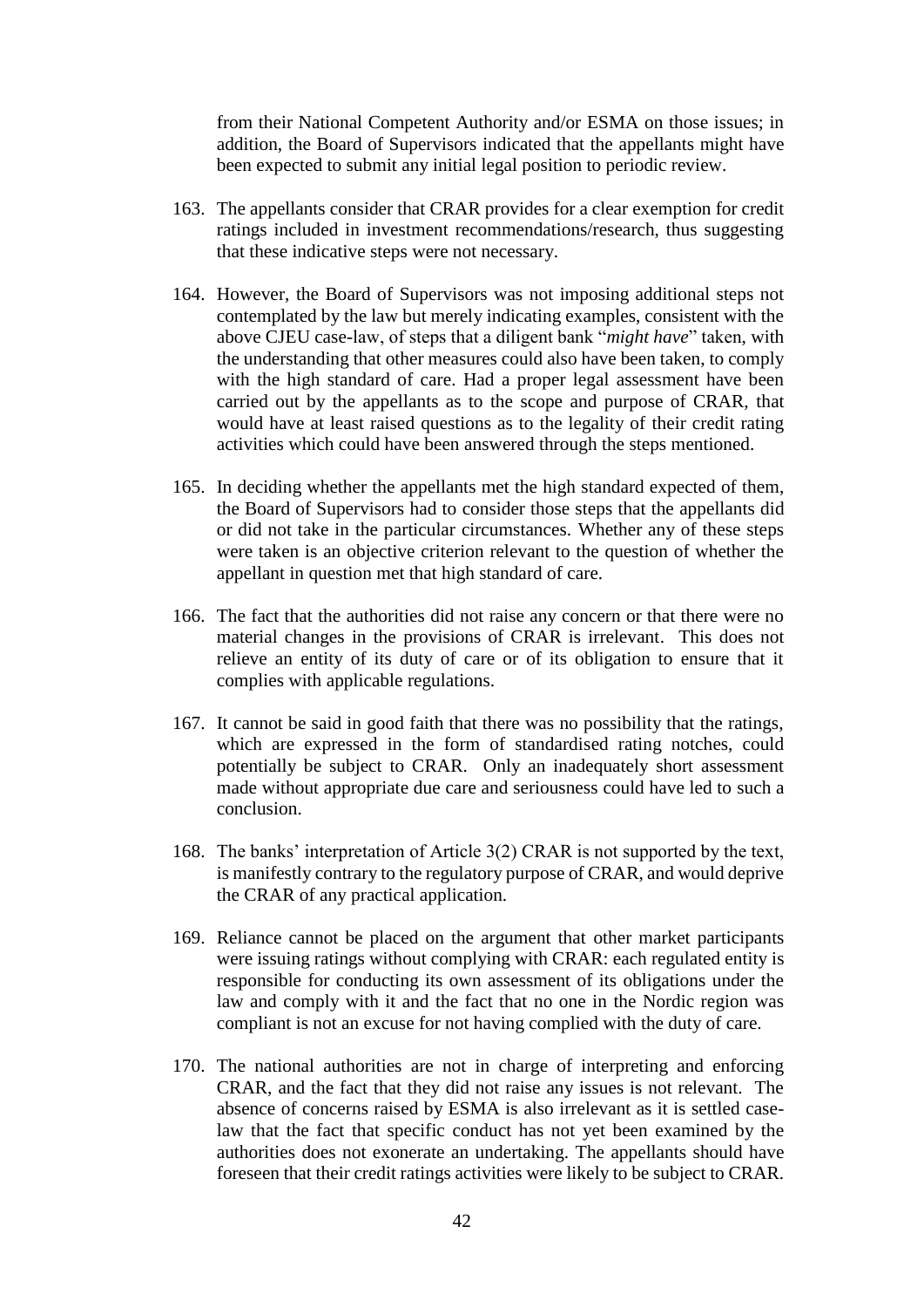from their National Competent Authority and/or ESMA on those issues; in addition, the Board of Supervisors indicated that the appellants might have been expected to submit any initial legal position to periodic review.

163. The appellants consider that CRAR provides for a clear exemption for credit ratings included in investment recommendations/research, thus suggesting that these indicative steps were not necessary.

164. However, the Board of Supervisors was not imposing additional steps not contemplated by the law but merely indicating examples, consistent with the above CJEU case-law, of steps that a diligent bank "*might have*" taken, with the understanding that other measures could also have been taken, to comply with the high standard of care. Had a proper legal assessment have been carried out by the appellants as to the scope and purpose of CRAR, that would have at least raised questions as to the legality of their credit rating activities which could have been answered through the steps mentioned.

165. In deciding whether the appellants met the high standard expected of them, the Board of Supervisors had to consider those steps that the appellants did or did not take in the particular circumstances. Whether any of these steps were taken is an objective criterion relevant to the question of whether the appellant in question met that high standard of care.

166. The fact that the authorities did not raise any concern or that there were no material changes in the provisions of CRAR is irrelevant. This does not relieve an entity of its duty of care or of its obligation to ensure that it complies with applicable regulations.

167. It cannot be said in good faith that there was no possibility that the ratings, which are expressed in the form of standardised rating notches, could potentially be subject to CRAR. Only an inadequately short assessment made without appropriate due care and seriousness could have led to such a conclusion.

168. The banks' interpretation of Article 3(2) CRAR is not supported by the text, is manifestly contrary to the regulatory purpose of CRAR, and would deprive the CRAR of any practical application.

169. Reliance cannot be placed on the argument that other market participants were issuing ratings without complying with CRAR: each regulated entity is responsible for conducting its own assessment of its obligations under the law and comply with it and the fact that no one in the Nordic region was compliant is not an excuse for not having complied with the duty of care.

170. The national authorities are not in charge of interpreting and enforcing CRAR, and the fact that they did not raise any issues is not relevant. The absence of concerns raised by ESMA is also irrelevant as it is settled case-law that the fact that specific conduct has not yet been examined by the authorities does not exonerate an undertaking. The appellants should have foreseen that their credit ratings activities were likely to be subject to CRAR.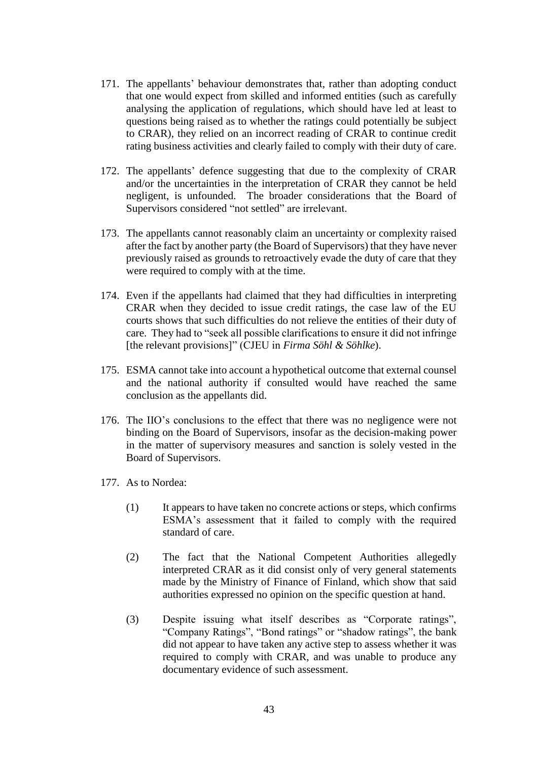171. The appellants' behaviour demonstrates that, rather than adopting conduct that one would expect from skilled and informed entities (such as carefully analysing the application of regulations, which should have led at least to questions being raised as to whether the ratings could potentially be subject to CRAR), they relied on an incorrect reading of CRAR to continue credit rating business activities and clearly failed to comply with their duty of care.

172. The appellants' defence suggesting that due to the complexity of CRAR and/or the uncertainties in the interpretation of CRAR they cannot be held negligent, is unfounded. The broader considerations that the Board of Supervisors considered "not settled" are irrelevant.

173. The appellants cannot reasonably claim an uncertainty or complexity raised after the fact by another party (the Board of Supervisors) that they have never previously raised as grounds to retroactively evade the duty of care that they were required to comply with at the time.

174. Even if the appellants had claimed that they had difficulties in interpreting CRAR when they decided to issue credit ratings, the case law of the EU courts shows that such difficulties do not relieve the entities of their duty of care. They had to "seek all possible clarifications to ensure it did not infringe [the relevant provisions]" (CJEU in *Firma Söhl & Söhlke*).

175. ESMA cannot take into account a hypothetical outcome that external counsel and the national authority if consulted would have reached the same conclusion as the appellants did.

176. The IIO's conclusions to the effect that there was no negligence were not binding on the Board of Supervisors, insofar as the decision-making power in the matter of supervisory measures and sanction is solely vested in the Board of Supervisors.

177. As to Nordea:

    (1) It appears to have taken no concrete actions or steps, which confirms ESMA's assessment that it failed to comply with the required standard of care.

    (2) The fact that the National Competent Authorities allegedly interpreted CRAR as it did consist only of very general statements made by the Ministry of Finance of Finland, which show that said authorities expressed no opinion on the specific question at hand.

    (3) Despite issuing what itself describes as "Corporate ratings", "Company Ratings", "Bond ratings" or "shadow ratings", the bank did not appear to have taken any active step to assess whether it was required to comply with CRAR, and was unable to produce any documentary evidence of such assessment.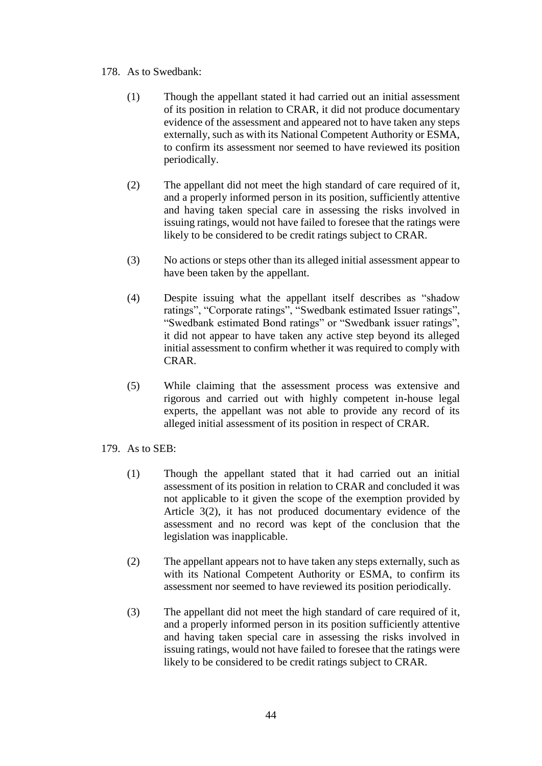178. As to Swedbank:

(1) Though the appellant stated it had carried out an initial assessment of its position in relation to CRAR, it did not produce documentary evidence of the assessment and appeared not to have taken any steps externally, such as with its National Competent Authority or ESMA, to confirm its assessment nor seemed to have reviewed its position periodically.

(2) The appellant did not meet the high standard of care required of it, and a properly informed person in its position, sufficiently attentive and having taken special care in assessing the risks involved in issuing ratings, would not have failed to foresee that the ratings were likely to be considered to be credit ratings subject to CRAR.

(3) No actions or steps other than its alleged initial assessment appear to have been taken by the appellant.

(4) Despite issuing what the appellant itself describes as "shadow ratings", "Corporate ratings", "Swedbank estimated Issuer ratings", "Swedbank estimated Bond ratings" or "Swedbank issuer ratings", it did not appear to have taken any active step beyond its alleged initial assessment to confirm whether it was required to comply with CRAR.

(5) While claiming that the assessment process was extensive and rigorous and carried out with highly competent in-house legal experts, the appellant was not able to provide any record of its alleged initial assessment of its position in respect of CRAR.

179. As to SEB:

(1) Though the appellant stated that it had carried out an initial assessment of its position in relation to CRAR and concluded it was not applicable to it given the scope of the exemption provided by Article 3(2), it has not produced documentary evidence of the assessment and no record was kept of the conclusion that the legislation was inapplicable.

(2) The appellant appears not to have taken any steps externally, such as with its National Competent Authority or ESMA, to confirm its assessment nor seemed to have reviewed its position periodically.

(3) The appellant did not meet the high standard of care required of it, and a properly informed person in its position sufficiently attentive and having taken special care in assessing the risks involved in issuing ratings, would not have failed to foresee that the ratings were likely to be considered to be credit ratings subject to CRAR.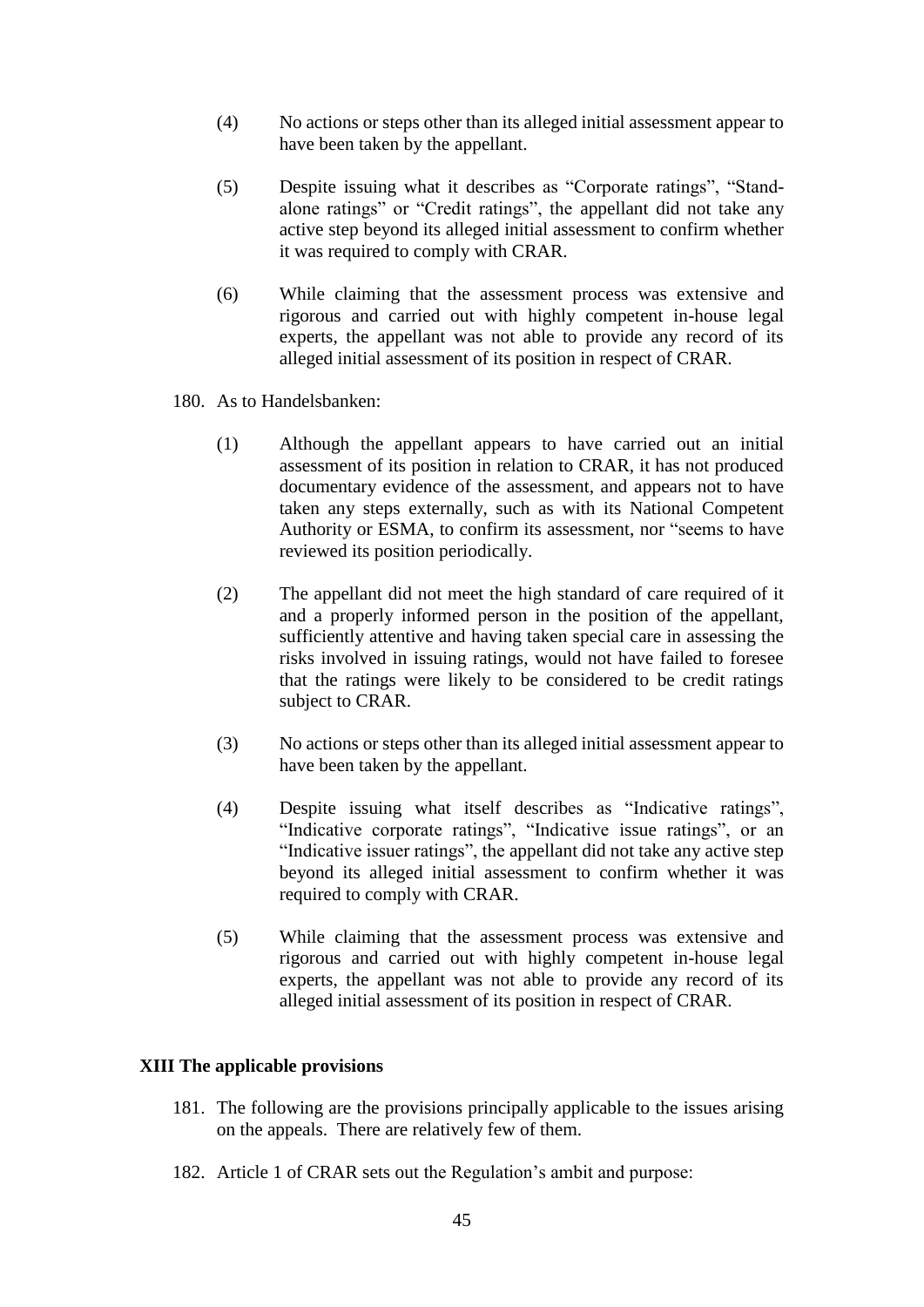(4) No actions or steps other than its alleged initial assessment appear to have been taken by the appellant.

(5) Despite issuing what it describes as "Corporate ratings", "Stand-alone ratings" or "Credit ratings", the appellant did not take any active step beyond its alleged initial assessment to confirm whether it was required to comply with CRAR.

(6) While claiming that the assessment process was extensive and rigorous and carried out with highly competent in-house legal experts, the appellant was not able to provide any record of its alleged initial assessment of its position in respect of CRAR.

180. As to Handelsbanken:

(1) Although the appellant appears to have carried out an initial assessment of its position in relation to CRAR, it has not produced documentary evidence of the assessment, and appears not to have taken any steps externally, such as with its National Competent Authority or ESMA, to confirm its assessment, nor "seems to have reviewed its position periodically.

(2) The appellant did not meet the high standard of care required of it and a properly informed person in the position of the appellant, sufficiently attentive and having taken special care in assessing the risks involved in issuing ratings, would not have failed to foresee that the ratings were likely to be considered to be credit ratings subject to CRAR.

(3) No actions or steps other than its alleged initial assessment appear to have been taken by the appellant.

(4) Despite issuing what itself describes as "Indicative ratings", "Indicative corporate ratings", "Indicative issue ratings", or an "Indicative issuer ratings", the appellant did not take any active step beyond its alleged initial assessment to confirm whether it was required to comply with CRAR.

(5) While claiming that the assessment process was extensive and rigorous and carried out with highly competent in-house legal experts, the appellant was not able to provide any record of its alleged initial assessment of its position in respect of CRAR.

## XIII The applicable provisions

181. The following are the provisions principally applicable to the issues arising on the appeals. There are relatively few of them.

182. Article 1 of CRAR sets out the Regulation's ambit and purpose: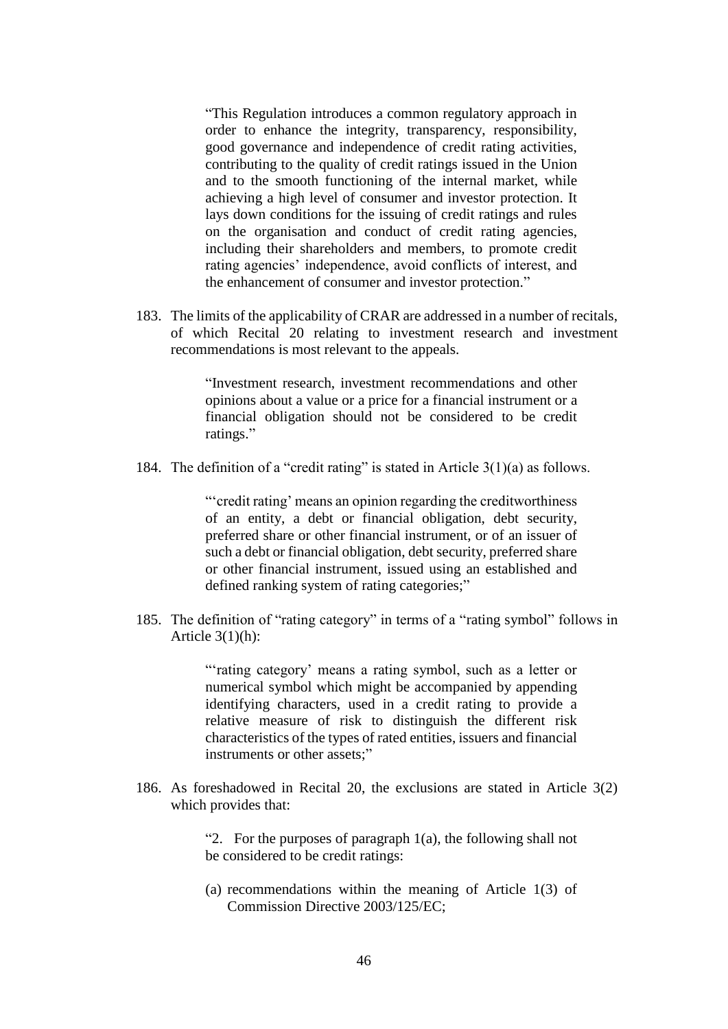> "This Regulation introduces a common regulatory approach in order to enhance the integrity, transparency, responsibility, good governance and independence of credit rating activities, contributing to the quality of credit ratings issued in the Union and to the smooth functioning of the internal market, while achieving a high level of consumer and investor protection. It lays down conditions for the issuing of credit ratings and rules on the organisation and conduct of credit rating agencies, including their shareholders and members, to promote credit rating agencies' independence, avoid conflicts of interest, and the enhancement of consumer and investor protection."

183. The limits of the applicability of CRAR are addressed in a number of recitals, of which Recital 20 relating to investment research and investment recommendations is most relevant to the appeals.

> "Investment research, investment recommendations and other opinions about a value or a price for a financial instrument or a financial obligation should not be considered to be credit ratings."

184. The definition of a "credit rating" is stated in Article 3(1)(a) as follows.

> "'credit rating' means an opinion regarding the creditworthiness of an entity, a debt or financial obligation, debt security, preferred share or other financial instrument, or of an issuer of such a debt or financial obligation, debt security, preferred share or other financial instrument, issued using an established and defined ranking system of rating categories;"

185. The definition of "rating category" in terms of a "rating symbol" follows in Article 3(1)(h):

> "'rating category' means a rating symbol, such as a letter or numerical symbol which might be accompanied by appending identifying characters, used in a credit rating to provide a relative measure of risk to distinguish the different risk characteristics of the types of rated entities, issuers and financial instruments or other assets;"

186. As foreshadowed in Recital 20, the exclusions are stated in Article 3(2) which provides that:

> "2. For the purposes of paragraph 1(a), the following shall not be considered to be credit ratings:
>
> (a) recommendations within the meaning of Article 1(3) of Commission Directive 2003/125/EC;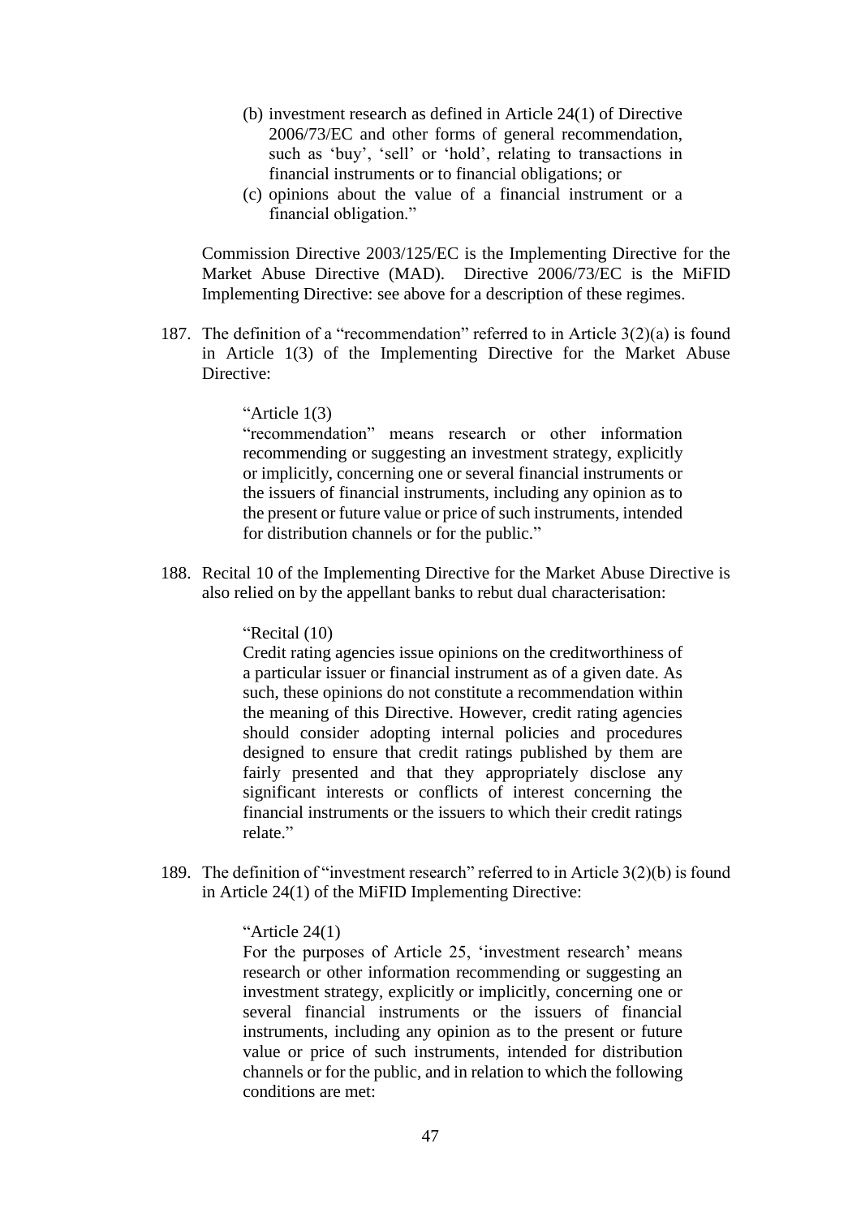(b) investment research as defined in Article 24(1) of Directive 2006/73/EC and other forms of general recommendation, such as 'buy', 'sell' or 'hold', relating to transactions in financial instruments or to financial obligations; or

(c) opinions about the value of a financial instrument or a financial obligation."

Commission Directive 2003/125/EC is the Implementing Directive for the Market Abuse Directive (MAD). Directive 2006/73/EC is the MiFID Implementing Directive: see above for a description of these regimes.

187. The definition of a "recommendation" referred to in Article 3(2)(a) is found in Article 1(3) of the Implementing Directive for the Market Abuse Directive:

> "Article 1(3)
> "recommendation" means research or other information recommending or suggesting an investment strategy, explicitly or implicitly, concerning one or several financial instruments or the issuers of financial instruments, including any opinion as to the present or future value or price of such instruments, intended for distribution channels or for the public."

188. Recital 10 of the Implementing Directive for the Market Abuse Directive is also relied on by the appellant banks to rebut dual characterisation:

> "Recital (10)
> Credit rating agencies issue opinions on the creditworthiness of a particular issuer or financial instrument as of a given date. As such, these opinions do not constitute a recommendation within the meaning of this Directive. However, credit rating agencies should consider adopting internal policies and procedures designed to ensure that credit ratings published by them are fairly presented and that they appropriately disclose any significant interests or conflicts of interest concerning the financial instruments or the issuers to which their credit ratings relate."

189. The definition of "investment research" referred to in Article 3(2)(b) is found in Article 24(1) of the MiFID Implementing Directive:

> "Article 24(1)
> For the purposes of Article 25, 'investment research' means research or other information recommending or suggesting an investment strategy, explicitly or implicitly, concerning one or several financial instruments or the issuers of financial instruments, including any opinion as to the present or future value or price of such instruments, intended for distribution channels or for the public, and in relation to which the following conditions are met: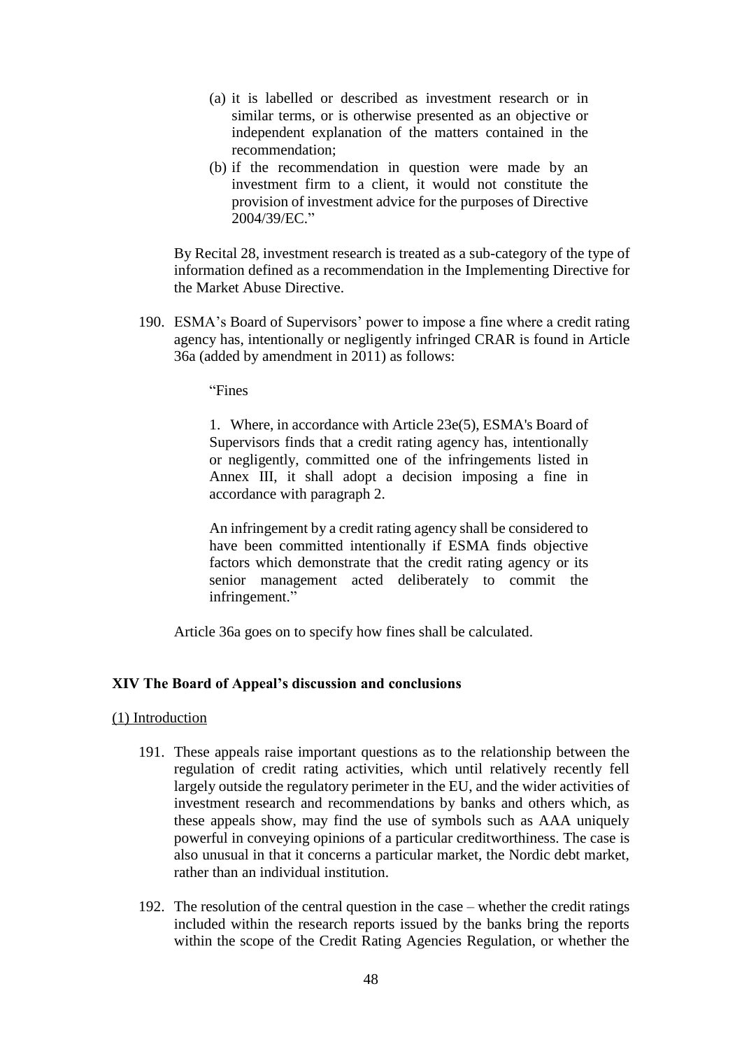(a) it is labelled or described as investment research or in similar terms, or is otherwise presented as an objective or independent explanation of the matters contained in the recommendation;

(b) if the recommendation in question were made by an investment firm to a client, it would not constitute the provision of investment advice for the purposes of Directive 2004/39/EC."

By Recital 28, investment research is treated as a sub-category of the type of information defined as a recommendation in the Implementing Directive for the Market Abuse Directive.

190. ESMA's Board of Supervisors' power to impose a fine where a credit rating agency has, intentionally or negligently infringed CRAR is found in Article 36a (added by amendment in 2011) as follows:

> "Fines
>
> 1. Where, in accordance with Article 23e(5), ESMA's Board of Supervisors finds that a credit rating agency has, intentionally or negligently, committed one of the infringements listed in Annex III, it shall adopt a decision imposing a fine in accordance with paragraph 2.
>
> An infringement by a credit rating agency shall be considered to have been committed intentionally if ESMA finds objective factors which demonstrate that the credit rating agency or its senior management acted deliberately to commit the infringement."

Article 36a goes on to specify how fines shall be calculated.

## XIV The Board of Appeal's discussion and conclusions

### (1) Introduction

191. These appeals raise important questions as to the relationship between the regulation of credit rating activities, which until relatively recently fell largely outside the regulatory perimeter in the EU, and the wider activities of investment research and recommendations by banks and others which, as these appeals show, may find the use of symbols such as AAA uniquely powerful in conveying opinions of a particular creditworthiness. The case is also unusual in that it concerns a particular market, the Nordic debt market, rather than an individual institution.

192. The resolution of the central question in the case – whether the credit ratings included within the research reports issued by the banks bring the reports within the scope of the Credit Rating Agencies Regulation, or whether the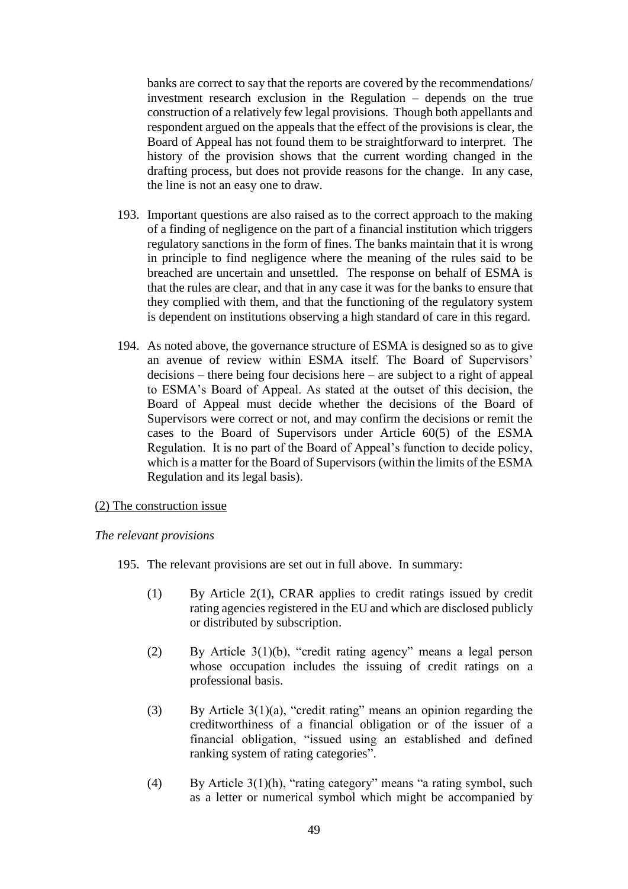banks are correct to say that the reports are covered by the recommendations/ investment research exclusion in the Regulation – depends on the true construction of a relatively few legal provisions. Though both appellants and respondent argued on the appeals that the effect of the provisions is clear, the Board of Appeal has not found them to be straightforward to interpret. The history of the provision shows that the current wording changed in the drafting process, but does not provide reasons for the change. In any case, the line is not an easy one to draw.

193. Important questions are also raised as to the correct approach to the making of a finding of negligence on the part of a financial institution which triggers regulatory sanctions in the form of fines. The banks maintain that it is wrong in principle to find negligence where the meaning of the rules said to be breached are uncertain and unsettled. The response on behalf of ESMA is that the rules are clear, and that in any case it was for the banks to ensure that they complied with them, and that the functioning of the regulatory system is dependent on institutions observing a high standard of care in this regard.

194. As noted above, the governance structure of ESMA is designed so as to give an avenue of review within ESMA itself. The Board of Supervisors' decisions – there being four decisions here – are subject to a right of appeal to ESMA's Board of Appeal. As stated at the outset of this decision, the Board of Appeal must decide whether the decisions of the Board of Supervisors were correct or not, and may confirm the decisions or remit the cases to the Board of Supervisors under Article 60(5) of the ESMA Regulation. It is no part of the Board of Appeal's function to decide policy, which is a matter for the Board of Supervisors (within the limits of the ESMA Regulation and its legal basis).

<u>(2) The construction issue</u>

*The relevant provisions*

195. The relevant provisions are set out in full above. In summary:

    (1) By Article 2(1), CRAR applies to credit ratings issued by credit rating agencies registered in the EU and which are disclosed publicly or distributed by subscription.

    (2) By Article 3(1)(b), "credit rating agency" means a legal person whose occupation includes the issuing of credit ratings on a professional basis.

    (3) By Article 3(1)(a), "credit rating" means an opinion regarding the creditworthiness of a financial obligation or of the issuer of a financial obligation, "issued using an established and defined ranking system of rating categories".

    (4) By Article 3(1)(h), "rating category" means "a rating symbol, such as a letter or numerical symbol which might be accompanied by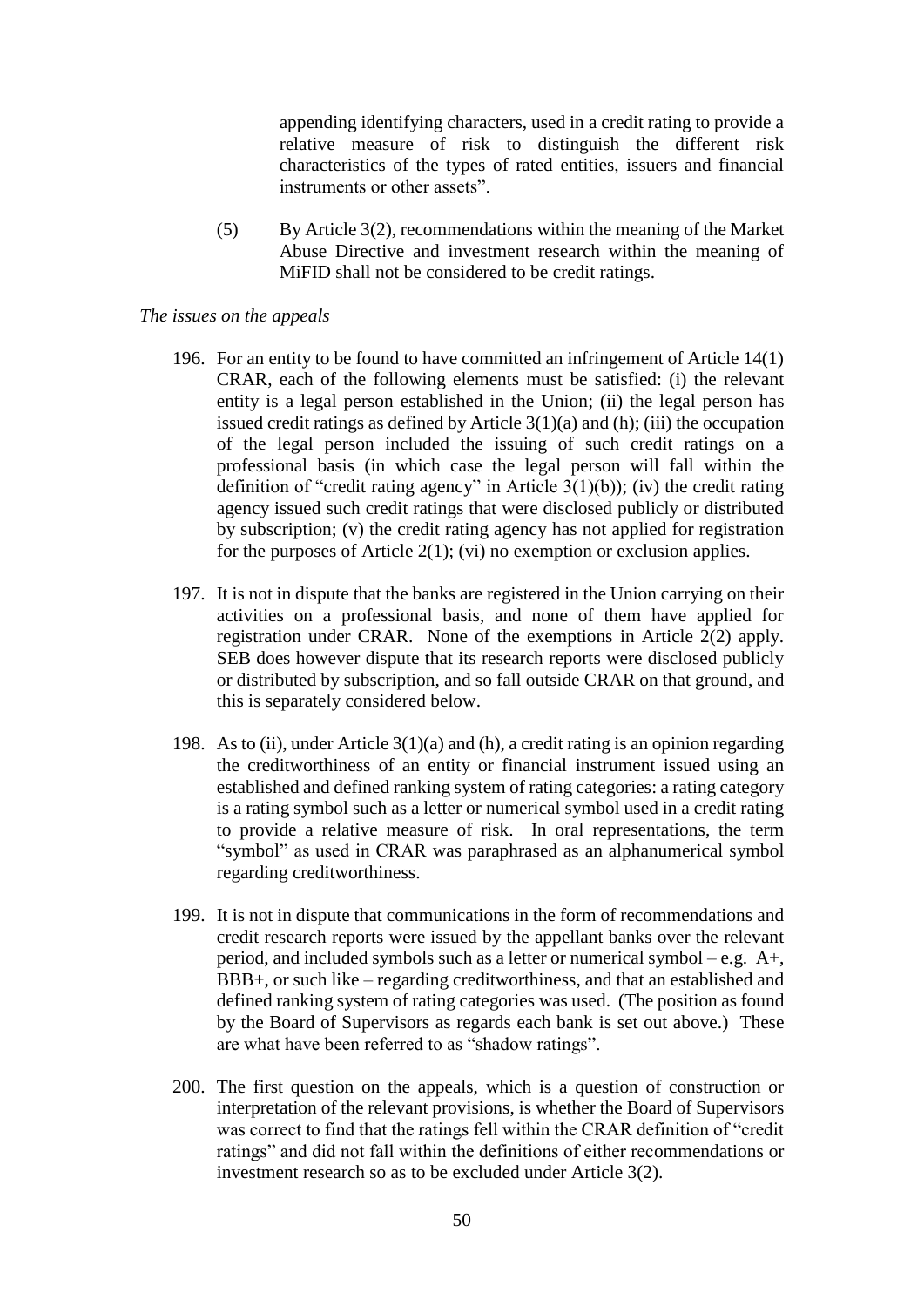appending identifying characters, used in a credit rating to provide a relative measure of risk to distinguish the different risk characteristics of the types of rated entities, issuers and financial instruments or other assets".

(5) By Article 3(2), recommendations within the meaning of the Market Abuse Directive and investment research within the meaning of MiFID shall not be considered to be credit ratings.

*The issues on the appeals*

196. For an entity to be found to have committed an infringement of Article 14(1) CRAR, each of the following elements must be satisfied: (i) the relevant entity is a legal person established in the Union; (ii) the legal person has issued credit ratings as defined by Article 3(1)(a) and (h); (iii) the occupation of the legal person included the issuing of such credit ratings on a professional basis (in which case the legal person will fall within the definition of "credit rating agency" in Article 3(1)(b)); (iv) the credit rating agency issued such credit ratings that were disclosed publicly or distributed by subscription; (v) the credit rating agency has not applied for registration for the purposes of Article 2(1); (vi) no exemption or exclusion applies.

197. It is not in dispute that the banks are registered in the Union carrying on their activities on a professional basis, and none of them have applied for registration under CRAR. None of the exemptions in Article 2(2) apply. SEB does however dispute that its research reports were disclosed publicly or distributed by subscription, and so fall outside CRAR on that ground, and this is separately considered below.

198. As to (ii), under Article 3(1)(a) and (h), a credit rating is an opinion regarding the creditworthiness of an entity or financial instrument issued using an established and defined ranking system of rating categories: a rating category is a rating symbol such as a letter or numerical symbol used in a credit rating to provide a relative measure of risk. In oral representations, the term "symbol" as used in CRAR was paraphrased as an alphanumerical symbol regarding creditworthiness.

199. It is not in dispute that communications in the form of recommendations and credit research reports were issued by the appellant banks over the relevant period, and included symbols such as a letter or numerical symbol – e.g. A+, BBB+, or such like – regarding creditworthiness, and that an established and defined ranking system of rating categories was used. (The position as found by the Board of Supervisors as regards each bank is set out above.) These are what have been referred to as "shadow ratings".

200. The first question on the appeals, which is a question of construction or interpretation of the relevant provisions, is whether the Board of Supervisors was correct to find that the ratings fell within the CRAR definition of "credit ratings" and did not fall within the definitions of either recommendations or investment research so as to be excluded under Article 3(2).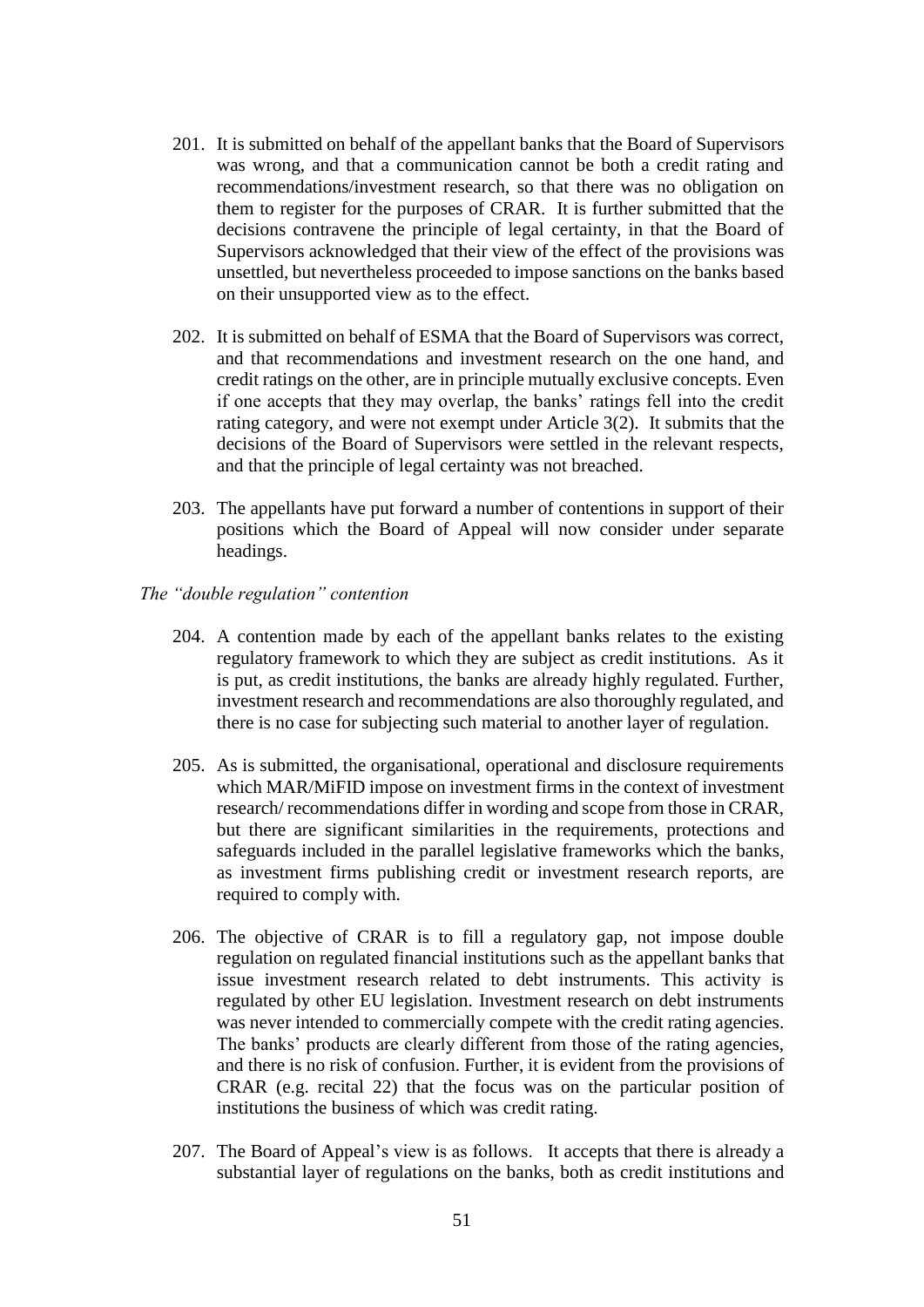201. It is submitted on behalf of the appellant banks that the Board of Supervisors was wrong, and that a communication cannot be both a credit rating and recommendations/investment research, so that there was no obligation on them to register for the purposes of CRAR. It is further submitted that the decisions contravene the principle of legal certainty, in that the Board of Supervisors acknowledged that their view of the effect of the provisions was unsettled, but nevertheless proceeded to impose sanctions on the banks based on their unsupported view as to the effect.

202. It is submitted on behalf of ESMA that the Board of Supervisors was correct, and that recommendations and investment research on the one hand, and credit ratings on the other, are in principle mutually exclusive concepts. Even if one accepts that they may overlap, the banks' ratings fell into the credit rating category, and were not exempt under Article 3(2). It submits that the decisions of the Board of Supervisors were settled in the relevant respects, and that the principle of legal certainty was not breached.

203. The appellants have put forward a number of contentions in support of their positions which the Board of Appeal will now consider under separate headings.

*The "double regulation" contention*

204. A contention made by each of the appellant banks relates to the existing regulatory framework to which they are subject as credit institutions. As it is put, as credit institutions, the banks are already highly regulated. Further, investment research and recommendations are also thoroughly regulated, and there is no case for subjecting such material to another layer of regulation.

205. As is submitted, the organisational, operational and disclosure requirements which MAR/MiFID impose on investment firms in the context of investment research/ recommendations differ in wording and scope from those in CRAR, but there are significant similarities in the requirements, protections and safeguards included in the parallel legislative frameworks which the banks, as investment firms publishing credit or investment research reports, are required to comply with.

206. The objective of CRAR is to fill a regulatory gap, not impose double regulation on regulated financial institutions such as the appellant banks that issue investment research related to debt instruments. This activity is regulated by other EU legislation. Investment research on debt instruments was never intended to commercially compete with the credit rating agencies. The banks' products are clearly different from those of the rating agencies, and there is no risk of confusion. Further, it is evident from the provisions of CRAR (e.g. recital 22) that the focus was on the particular position of institutions the business of which was credit rating.

207. The Board of Appeal's view is as follows. It accepts that there is already a substantial layer of regulations on the banks, both as credit institutions and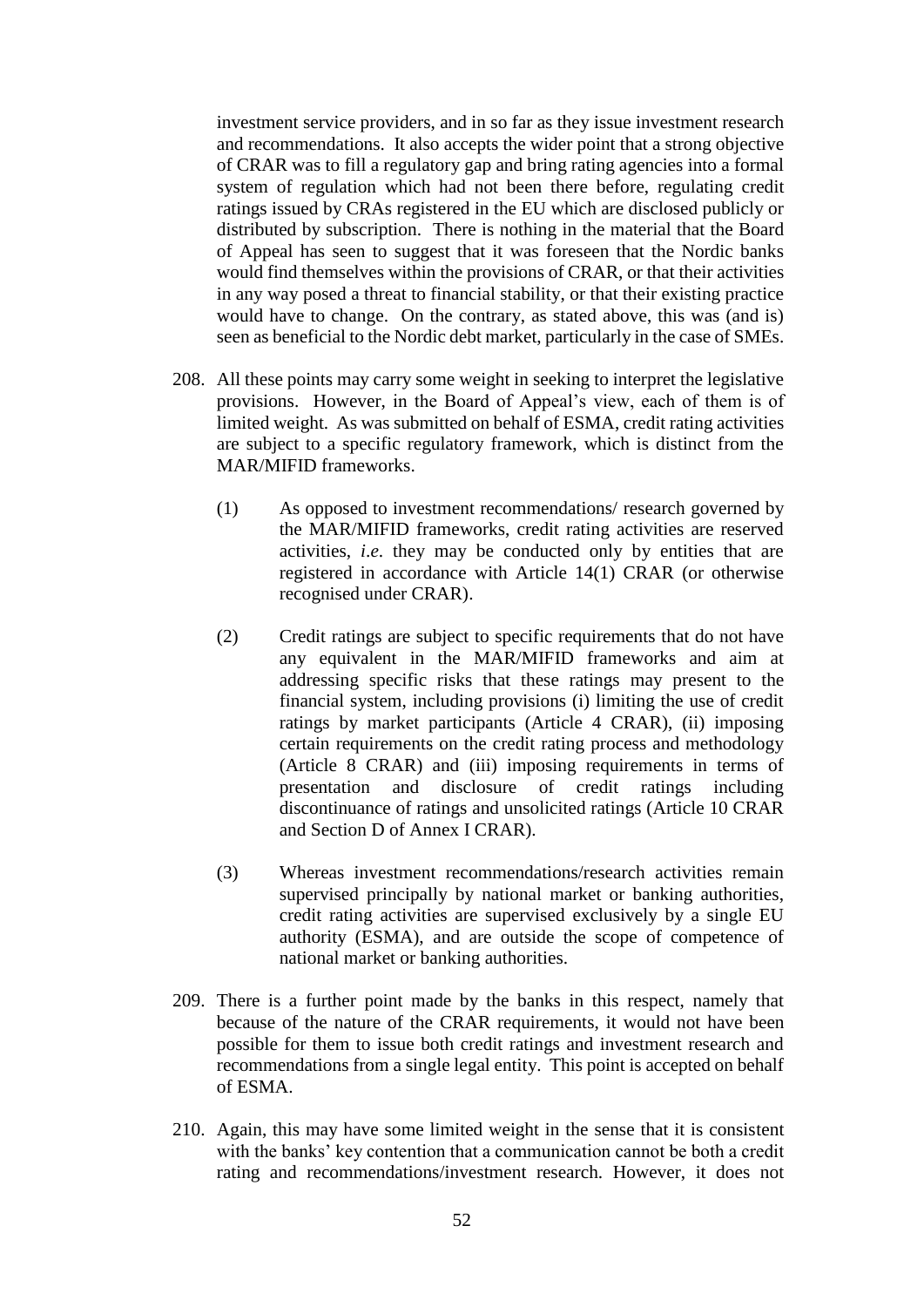investment service providers, and in so far as they issue investment research and recommendations. It also accepts the wider point that a strong objective of CRAR was to fill a regulatory gap and bring rating agencies into a formal system of regulation which had not been there before, regulating credit ratings issued by CRAs registered in the EU which are disclosed publicly or distributed by subscription. There is nothing in the material that the Board of Appeal has seen to suggest that it was foreseen that the Nordic banks would find themselves within the provisions of CRAR, or that their activities in any way posed a threat to financial stability, or that their existing practice would have to change. On the contrary, as stated above, this was (and is) seen as beneficial to the Nordic debt market, particularly in the case of SMEs.

208. All these points may carry some weight in seeking to interpret the legislative provisions. However, in the Board of Appeal's view, each of them is of limited weight. As was submitted on behalf of ESMA, credit rating activities are subject to a specific regulatory framework, which is distinct from the MAR/MIFID frameworks.

    (1) As opposed to investment recommendations/ research governed by the MAR/MIFID frameworks, credit rating activities are reserved activities, *i.e.* they may be conducted only by entities that are registered in accordance with Article 14(1) CRAR (or otherwise recognised under CRAR).

    (2) Credit ratings are subject to specific requirements that do not have any equivalent in the MAR/MIFID frameworks and aim at addressing specific risks that these ratings may present to the financial system, including provisions (i) limiting the use of credit ratings by market participants (Article 4 CRAR), (ii) imposing certain requirements on the credit rating process and methodology (Article 8 CRAR) and (iii) imposing requirements in terms of presentation and disclosure of credit ratings including discontinuance of ratings and unsolicited ratings (Article 10 CRAR and Section D of Annex I CRAR).

    (3) Whereas investment recommendations/research activities remain supervised principally by national market or banking authorities, credit rating activities are supervised exclusively by a single EU authority (ESMA), and are outside the scope of competence of national market or banking authorities.

209. There is a further point made by the banks in this respect, namely that because of the nature of the CRAR requirements, it would not have been possible for them to issue both credit ratings and investment research and recommendations from a single legal entity. This point is accepted on behalf of ESMA.

210. Again, this may have some limited weight in the sense that it is consistent with the banks' key contention that a communication cannot be both a credit rating and recommendations/investment research. However, it does not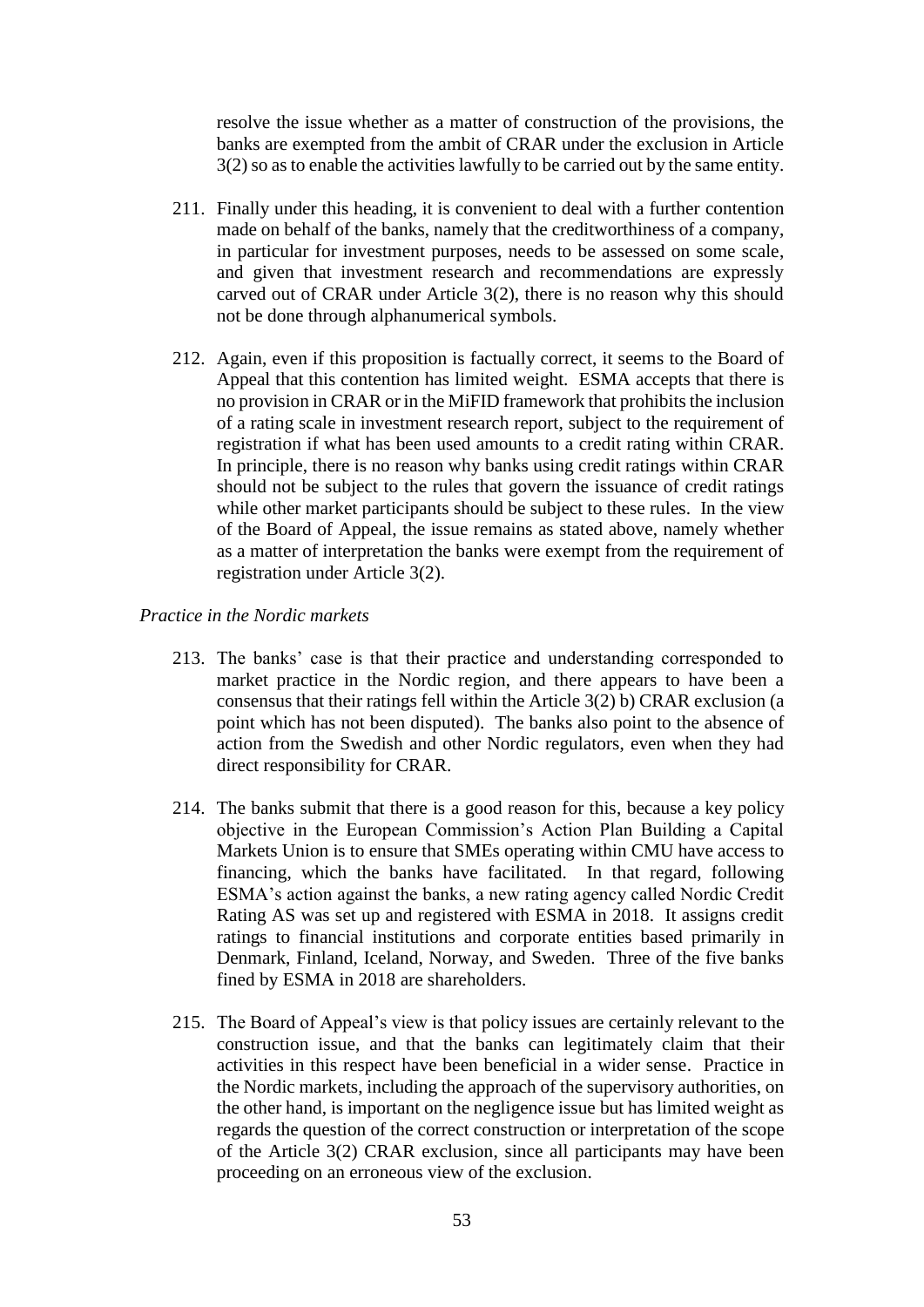resolve the issue whether as a matter of construction of the provisions, the banks are exempted from the ambit of CRAR under the exclusion in Article 3(2) so as to enable the activities lawfully to be carried out by the same entity.

211. Finally under this heading, it is convenient to deal with a further contention made on behalf of the banks, namely that the creditworthiness of a company, in particular for investment purposes, needs to be assessed on some scale, and given that investment research and recommendations are expressly carved out of CRAR under Article 3(2), there is no reason why this should not be done through alphanumerical symbols.

212. Again, even if this proposition is factually correct, it seems to the Board of Appeal that this contention has limited weight. ESMA accepts that there is no provision in CRAR or in the MiFID framework that prohibits the inclusion of a rating scale in investment research report, subject to the requirement of registration if what has been used amounts to a credit rating within CRAR. In principle, there is no reason why banks using credit ratings within CRAR should not be subject to the rules that govern the issuance of credit ratings while other market participants should be subject to these rules. In the view of the Board of Appeal, the issue remains as stated above, namely whether as a matter of interpretation the banks were exempt from the requirement of registration under Article 3(2).

*Practice in the Nordic markets*

213. The banks' case is that their practice and understanding corresponded to market practice in the Nordic region, and there appears to have been a consensus that their ratings fell within the Article 3(2) b) CRAR exclusion (a point which has not been disputed). The banks also point to the absence of action from the Swedish and other Nordic regulators, even when they had direct responsibility for CRAR.

214. The banks submit that there is a good reason for this, because a key policy objective in the European Commission's Action Plan Building a Capital Markets Union is to ensure that SMEs operating within CMU have access to financing, which the banks have facilitated. In that regard, following ESMA's action against the banks, a new rating agency called Nordic Credit Rating AS was set up and registered with ESMA in 2018. It assigns credit ratings to financial institutions and corporate entities based primarily in Denmark, Finland, Iceland, Norway, and Sweden. Three of the five banks fined by ESMA in 2018 are shareholders.

215. The Board of Appeal's view is that policy issues are certainly relevant to the construction issue, and that the banks can legitimately claim that their activities in this respect have been beneficial in a wider sense. Practice in the Nordic markets, including the approach of the supervisory authorities, on the other hand, is important on the negligence issue but has limited weight as regards the question of the correct construction or interpretation of the scope of the Article 3(2) CRAR exclusion, since all participants may have been proceeding on an erroneous view of the exclusion.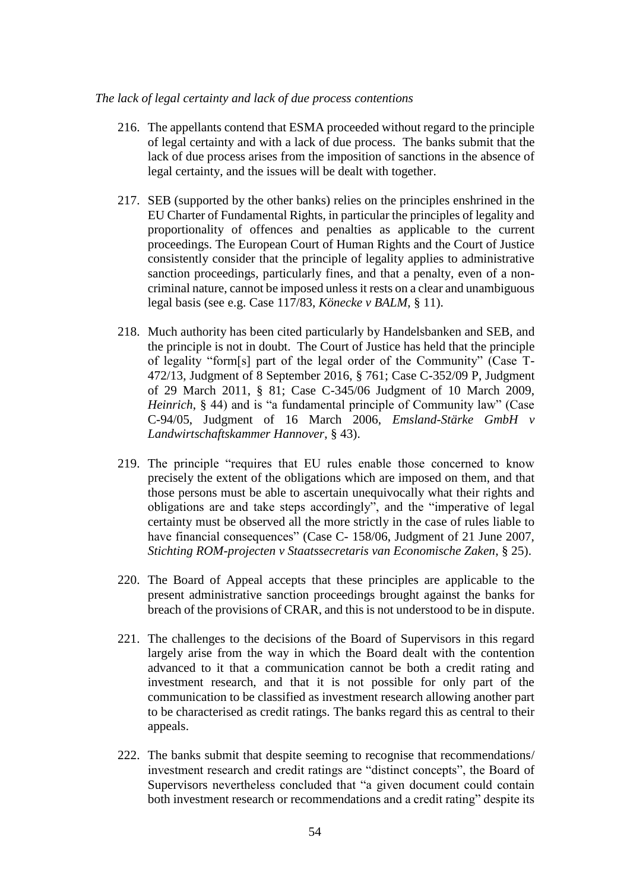*The lack of legal certainty and lack of due process contentions*

216. The appellants contend that ESMA proceeded without regard to the principle of legal certainty and with a lack of due process. The banks submit that the lack of due process arises from the imposition of sanctions in the absence of legal certainty, and the issues will be dealt with together.

217. SEB (supported by the other banks) relies on the principles enshrined in the EU Charter of Fundamental Rights, in particular the principles of legality and proportionality of offences and penalties as applicable to the current proceedings. The European Court of Human Rights and the Court of Justice consistently consider that the principle of legality applies to administrative sanction proceedings, particularly fines, and that a penalty, even of a non-criminal nature, cannot be imposed unless it rests on a clear and unambiguous legal basis (see e.g. Case 117/83, *Könecke v BALM*, § 11).

218. Much authority has been cited particularly by Handelsbanken and SEB, and the principle is not in doubt. The Court of Justice has held that the principle of legality "form[s] part of the legal order of the Community" (Case T-472/13, Judgment of 8 September 2016, § 761; Case C-352/09 P, Judgment of 29 March 2011, § 81; Case C-345/06 Judgment of 10 March 2009, *Heinrich*, § 44) and is "a fundamental principle of Community law" (Case C-94/05, Judgment of 16 March 2006, *Emsland-Stärke GmbH v Landwirtschaftskammer Hannover*, § 43).

219. The principle "requires that EU rules enable those concerned to know precisely the extent of the obligations which are imposed on them, and that those persons must be able to ascertain unequivocally what their rights and obligations are and take steps accordingly", and the "imperative of legal certainty must be observed all the more strictly in the case of rules liable to have financial consequences" (Case C- 158/06, Judgment of 21 June 2007, *Stichting ROM-projecten v Staatssecretaris van Economische Zaken*, § 25).

220. The Board of Appeal accepts that these principles are applicable to the present administrative sanction proceedings brought against the banks for breach of the provisions of CRAR, and this is not understood to be in dispute.

221. The challenges to the decisions of the Board of Supervisors in this regard largely arise from the way in which the Board dealt with the contention advanced to it that a communication cannot be both a credit rating and investment research, and that it is not possible for only part of the communication to be classified as investment research allowing another part to be characterised as credit ratings. The banks regard this as central to their appeals.

222. The banks submit that despite seeming to recognise that recommendations/ investment research and credit ratings are "distinct concepts", the Board of Supervisors nevertheless concluded that "a given document could contain both investment research or recommendations and a credit rating" despite its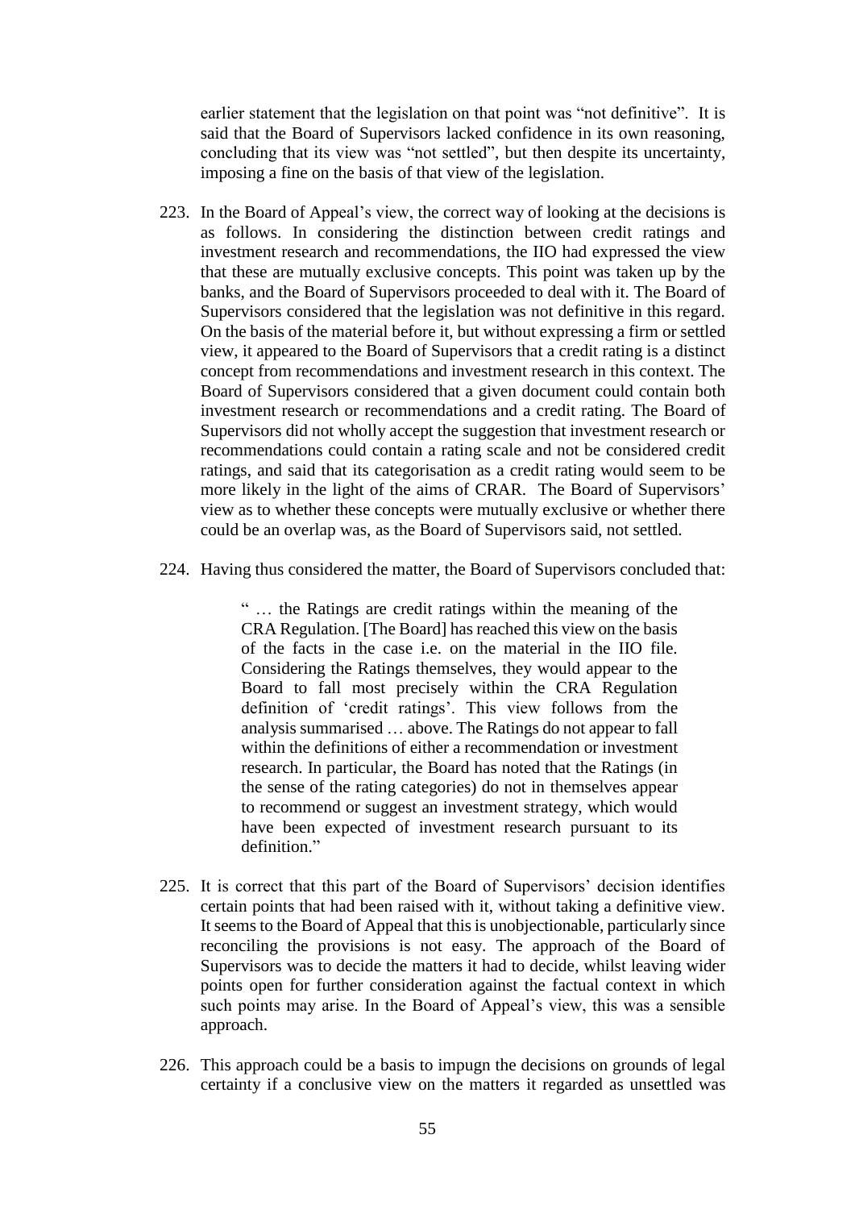earlier statement that the legislation on that point was "not definitive". It is said that the Board of Supervisors lacked confidence in its own reasoning, concluding that its view was "not settled", but then despite its uncertainty, imposing a fine on the basis of that view of the legislation.

223. In the Board of Appeal's view, the correct way of looking at the decisions is as follows. In considering the distinction between credit ratings and investment research and recommendations, the IIO had expressed the view that these are mutually exclusive concepts. This point was taken up by the banks, and the Board of Supervisors proceeded to deal with it. The Board of Supervisors considered that the legislation was not definitive in this regard. On the basis of the material before it, but without expressing a firm or settled view, it appeared to the Board of Supervisors that a credit rating is a distinct concept from recommendations and investment research in this context. The Board of Supervisors considered that a given document could contain both investment research or recommendations and a credit rating. The Board of Supervisors did not wholly accept the suggestion that investment research or recommendations could contain a rating scale and not be considered credit ratings, and said that its categorisation as a credit rating would seem to be more likely in the light of the aims of CRAR. The Board of Supervisors' view as to whether these concepts were mutually exclusive or whether there could be an overlap was, as the Board of Supervisors said, not settled.

224. Having thus considered the matter, the Board of Supervisors concluded that:

> " … the Ratings are credit ratings within the meaning of the CRA Regulation. [The Board] has reached this view on the basis of the facts in the case i.e. on the material in the IIO file. Considering the Ratings themselves, they would appear to the Board to fall most precisely within the CRA Regulation definition of 'credit ratings'. This view follows from the analysis summarised … above. The Ratings do not appear to fall within the definitions of either a recommendation or investment research. In particular, the Board has noted that the Ratings (in the sense of the rating categories) do not in themselves appear to recommend or suggest an investment strategy, which would have been expected of investment research pursuant to its definition."

225. It is correct that this part of the Board of Supervisors' decision identifies certain points that had been raised with it, without taking a definitive view. It seems to the Board of Appeal that this is unobjectionable, particularly since reconciling the provisions is not easy. The approach of the Board of Supervisors was to decide the matters it had to decide, whilst leaving wider points open for further consideration against the factual context in which such points may arise. In the Board of Appeal's view, this was a sensible approach.

226. This approach could be a basis to impugn the decisions on grounds of legal certainty if a conclusive view on the matters it regarded as unsettled was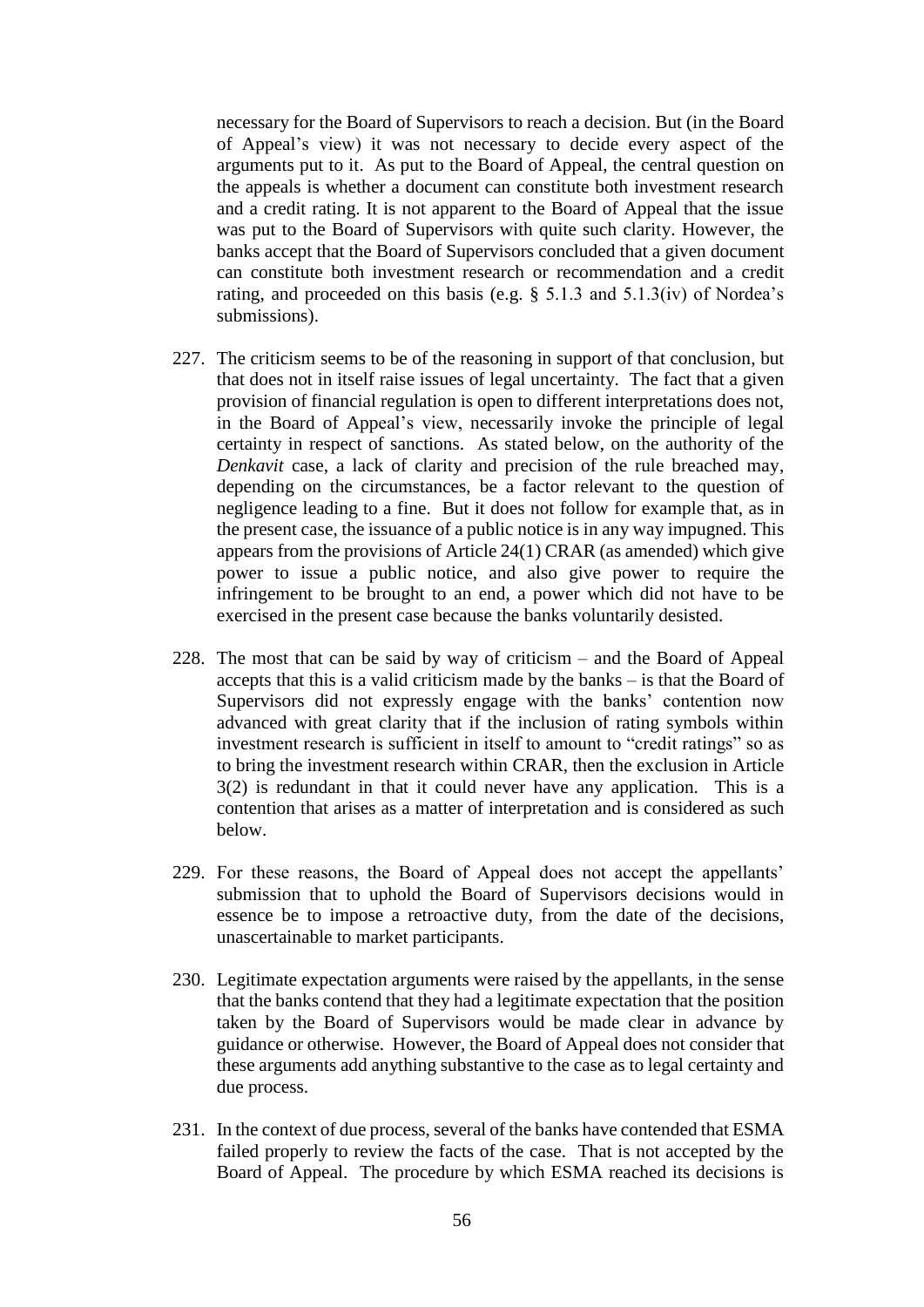necessary for the Board of Supervisors to reach a decision. But (in the Board of Appeal's view) it was not necessary to decide every aspect of the arguments put to it. As put to the Board of Appeal, the central question on the appeals is whether a document can constitute both investment research and a credit rating. It is not apparent to the Board of Appeal that the issue was put to the Board of Supervisors with quite such clarity. However, the banks accept that the Board of Supervisors concluded that a given document can constitute both investment research or recommendation and a credit rating, and proceeded on this basis (e.g. § 5.1.3 and 5.1.3(iv) of Nordea's submissions).

227. The criticism seems to be of the reasoning in support of that conclusion, but that does not in itself raise issues of legal uncertainty. The fact that a given provision of financial regulation is open to different interpretations does not, in the Board of Appeal's view, necessarily invoke the principle of legal certainty in respect of sanctions. As stated below, on the authority of the *Denkavit* case, a lack of clarity and precision of the rule breached may, depending on the circumstances, be a factor relevant to the question of negligence leading to a fine. But it does not follow for example that, as in the present case, the issuance of a public notice is in any way impugned. This appears from the provisions of Article 24(1) CRAR (as amended) which give power to issue a public notice, and also give power to require the infringement to be brought to an end, a power which did not have to be exercised in the present case because the banks voluntarily desisted.

228. The most that can be said by way of criticism – and the Board of Appeal accepts that this is a valid criticism made by the banks – is that the Board of Supervisors did not expressly engage with the banks' contention now advanced with great clarity that if the inclusion of rating symbols within investment research is sufficient in itself to amount to "credit ratings" so as to bring the investment research within CRAR, then the exclusion in Article 3(2) is redundant in that it could never have any application. This is a contention that arises as a matter of interpretation and is considered as such below.

229. For these reasons, the Board of Appeal does not accept the appellants' submission that to uphold the Board of Supervisors decisions would in essence be to impose a retroactive duty, from the date of the decisions, unascertainable to market participants.

230. Legitimate expectation arguments were raised by the appellants, in the sense that the banks contend that they had a legitimate expectation that the position taken by the Board of Supervisors would be made clear in advance by guidance or otherwise. However, the Board of Appeal does not consider that these arguments add anything substantive to the case as to legal certainty and due process.

231. In the context of due process, several of the banks have contended that ESMA failed properly to review the facts of the case. That is not accepted by the Board of Appeal. The procedure by which ESMA reached its decisions is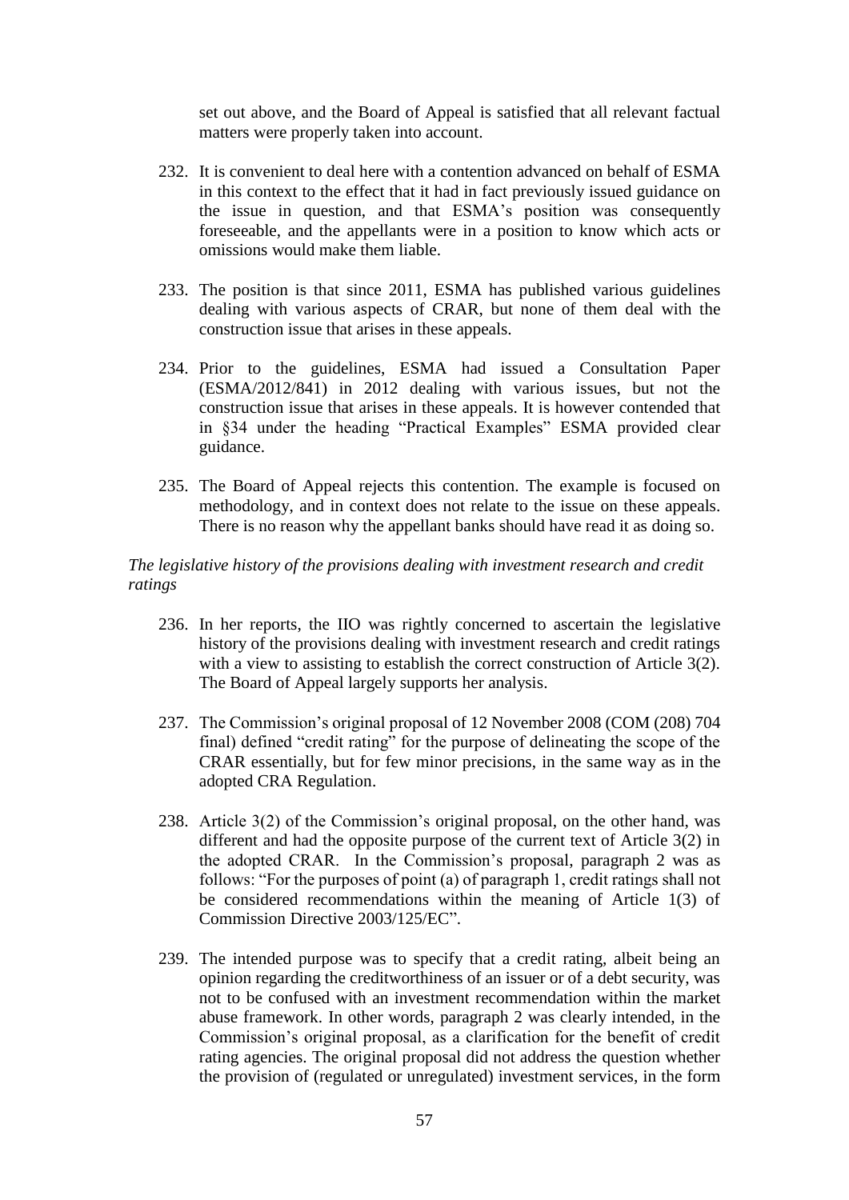set out above, and the Board of Appeal is satisfied that all relevant factual matters were properly taken into account.

232. It is convenient to deal here with a contention advanced on behalf of ESMA in this context to the effect that it had in fact previously issued guidance on the issue in question, and that ESMA's position was consequently foreseeable, and the appellants were in a position to know which acts or omissions would make them liable.

233. The position is that since 2011, ESMA has published various guidelines dealing with various aspects of CRAR, but none of them deal with the construction issue that arises in these appeals.

234. Prior to the guidelines, ESMA had issued a Consultation Paper (ESMA/2012/841) in 2012 dealing with various issues, but not the construction issue that arises in these appeals. It is however contended that in §34 under the heading "Practical Examples" ESMA provided clear guidance.

235. The Board of Appeal rejects this contention. The example is focused on methodology, and in context does not relate to the issue on these appeals. There is no reason why the appellant banks should have read it as doing so.

*The legislative history of the provisions dealing with investment research and credit ratings*

236. In her reports, the IIO was rightly concerned to ascertain the legislative history of the provisions dealing with investment research and credit ratings with a view to assisting to establish the correct construction of Article 3(2). The Board of Appeal largely supports her analysis.

237. The Commission's original proposal of 12 November 2008 (COM (208) 704 final) defined "credit rating" for the purpose of delineating the scope of the CRAR essentially, but for few minor precisions, in the same way as in the adopted CRA Regulation.

238. Article 3(2) of the Commission's original proposal, on the other hand, was different and had the opposite purpose of the current text of Article 3(2) in the adopted CRAR. In the Commission's proposal, paragraph 2 was as follows: "For the purposes of point (a) of paragraph 1, credit ratings shall not be considered recommendations within the meaning of Article 1(3) of Commission Directive 2003/125/EC".

239. The intended purpose was to specify that a credit rating, albeit being an opinion regarding the creditworthiness of an issuer or of a debt security, was not to be confused with an investment recommendation within the market abuse framework. In other words, paragraph 2 was clearly intended, in the Commission's original proposal, as a clarification for the benefit of credit rating agencies. The original proposal did not address the question whether the provision of (regulated or unregulated) investment services, in the form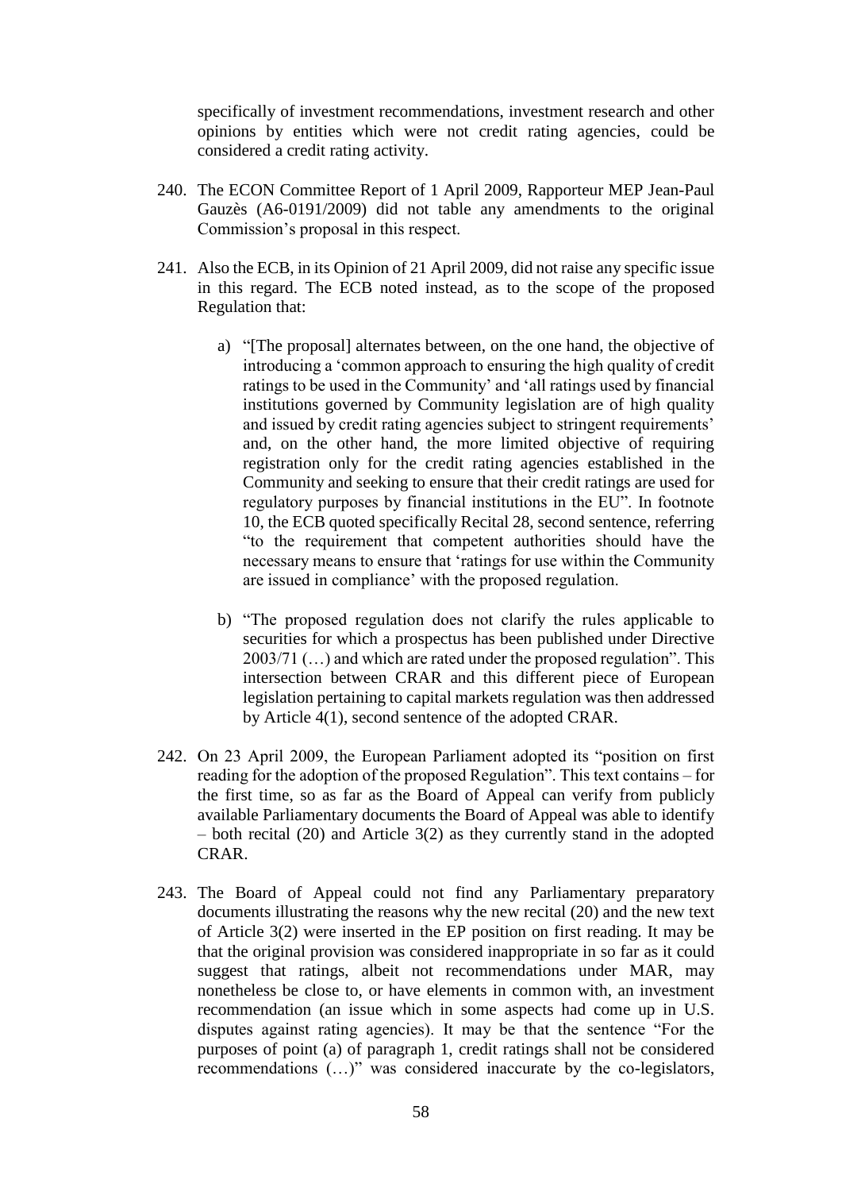specifically of investment recommendations, investment research and other opinions by entities which were not credit rating agencies, could be considered a credit rating activity.

240. The ECON Committee Report of 1 April 2009, Rapporteur MEP Jean-Paul Gauzès (A6-0191/2009) did not table any amendments to the original Commission's proposal in this respect.

241. Also the ECB, in its Opinion of 21 April 2009, did not raise any specific issue in this regard. The ECB noted instead, as to the scope of the proposed Regulation that:

    a) "[The proposal] alternates between, on the one hand, the objective of introducing a 'common approach to ensuring the high quality of credit ratings to be used in the Community' and 'all ratings used by financial institutions governed by Community legislation are of high quality and issued by credit rating agencies subject to stringent requirements' and, on the other hand, the more limited objective of requiring registration only for the credit rating agencies established in the Community and seeking to ensure that their credit ratings are used for regulatory purposes by financial institutions in the EU". In footnote 10, the ECB quoted specifically Recital 28, second sentence, referring "to the requirement that competent authorities should have the necessary means to ensure that 'ratings for use within the Community are issued in compliance' with the proposed regulation.

    b) "The proposed regulation does not clarify the rules applicable to securities for which a prospectus has been published under Directive 2003/71 (…) and which are rated under the proposed regulation". This intersection between CRAR and this different piece of European legislation pertaining to capital markets regulation was then addressed by Article 4(1), second sentence of the adopted CRAR.

242. On 23 April 2009, the European Parliament adopted its "position on first reading for the adoption of the proposed Regulation". This text contains – for the first time, so as far as the Board of Appeal can verify from publicly available Parliamentary documents the Board of Appeal was able to identify – both recital (20) and Article 3(2) as they currently stand in the adopted CRAR.

243. The Board of Appeal could not find any Parliamentary preparatory documents illustrating the reasons why the new recital (20) and the new text of Article 3(2) were inserted in the EP position on first reading. It may be that the original provision was considered inappropriate in so far as it could suggest that ratings, albeit not recommendations under MAR, may nonetheless be close to, or have elements in common with, an investment recommendation (an issue which in some aspects had come up in U.S. disputes against rating agencies). It may be that the sentence "For the purposes of point (a) of paragraph 1, credit ratings shall not be considered recommendations (…)" was considered inaccurate by the co-legislators,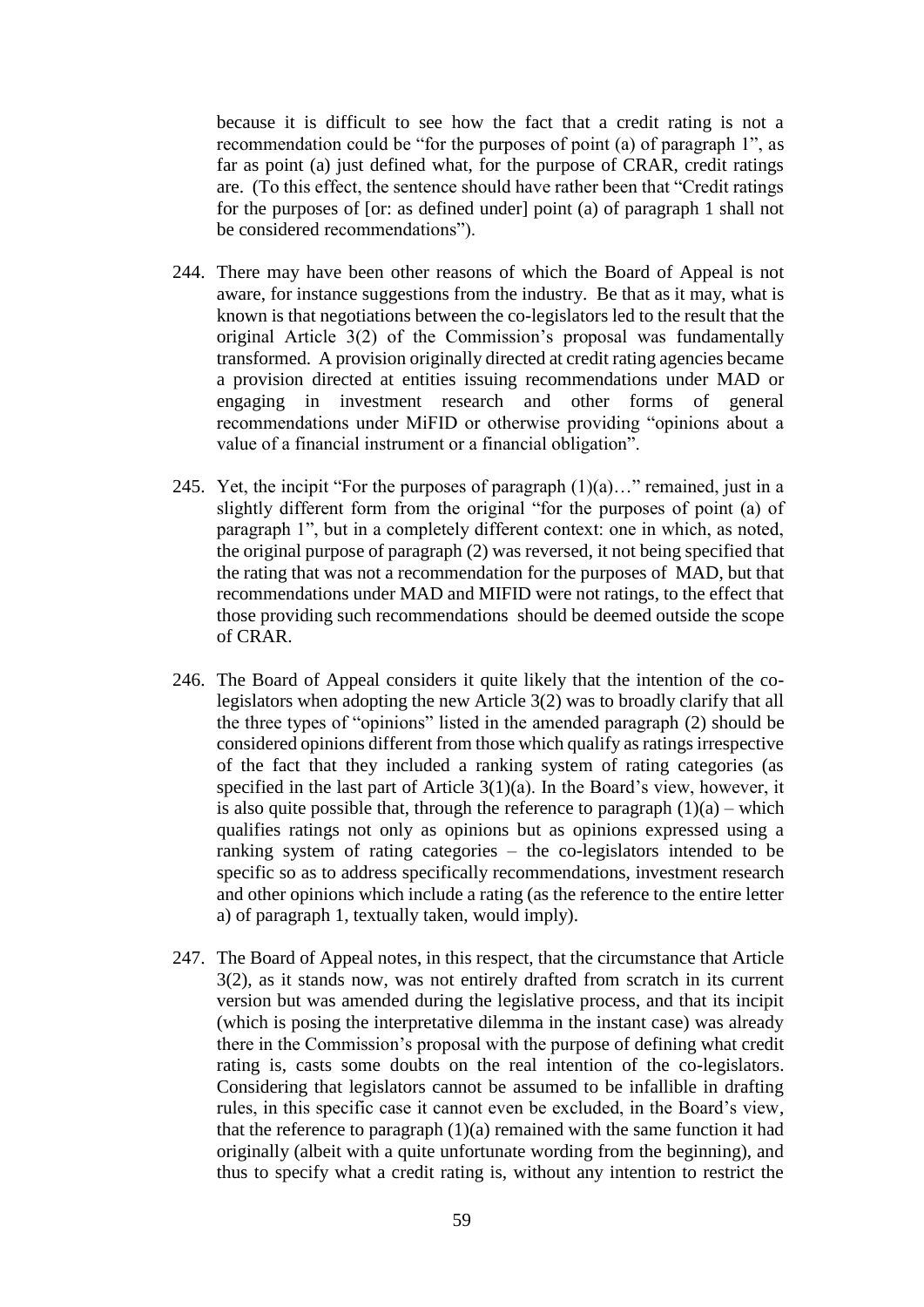because it is difficult to see how the fact that a credit rating is not a recommendation could be "for the purposes of point (a) of paragraph 1", as far as point (a) just defined what, for the purpose of CRAR, credit ratings are. (To this effect, the sentence should have rather been that "Credit ratings for the purposes of [or: as defined under] point (a) of paragraph 1 shall not be considered recommendations").

244. There may have been other reasons of which the Board of Appeal is not aware, for instance suggestions from the industry. Be that as it may, what is known is that negotiations between the co-legislators led to the result that the original Article 3(2) of the Commission's proposal was fundamentally transformed. A provision originally directed at credit rating agencies became a provision directed at entities issuing recommendations under MAD or engaging in investment research and other forms of general recommendations under MiFID or otherwise providing "opinions about a value of a financial instrument or a financial obligation".

245. Yet, the incipit "For the purposes of paragraph (1)(a)…" remained, just in a slightly different form from the original "for the purposes of point (a) of paragraph 1", but in a completely different context: one in which, as noted, the original purpose of paragraph (2) was reversed, it not being specified that the rating that was not a recommendation for the purposes of MAD, but that recommendations under MAD and MIFID were not ratings, to the effect that those providing such recommendations should be deemed outside the scope of CRAR.

246. The Board of Appeal considers it quite likely that the intention of the co-legislators when adopting the new Article 3(2) was to broadly clarify that all the three types of "opinions" listed in the amended paragraph (2) should be considered opinions different from those which qualify as ratings irrespective of the fact that they included a ranking system of rating categories (as specified in the last part of Article 3(1)(a). In the Board's view, however, it is also quite possible that, through the reference to paragraph (1)(a) – which qualifies ratings not only as opinions but as opinions expressed using a ranking system of rating categories – the co-legislators intended to be specific so as to address specifically recommendations, investment research and other opinions which include a rating (as the reference to the entire letter a) of paragraph 1, textually taken, would imply).

247. The Board of Appeal notes, in this respect, that the circumstance that Article 3(2), as it stands now, was not entirely drafted from scratch in its current version but was amended during the legislative process, and that its incipit (which is posing the interpretative dilemma in the instant case) was already there in the Commission's proposal with the purpose of defining what credit rating is, casts some doubts on the real intention of the co-legislators. Considering that legislators cannot be assumed to be infallible in drafting rules, in this specific case it cannot even be excluded, in the Board's view, that the reference to paragraph (1)(a) remained with the same function it had originally (albeit with a quite unfortunate wording from the beginning), and thus to specify what a credit rating is, without any intention to restrict the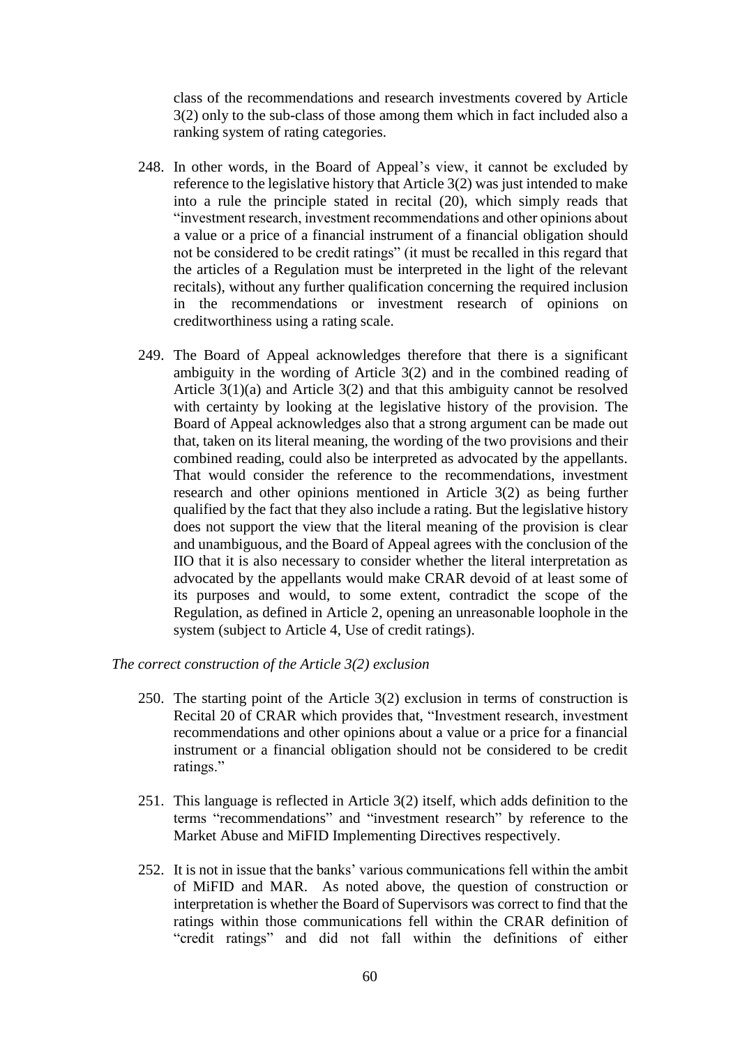class of the recommendations and research investments covered by Article 3(2) only to the sub-class of those among them which in fact included also a ranking system of rating categories.

248. In other words, in the Board of Appeal's view, it cannot be excluded by reference to the legislative history that Article 3(2) was just intended to make into a rule the principle stated in recital (20), which simply reads that "investment research, investment recommendations and other opinions about a value or a price of a financial instrument of a financial obligation should not be considered to be credit ratings" (it must be recalled in this regard that the articles of a Regulation must be interpreted in the light of the relevant recitals), without any further qualification concerning the required inclusion in the recommendations or investment research of opinions on creditworthiness using a rating scale.

249. The Board of Appeal acknowledges therefore that there is a significant ambiguity in the wording of Article 3(2) and in the combined reading of Article 3(1)(a) and Article 3(2) and that this ambiguity cannot be resolved with certainty by looking at the legislative history of the provision. The Board of Appeal acknowledges also that a strong argument can be made out that, taken on its literal meaning, the wording of the two provisions and their combined reading, could also be interpreted as advocated by the appellants. That would consider the reference to the recommendations, investment research and other opinions mentioned in Article 3(2) as being further qualified by the fact that they also include a rating. But the legislative history does not support the view that the literal meaning of the provision is clear and unambiguous, and the Board of Appeal agrees with the conclusion of the IIO that it is also necessary to consider whether the literal interpretation as advocated by the appellants would make CRAR devoid of at least some of its purposes and would, to some extent, contradict the scope of the Regulation, as defined in Article 2, opening an unreasonable loophole in the system (subject to Article 4, Use of credit ratings).

*The correct construction of the Article 3(2) exclusion*

250. The starting point of the Article 3(2) exclusion in terms of construction is Recital 20 of CRAR which provides that, "Investment research, investment recommendations and other opinions about a value or a price for a financial instrument or a financial obligation should not be considered to be credit ratings."

251. This language is reflected in Article 3(2) itself, which adds definition to the terms "recommendations" and "investment research" by reference to the Market Abuse and MiFID Implementing Directives respectively.

252. It is not in issue that the banks' various communications fell within the ambit of MiFID and MAR. As noted above, the question of construction or interpretation is whether the Board of Supervisors was correct to find that the ratings within those communications fell within the CRAR definition of "credit ratings" and did not fall within the definitions of either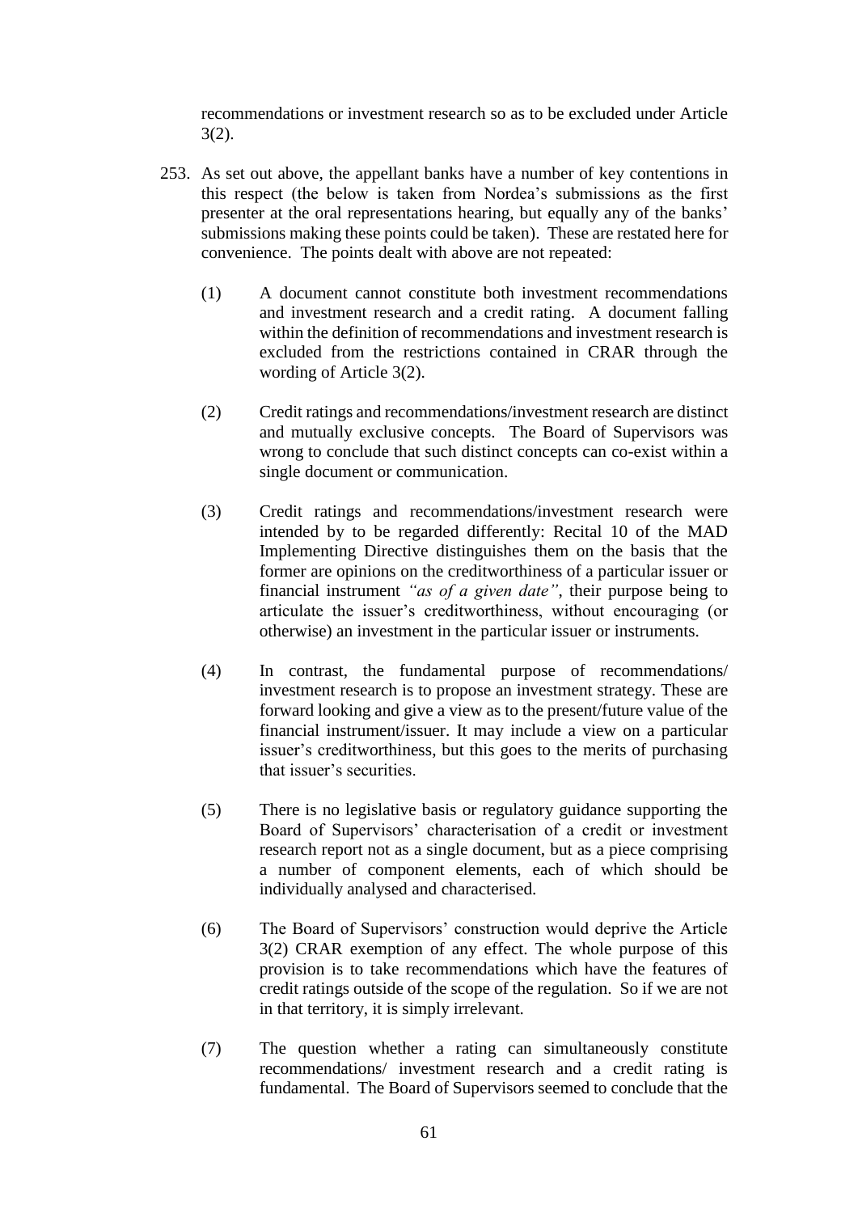recommendations or investment research so as to be excluded under Article 3(2).

253. As set out above, the appellant banks have a number of key contentions in this respect (the below is taken from Nordea's submissions as the first presenter at the oral representations hearing, but equally any of the banks' submissions making these points could be taken). These are restated here for convenience. The points dealt with above are not repeated:

  (1) A document cannot constitute both investment recommendations and investment research and a credit rating. A document falling within the definition of recommendations and investment research is excluded from the restrictions contained in CRAR through the wording of Article 3(2).

  (2) Credit ratings and recommendations/investment research are distinct and mutually exclusive concepts. The Board of Supervisors was wrong to conclude that such distinct concepts can co-exist within a single document or communication.

  (3) Credit ratings and recommendations/investment research were intended by to be regarded differently: Recital 10 of the MAD Implementing Directive distinguishes them on the basis that the former are opinions on the creditworthiness of a particular issuer or financial instrument *"as of a given date"*, their purpose being to articulate the issuer's creditworthiness, without encouraging (or otherwise) an investment in the particular issuer or instruments.

  (4) In contrast, the fundamental purpose of recommendations/ investment research is to propose an investment strategy. These are forward looking and give a view as to the present/future value of the financial instrument/issuer. It may include a view on a particular issuer's creditworthiness, but this goes to the merits of purchasing that issuer's securities.

  (5) There is no legislative basis or regulatory guidance supporting the Board of Supervisors' characterisation of a credit or investment research report not as a single document, but as a piece comprising a number of component elements, each of which should be individually analysed and characterised.

  (6) The Board of Supervisors' construction would deprive the Article 3(2) CRAR exemption of any effect. The whole purpose of this provision is to take recommendations which have the features of credit ratings outside of the scope of the regulation. So if we are not in that territory, it is simply irrelevant.

  (7) The question whether a rating can simultaneously constitute recommendations/ investment research and a credit rating is fundamental. The Board of Supervisors seemed to conclude that the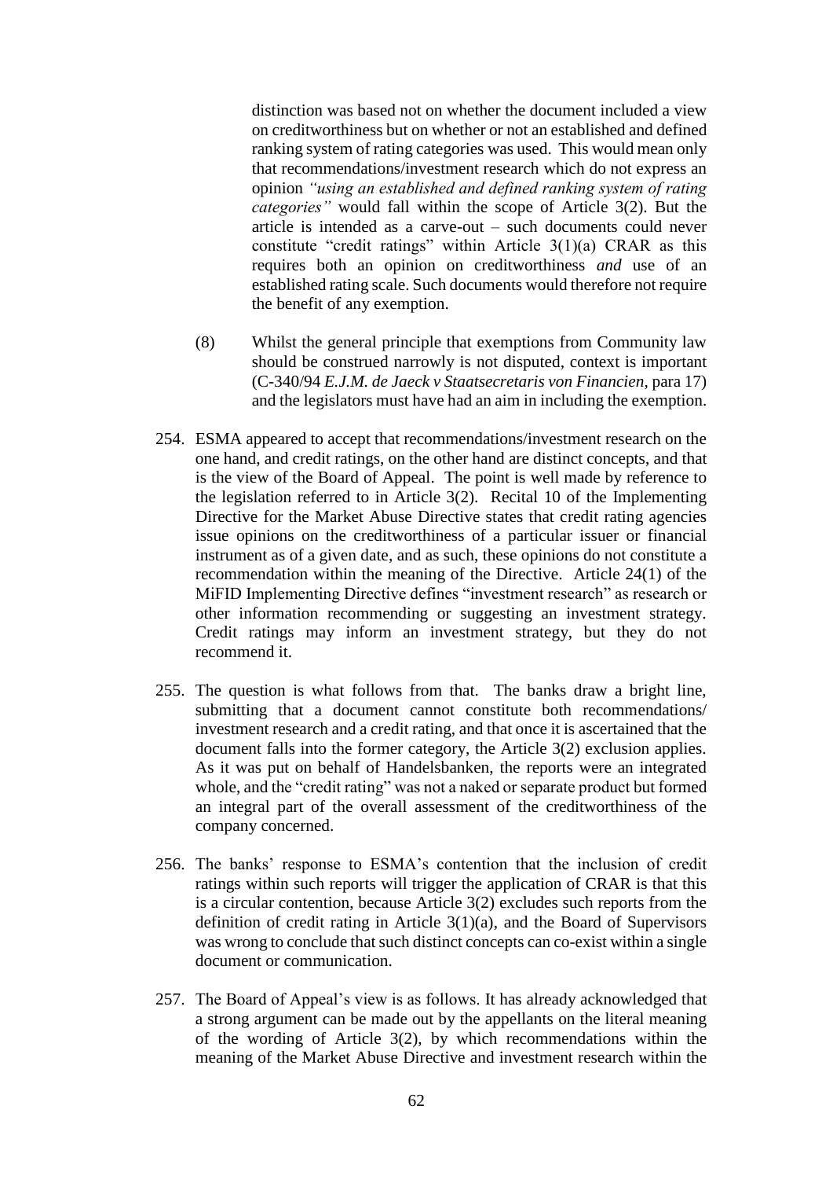distinction was based not on whether the document included a view on creditworthiness but on whether or not an established and defined ranking system of rating categories was used. This would mean only that recommendations/investment research which do not express an opinion *"using an established and defined ranking system of rating categories"* would fall within the scope of Article 3(2). But the article is intended as a carve-out – such documents could never constitute "credit ratings" within Article 3(1)(a) CRAR as this requires both an opinion on creditworthiness *and* use of an established rating scale. Such documents would therefore not require the benefit of any exemption.

(8) Whilst the general principle that exemptions from Community law should be construed narrowly is not disputed, context is important (C-340/94 *E.J.M. de Jaeck v Staatsecretaris von Financien*, para 17) and the legislators must have had an aim in including the exemption.

254. ESMA appeared to accept that recommendations/investment research on the one hand, and credit ratings, on the other hand are distinct concepts, and that is the view of the Board of Appeal. The point is well made by reference to the legislation referred to in Article 3(2). Recital 10 of the Implementing Directive for the Market Abuse Directive states that credit rating agencies issue opinions on the creditworthiness of a particular issuer or financial instrument as of a given date, and as such, these opinions do not constitute a recommendation within the meaning of the Directive. Article 24(1) of the MiFID Implementing Directive defines "investment research" as research or other information recommending or suggesting an investment strategy. Credit ratings may inform an investment strategy, but they do not recommend it.

255. The question is what follows from that. The banks draw a bright line, submitting that a document cannot constitute both recommendations/ investment research and a credit rating, and that once it is ascertained that the document falls into the former category, the Article 3(2) exclusion applies. As it was put on behalf of Handelsbanken, the reports were an integrated whole, and the "credit rating" was not a naked or separate product but formed an integral part of the overall assessment of the creditworthiness of the company concerned.

256. The banks' response to ESMA's contention that the inclusion of credit ratings within such reports will trigger the application of CRAR is that this is a circular contention, because Article 3(2) excludes such reports from the definition of credit rating in Article 3(1)(a), and the Board of Supervisors was wrong to conclude that such distinct concepts can co-exist within a single document or communication.

257. The Board of Appeal's view is as follows. It has already acknowledged that a strong argument can be made out by the appellants on the literal meaning of the wording of Article 3(2), by which recommendations within the meaning of the Market Abuse Directive and investment research within the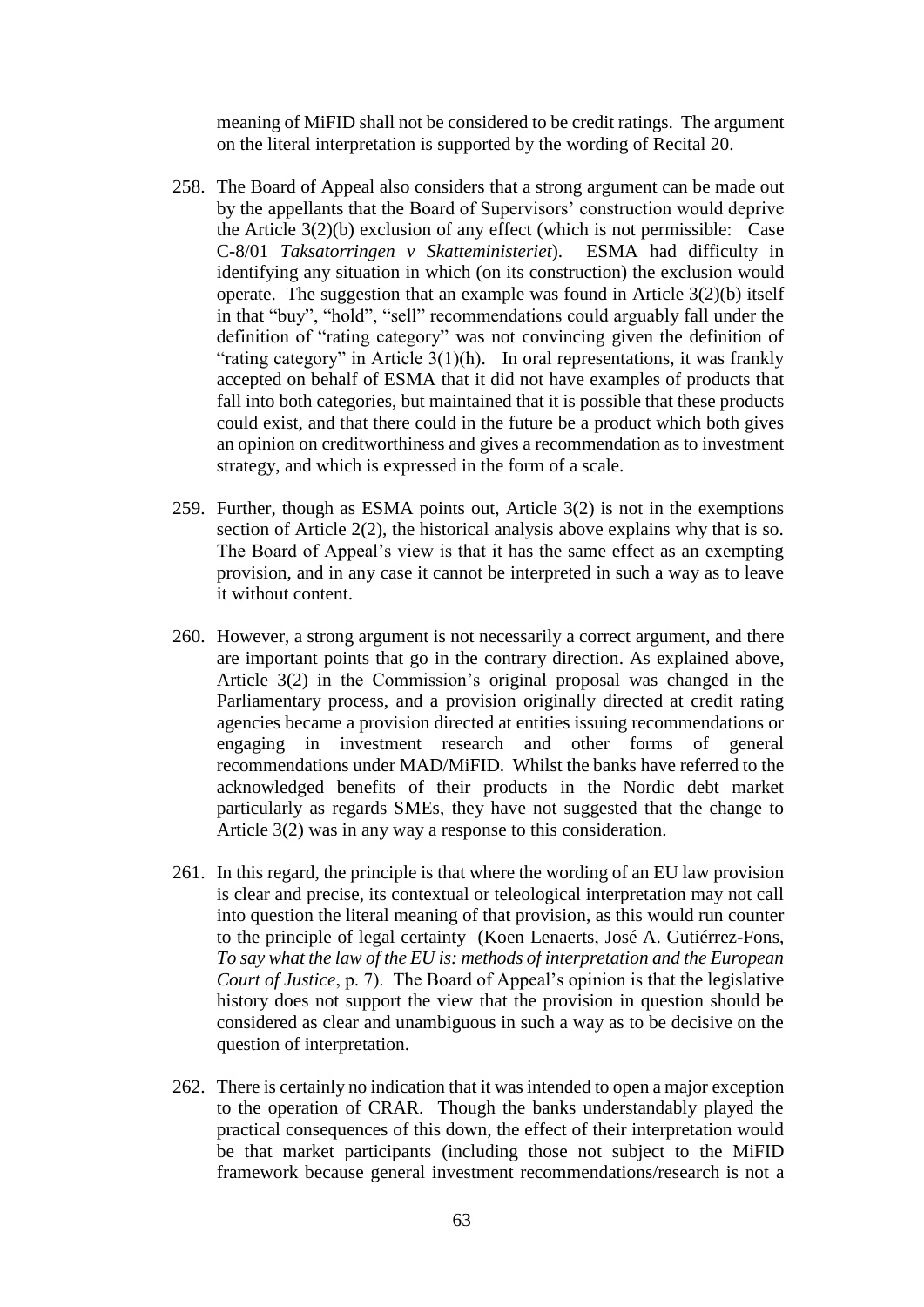meaning of MiFID shall not be considered to be credit ratings. The argument on the literal interpretation is supported by the wording of Recital 20.

258. The Board of Appeal also considers that a strong argument can be made out by the appellants that the Board of Supervisors' construction would deprive the Article 3(2)(b) exclusion of any effect (which is not permissible: Case C-8/01 *Taksatorringen v Skatteministeriet*). ESMA had difficulty in identifying any situation in which (on its construction) the exclusion would operate. The suggestion that an example was found in Article 3(2)(b) itself in that "buy", "hold", "sell" recommendations could arguably fall under the definition of "rating category" was not convincing given the definition of "rating category" in Article 3(1)(h). In oral representations, it was frankly accepted on behalf of ESMA that it did not have examples of products that fall into both categories, but maintained that it is possible that these products could exist, and that there could in the future be a product which both gives an opinion on creditworthiness and gives a recommendation as to investment strategy, and which is expressed in the form of a scale.

259. Further, though as ESMA points out, Article 3(2) is not in the exemptions section of Article 2(2), the historical analysis above explains why that is so. The Board of Appeal's view is that it has the same effect as an exempting provision, and in any case it cannot be interpreted in such a way as to leave it without content.

260. However, a strong argument is not necessarily a correct argument, and there are important points that go in the contrary direction. As explained above, Article 3(2) in the Commission's original proposal was changed in the Parliamentary process, and a provision originally directed at credit rating agencies became a provision directed at entities issuing recommendations or engaging in investment research and other forms of general recommendations under MAD/MiFID. Whilst the banks have referred to the acknowledged benefits of their products in the Nordic debt market particularly as regards SMEs, they have not suggested that the change to Article 3(2) was in any way a response to this consideration.

261. In this regard, the principle is that where the wording of an EU law provision is clear and precise, its contextual or teleological interpretation may not call into question the literal meaning of that provision, as this would run counter to the principle of legal certainty (Koen Lenaerts, José A. Gutiérrez-Fons, *To say what the law of the EU is: methods of interpretation and the European Court of Justice*, p. 7). The Board of Appeal's opinion is that the legislative history does not support the view that the provision in question should be considered as clear and unambiguous in such a way as to be decisive on the question of interpretation.

262. There is certainly no indication that it was intended to open a major exception to the operation of CRAR. Though the banks understandably played the practical consequences of this down, the effect of their interpretation would be that market participants (including those not subject to the MiFID framework because general investment recommendations/research is not a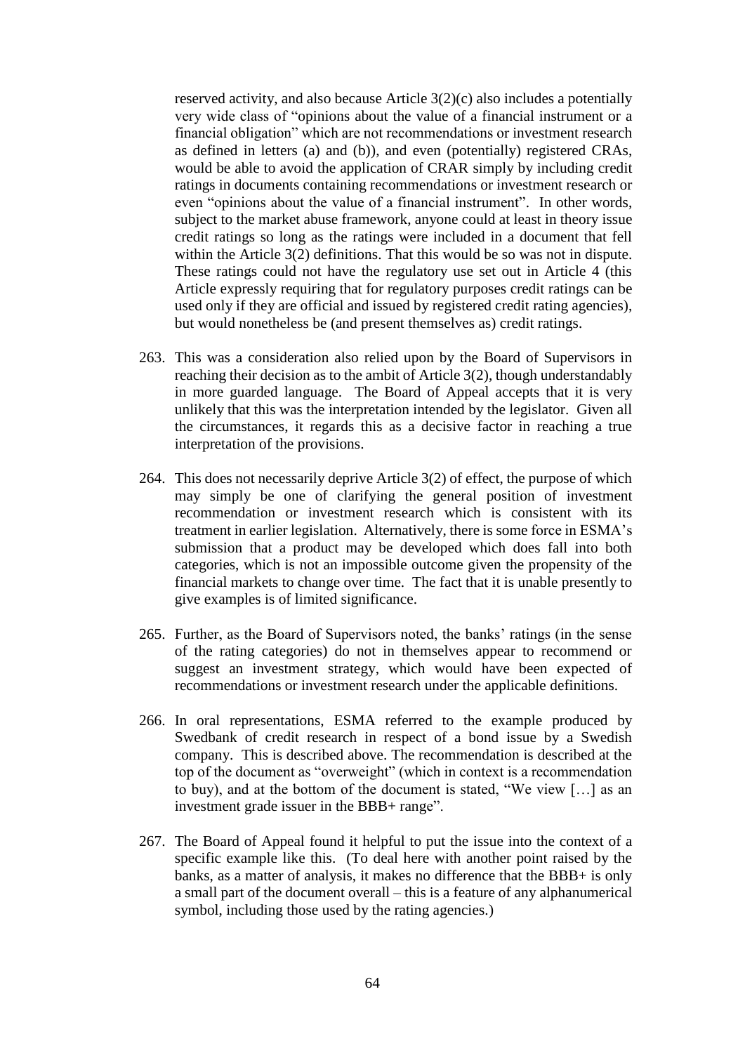reserved activity, and also because Article 3(2)(c) also includes a potentially very wide class of "opinions about the value of a financial instrument or a financial obligation" which are not recommendations or investment research as defined in letters (a) and (b)), and even (potentially) registered CRAs, would be able to avoid the application of CRAR simply by including credit ratings in documents containing recommendations or investment research or even "opinions about the value of a financial instrument". In other words, subject to the market abuse framework, anyone could at least in theory issue credit ratings so long as the ratings were included in a document that fell within the Article 3(2) definitions. That this would be so was not in dispute. These ratings could not have the regulatory use set out in Article 4 (this Article expressly requiring that for regulatory purposes credit ratings can be used only if they are official and issued by registered credit rating agencies), but would nonetheless be (and present themselves as) credit ratings.

263. This was a consideration also relied upon by the Board of Supervisors in reaching their decision as to the ambit of Article 3(2), though understandably in more guarded language. The Board of Appeal accepts that it is very unlikely that this was the interpretation intended by the legislator. Given all the circumstances, it regards this as a decisive factor in reaching a true interpretation of the provisions.

264. This does not necessarily deprive Article 3(2) of effect, the purpose of which may simply be one of clarifying the general position of investment recommendation or investment research which is consistent with its treatment in earlier legislation. Alternatively, there is some force in ESMA's submission that a product may be developed which does fall into both categories, which is not an impossible outcome given the propensity of the financial markets to change over time. The fact that it is unable presently to give examples is of limited significance.

265. Further, as the Board of Supervisors noted, the banks' ratings (in the sense of the rating categories) do not in themselves appear to recommend or suggest an investment strategy, which would have been expected of recommendations or investment research under the applicable definitions.

266. In oral representations, ESMA referred to the example produced by Swedbank of credit research in respect of a bond issue by a Swedish company. This is described above. The recommendation is described at the top of the document as "overweight" (which in context is a recommendation to buy), and at the bottom of the document is stated, "We view […] as an investment grade issuer in the BBB+ range".

267. The Board of Appeal found it helpful to put the issue into the context of a specific example like this. (To deal here with another point raised by the banks, as a matter of analysis, it makes no difference that the BBB+ is only a small part of the document overall – this is a feature of any alphanumerical symbol, including those used by the rating agencies.)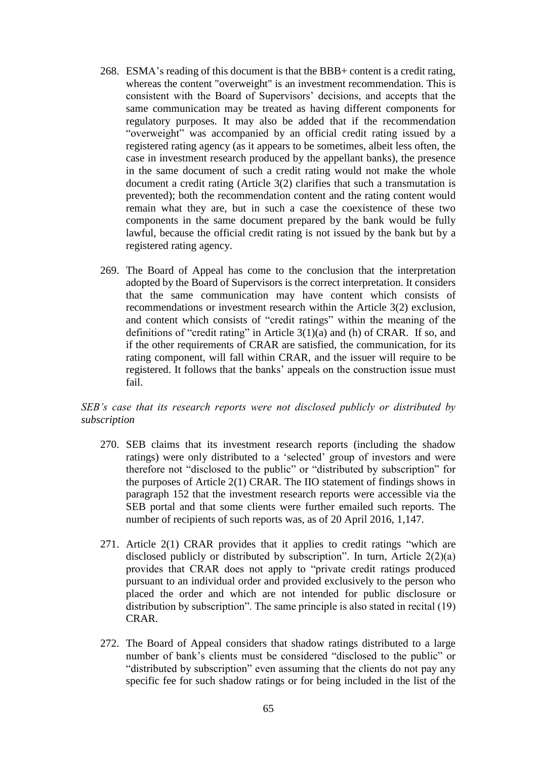268. ESMA's reading of this document is that the BBB+ content is a credit rating, whereas the content "overweight" is an investment recommendation. This is consistent with the Board of Supervisors' decisions, and accepts that the same communication may be treated as having different components for regulatory purposes. It may also be added that if the recommendation "overweight" was accompanied by an official credit rating issued by a registered rating agency (as it appears to be sometimes, albeit less often, the case in investment research produced by the appellant banks), the presence in the same document of such a credit rating would not make the whole document a credit rating (Article 3(2) clarifies that such a transmutation is prevented); both the recommendation content and the rating content would remain what they are, but in such a case the coexistence of these two components in the same document prepared by the bank would be fully lawful, because the official credit rating is not issued by the bank but by a registered rating agency.

269. The Board of Appeal has come to the conclusion that the interpretation adopted by the Board of Supervisors is the correct interpretation. It considers that the same communication may have content which consists of recommendations or investment research within the Article 3(2) exclusion, and content which consists of "credit ratings" within the meaning of the definitions of "credit rating" in Article 3(1)(a) and (h) of CRAR. If so, and if the other requirements of CRAR are satisfied, the communication, for its rating component, will fall within CRAR, and the issuer will require to be registered. It follows that the banks' appeals on the construction issue must fail.

*SEB's case that its research reports were not disclosed publicly or distributed by subscription*

270. SEB claims that its investment research reports (including the shadow ratings) were only distributed to a 'selected' group of investors and were therefore not "disclosed to the public" or "distributed by subscription" for the purposes of Article 2(1) CRAR. The IIO statement of findings shows in paragraph 152 that the investment research reports were accessible via the SEB portal and that some clients were further emailed such reports. The number of recipients of such reports was, as of 20 April 2016, 1,147.

271. Article 2(1) CRAR provides that it applies to credit ratings "which are disclosed publicly or distributed by subscription". In turn, Article 2(2)(a) provides that CRAR does not apply to "private credit ratings produced pursuant to an individual order and provided exclusively to the person who placed the order and which are not intended for public disclosure or distribution by subscription". The same principle is also stated in recital (19) CRAR.

272. The Board of Appeal considers that shadow ratings distributed to a large number of bank's clients must be considered "disclosed to the public" or "distributed by subscription" even assuming that the clients do not pay any specific fee for such shadow ratings or for being included in the list of the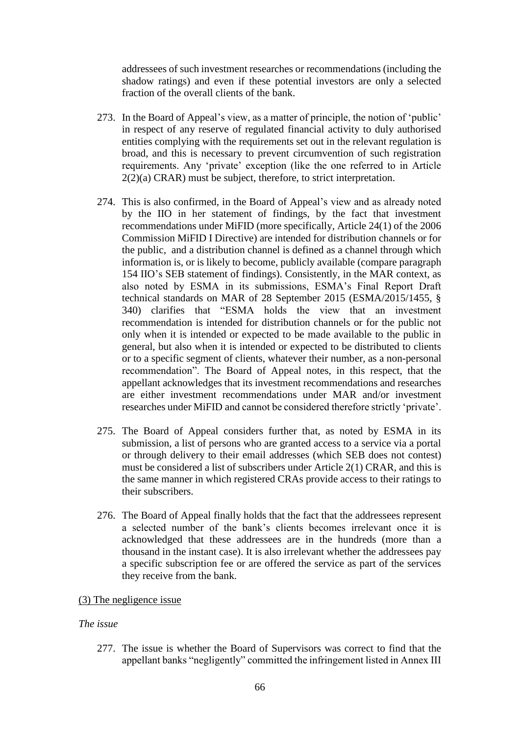addressees of such investment researches or recommendations (including the shadow ratings) and even if these potential investors are only a selected fraction of the overall clients of the bank.

273. In the Board of Appeal's view, as a matter of principle, the notion of 'public' in respect of any reserve of regulated financial activity to duly authorised entities complying with the requirements set out in the relevant regulation is broad, and this is necessary to prevent circumvention of such registration requirements. Any 'private' exception (like the one referred to in Article 2(2)(a) CRAR) must be subject, therefore, to strict interpretation.

274. This is also confirmed, in the Board of Appeal's view and as already noted by the IIO in her statement of findings, by the fact that investment recommendations under MiFID (more specifically, Article 24(1) of the 2006 Commission MiFID I Directive) are intended for distribution channels or for the public, and a distribution channel is defined as a channel through which information is, or is likely to become, publicly available (compare paragraph 154 IIO's SEB statement of findings). Consistently, in the MAR context, as also noted by ESMA in its submissions, ESMA's Final Report Draft technical standards on MAR of 28 September 2015 (ESMA/2015/1455, § 340) clarifies that "ESMA holds the view that an investment recommendation is intended for distribution channels or for the public not only when it is intended or expected to be made available to the public in general, but also when it is intended or expected to be distributed to clients or to a specific segment of clients, whatever their number, as a non-personal recommendation". The Board of Appeal notes, in this respect, that the appellant acknowledges that its investment recommendations and researches are either investment recommendations under MAR and/or investment researches under MiFID and cannot be considered therefore strictly 'private'.

275. The Board of Appeal considers further that, as noted by ESMA in its submission, a list of persons who are granted access to a service via a portal or through delivery to their email addresses (which SEB does not contest) must be considered a list of subscribers under Article 2(1) CRAR, and this is the same manner in which registered CRAs provide access to their ratings to their subscribers.

276. The Board of Appeal finally holds that the fact that the addressees represent a selected number of the bank's clients becomes irrelevant once it is acknowledged that these addressees are in the hundreds (more than a thousand in the instant case). It is also irrelevant whether the addressees pay a specific subscription fee or are offered the service as part of the services they receive from the bank.

<u>(3) The negligence issue</u>

*The issue*

277. The issue is whether the Board of Supervisors was correct to find that the appellant banks "negligently" committed the infringement listed in Annex III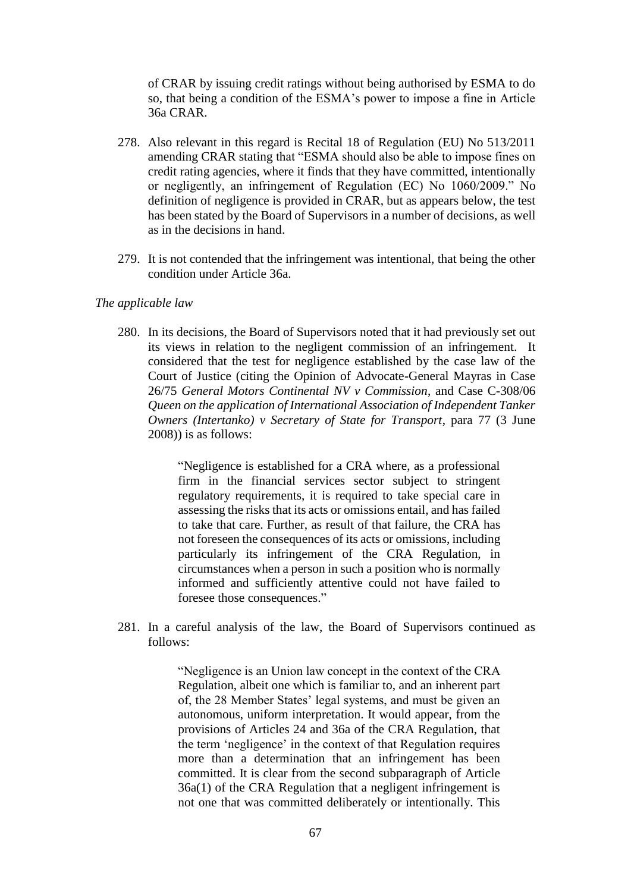of CRAR by issuing credit ratings without being authorised by ESMA to do so, that being a condition of the ESMA's power to impose a fine in Article 36a CRAR.

278. Also relevant in this regard is Recital 18 of Regulation (EU) No 513/2011 amending CRAR stating that "ESMA should also be able to impose fines on credit rating agencies, where it finds that they have committed, intentionally or negligently, an infringement of Regulation (EC) No 1060/2009." No definition of negligence is provided in CRAR, but as appears below, the test has been stated by the Board of Supervisors in a number of decisions, as well as in the decisions in hand.

279. It is not contended that the infringement was intentional, that being the other condition under Article 36a.

*The applicable law*

280. In its decisions, the Board of Supervisors noted that it had previously set out its views in relation to the negligent commission of an infringement. It considered that the test for negligence established by the case law of the Court of Justice (citing the Opinion of Advocate-General Mayras in Case 26/75 *General Motors Continental NV v Commission*, and Case C-308/06 *Queen on the application of International Association of Independent Tanker Owners (Intertanko) v Secretary of State for Transport*, para 77 (3 June 2008)) is as follows:

> "Negligence is established for a CRA where, as a professional firm in the financial services sector subject to stringent regulatory requirements, it is required to take special care in assessing the risks that its acts or omissions entail, and has failed to take that care. Further, as result of that failure, the CRA has not foreseen the consequences of its acts or omissions, including particularly its infringement of the CRA Regulation, in circumstances when a person in such a position who is normally informed and sufficiently attentive could not have failed to foresee those consequences."

281. In a careful analysis of the law, the Board of Supervisors continued as follows:

> "Negligence is an Union law concept in the context of the CRA Regulation, albeit one which is familiar to, and an inherent part of, the 28 Member States' legal systems, and must be given an autonomous, uniform interpretation. It would appear, from the provisions of Articles 24 and 36a of the CRA Regulation, that the term 'negligence' in the context of that Regulation requires more than a determination that an infringement has been committed. It is clear from the second subparagraph of Article 36a(1) of the CRA Regulation that a negligent infringement is not one that was committed deliberately or intentionally. This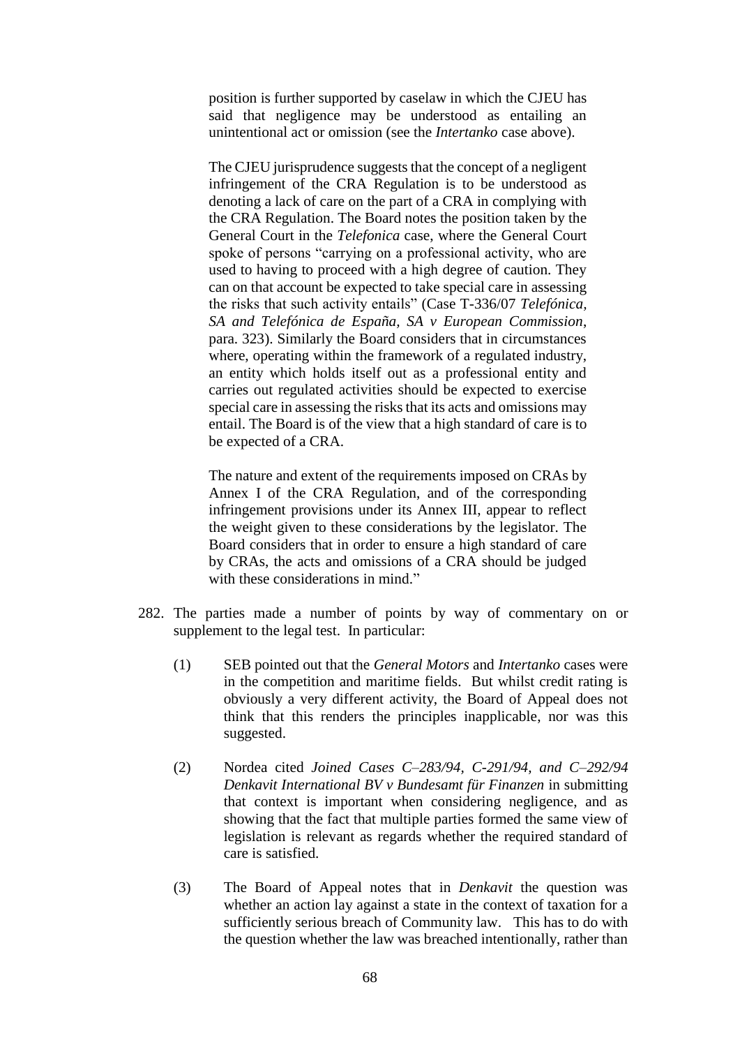position is further supported by caselaw in which the CJEU has said that negligence may be understood as entailing an unintentional act or omission (see the *Intertanko* case above).

The CJEU jurisprudence suggests that the concept of a negligent infringement of the CRA Regulation is to be understood as denoting a lack of care on the part of a CRA in complying with the CRA Regulation. The Board notes the position taken by the General Court in the *Telefonica* case, where the General Court spoke of persons "carrying on a professional activity, who are used to having to proceed with a high degree of caution. They can on that account be expected to take special care in assessing the risks that such activity entails" (Case T-336/07 *Telefónica, SA and Telefónica de España, SA v European Commission*, para. 323). Similarly the Board considers that in circumstances where, operating within the framework of a regulated industry, an entity which holds itself out as a professional entity and carries out regulated activities should be expected to exercise special care in assessing the risks that its acts and omissions may entail. The Board is of the view that a high standard of care is to be expected of a CRA.

The nature and extent of the requirements imposed on CRAs by Annex I of the CRA Regulation, and of the corresponding infringement provisions under its Annex III, appear to reflect the weight given to these considerations by the legislator. The Board considers that in order to ensure a high standard of care by CRAs, the acts and omissions of a CRA should be judged with these considerations in mind."

282. The parties made a number of points by way of commentary on or supplement to the legal test. In particular:

(1) SEB pointed out that the *General Motors* and *Intertanko* cases were in the competition and maritime fields. But whilst credit rating is obviously a very different activity, the Board of Appeal does not think that this renders the principles inapplicable, nor was this suggested.

(2) Nordea cited *Joined Cases C–283/94, C-291/94, and C–292/94 Denkavit International BV v Bundesamt für Finanzen* in submitting that context is important when considering negligence, and as showing that the fact that multiple parties formed the same view of legislation is relevant as regards whether the required standard of care is satisfied.

(3) The Board of Appeal notes that in *Denkavit* the question was whether an action lay against a state in the context of taxation for a sufficiently serious breach of Community law. This has to do with the question whether the law was breached intentionally, rather than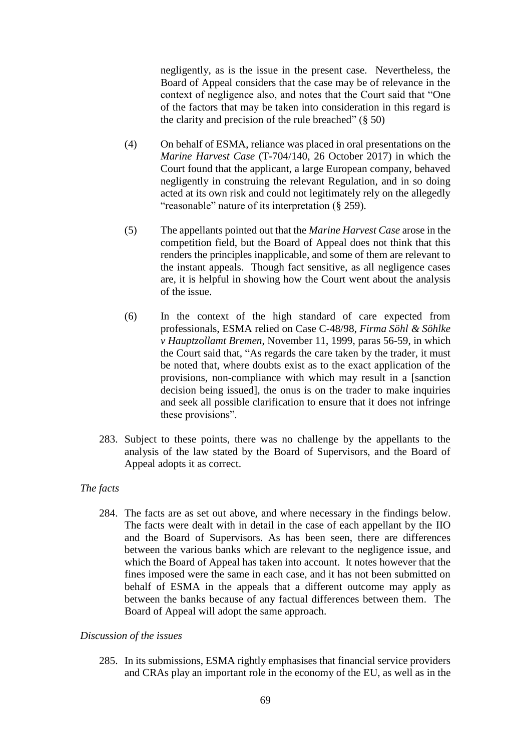negligently, as is the issue in the present case. Nevertheless, the Board of Appeal considers that the case may be of relevance in the context of negligence also, and notes that the Court said that "One of the factors that may be taken into consideration in this regard is the clarity and precision of the rule breached" (§ 50)

(4) On behalf of ESMA, reliance was placed in oral presentations on the *Marine Harvest Case* (T-704/140, 26 October 2017) in which the Court found that the applicant, a large European company, behaved negligently in construing the relevant Regulation, and in so doing acted at its own risk and could not legitimately rely on the allegedly "reasonable" nature of its interpretation (§ 259).

(5) The appellants pointed out that the *Marine Harvest Case* arose in the competition field, but the Board of Appeal does not think that this renders the principles inapplicable, and some of them are relevant to the instant appeals. Though fact sensitive, as all negligence cases are, it is helpful in showing how the Court went about the analysis of the issue.

(6) In the context of the high standard of care expected from professionals, ESMA relied on Case C-48/98, *Firma Söhl & Söhlke v Hauptzollamt Bremen*, November 11, 1999, paras 56-59, in which the Court said that, "As regards the care taken by the trader, it must be noted that, where doubts exist as to the exact application of the provisions, non-compliance with which may result in a [sanction decision being issued], the onus is on the trader to make inquiries and seek all possible clarification to ensure that it does not infringe these provisions".

283. Subject to these points, there was no challenge by the appellants to the analysis of the law stated by the Board of Supervisors, and the Board of Appeal adopts it as correct.

*The facts*

284. The facts are as set out above, and where necessary in the findings below. The facts were dealt with in detail in the case of each appellant by the IIO and the Board of Supervisors. As has been seen, there are differences between the various banks which are relevant to the negligence issue, and which the Board of Appeal has taken into account. It notes however that the fines imposed were the same in each case, and it has not been submitted on behalf of ESMA in the appeals that a different outcome may apply as between the banks because of any factual differences between them. The Board of Appeal will adopt the same approach.

*Discussion of the issues*

285. In its submissions, ESMA rightly emphasises that financial service providers and CRAs play an important role in the economy of the EU, as well as in the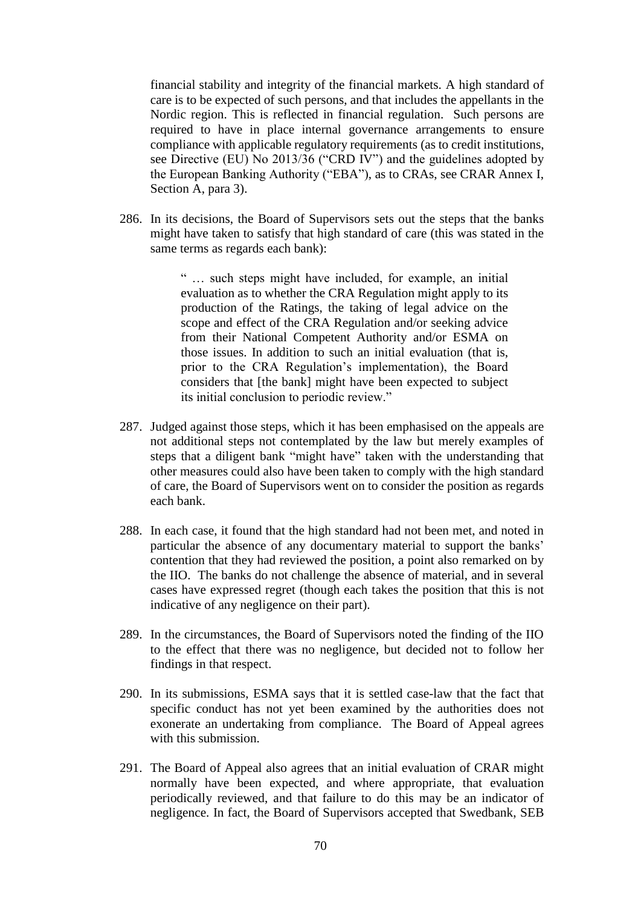financial stability and integrity of the financial markets. A high standard of care is to be expected of such persons, and that includes the appellants in the Nordic region. This is reflected in financial regulation. Such persons are required to have in place internal governance arrangements to ensure compliance with applicable regulatory requirements (as to credit institutions, see Directive (EU) No 2013/36 ("CRD IV") and the guidelines adopted by the European Banking Authority ("EBA"), as to CRAs, see CRAR Annex I, Section A, para 3).

286. In its decisions, the Board of Supervisors sets out the steps that the banks might have taken to satisfy that high standard of care (this was stated in the same terms as regards each bank):

> " … such steps might have included, for example, an initial evaluation as to whether the CRA Regulation might apply to its production of the Ratings, the taking of legal advice on the scope and effect of the CRA Regulation and/or seeking advice from their National Competent Authority and/or ESMA on those issues. In addition to such an initial evaluation (that is, prior to the CRA Regulation's implementation), the Board considers that [the bank] might have been expected to subject its initial conclusion to periodic review."

287. Judged against those steps, which it has been emphasised on the appeals are not additional steps not contemplated by the law but merely examples of steps that a diligent bank "might have" taken with the understanding that other measures could also have been taken to comply with the high standard of care, the Board of Supervisors went on to consider the position as regards each bank.

288. In each case, it found that the high standard had not been met, and noted in particular the absence of any documentary material to support the banks' contention that they had reviewed the position, a point also remarked on by the IIO. The banks do not challenge the absence of material, and in several cases have expressed regret (though each takes the position that this is not indicative of any negligence on their part).

289. In the circumstances, the Board of Supervisors noted the finding of the IIO to the effect that there was no negligence, but decided not to follow her findings in that respect.

290. In its submissions, ESMA says that it is settled case-law that the fact that specific conduct has not yet been examined by the authorities does not exonerate an undertaking from compliance. The Board of Appeal agrees with this submission.

291. The Board of Appeal also agrees that an initial evaluation of CRAR might normally have been expected, and where appropriate, that evaluation periodically reviewed, and that failure to do this may be an indicator of negligence. In fact, the Board of Supervisors accepted that Swedbank, SEB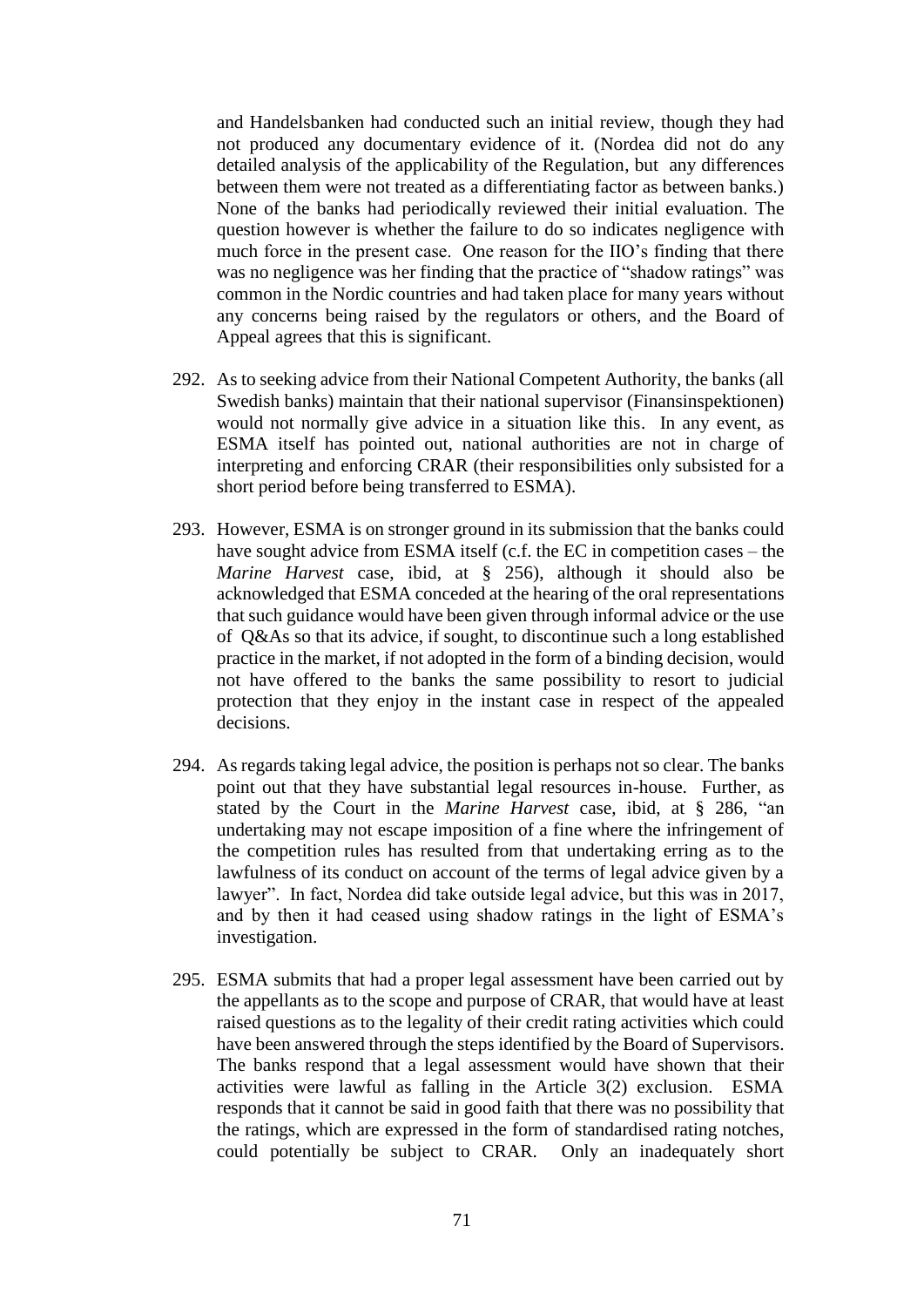and Handelsbanken had conducted such an initial review, though they had not produced any documentary evidence of it. (Nordea did not do any detailed analysis of the applicability of the Regulation, but any differences between them were not treated as a differentiating factor as between banks.) None of the banks had periodically reviewed their initial evaluation. The question however is whether the failure to do so indicates negligence with much force in the present case. One reason for the IIO's finding that there was no negligence was her finding that the practice of "shadow ratings" was common in the Nordic countries and had taken place for many years without any concerns being raised by the regulators or others, and the Board of Appeal agrees that this is significant.

292. As to seeking advice from their National Competent Authority, the banks (all Swedish banks) maintain that their national supervisor (Finansinspektionen) would not normally give advice in a situation like this. In any event, as ESMA itself has pointed out, national authorities are not in charge of interpreting and enforcing CRAR (their responsibilities only subsisted for a short period before being transferred to ESMA).

293. However, ESMA is on stronger ground in its submission that the banks could have sought advice from ESMA itself (c.f. the EC in competition cases – the *Marine Harvest* case, ibid, at § 256), although it should also be acknowledged that ESMA conceded at the hearing of the oral representations that such guidance would have been given through informal advice or the use of Q&As so that its advice, if sought, to discontinue such a long established practice in the market, if not adopted in the form of a binding decision, would not have offered to the banks the same possibility to resort to judicial protection that they enjoy in the instant case in respect of the appealed decisions.

294. As regards taking legal advice, the position is perhaps not so clear. The banks point out that they have substantial legal resources in-house. Further, as stated by the Court in the *Marine Harvest* case, ibid, at § 286, "an undertaking may not escape imposition of a fine where the infringement of the competition rules has resulted from that undertaking erring as to the lawfulness of its conduct on account of the terms of legal advice given by a lawyer". In fact, Nordea did take outside legal advice, but this was in 2017, and by then it had ceased using shadow ratings in the light of ESMA's investigation.

295. ESMA submits that had a proper legal assessment have been carried out by the appellants as to the scope and purpose of CRAR, that would have at least raised questions as to the legality of their credit rating activities which could have been answered through the steps identified by the Board of Supervisors. The banks respond that a legal assessment would have shown that their activities were lawful as falling in the Article 3(2) exclusion. ESMA responds that it cannot be said in good faith that there was no possibility that the ratings, which are expressed in the form of standardised rating notches, could potentially be subject to CRAR. Only an inadequately short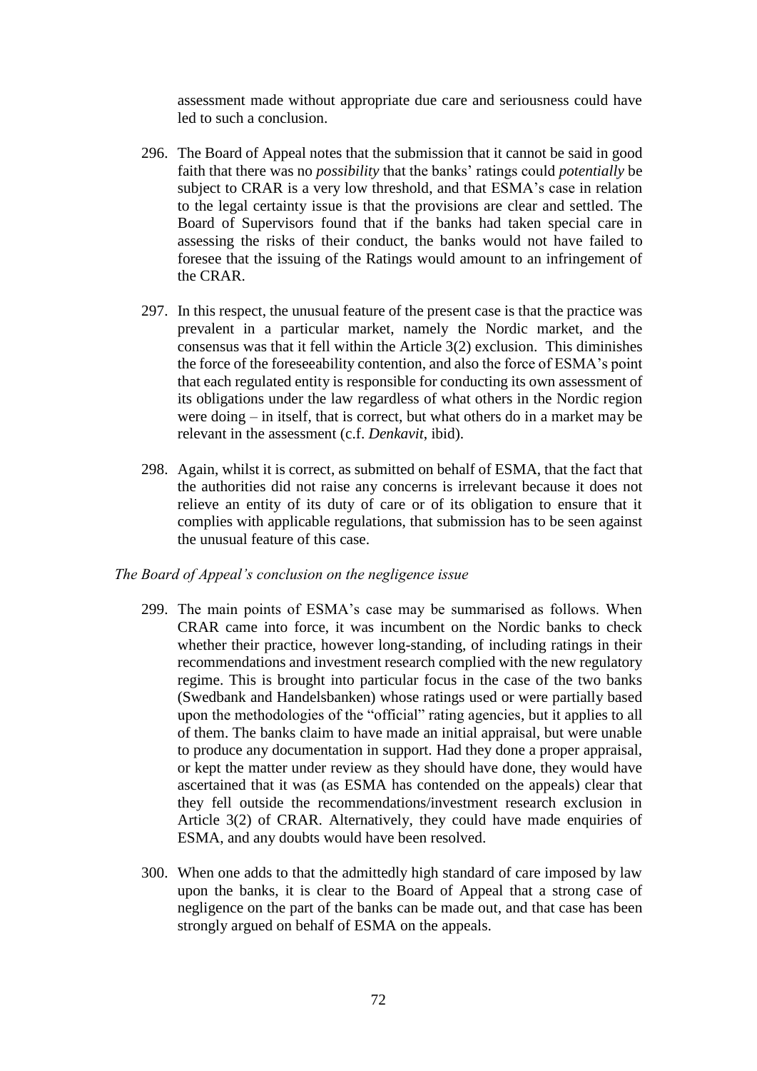assessment made without appropriate due care and seriousness could have led to such a conclusion.

296. The Board of Appeal notes that the submission that it cannot be said in good faith that there was no *possibility* that the banks' ratings could *potentially* be subject to CRAR is a very low threshold, and that ESMA's case in relation to the legal certainty issue is that the provisions are clear and settled. The Board of Supervisors found that if the banks had taken special care in assessing the risks of their conduct, the banks would not have failed to foresee that the issuing of the Ratings would amount to an infringement of the CRAR.

297. In this respect, the unusual feature of the present case is that the practice was prevalent in a particular market, namely the Nordic market, and the consensus was that it fell within the Article 3(2) exclusion. This diminishes the force of the foreseeability contention, and also the force of ESMA's point that each regulated entity is responsible for conducting its own assessment of its obligations under the law regardless of what others in the Nordic region were doing – in itself, that is correct, but what others do in a market may be relevant in the assessment (c.f. *Denkavit*, ibid).

298. Again, whilst it is correct, as submitted on behalf of ESMA, that the fact that the authorities did not raise any concerns is irrelevant because it does not relieve an entity of its duty of care or of its obligation to ensure that it complies with applicable regulations, that submission has to be seen against the unusual feature of this case.

*The Board of Appeal's conclusion on the negligence issue*

299. The main points of ESMA's case may be summarised as follows. When CRAR came into force, it was incumbent on the Nordic banks to check whether their practice, however long-standing, of including ratings in their recommendations and investment research complied with the new regulatory regime. This is brought into particular focus in the case of the two banks (Swedbank and Handelsbanken) whose ratings used or were partially based upon the methodologies of the "official" rating agencies, but it applies to all of them. The banks claim to have made an initial appraisal, but were unable to produce any documentation in support. Had they done a proper appraisal, or kept the matter under review as they should have done, they would have ascertained that it was (as ESMA has contended on the appeals) clear that they fell outside the recommendations/investment research exclusion in Article 3(2) of CRAR. Alternatively, they could have made enquiries of ESMA, and any doubts would have been resolved.

300. When one adds to that the admittedly high standard of care imposed by law upon the banks, it is clear to the Board of Appeal that a strong case of negligence on the part of the banks can be made out, and that case has been strongly argued on behalf of ESMA on the appeals.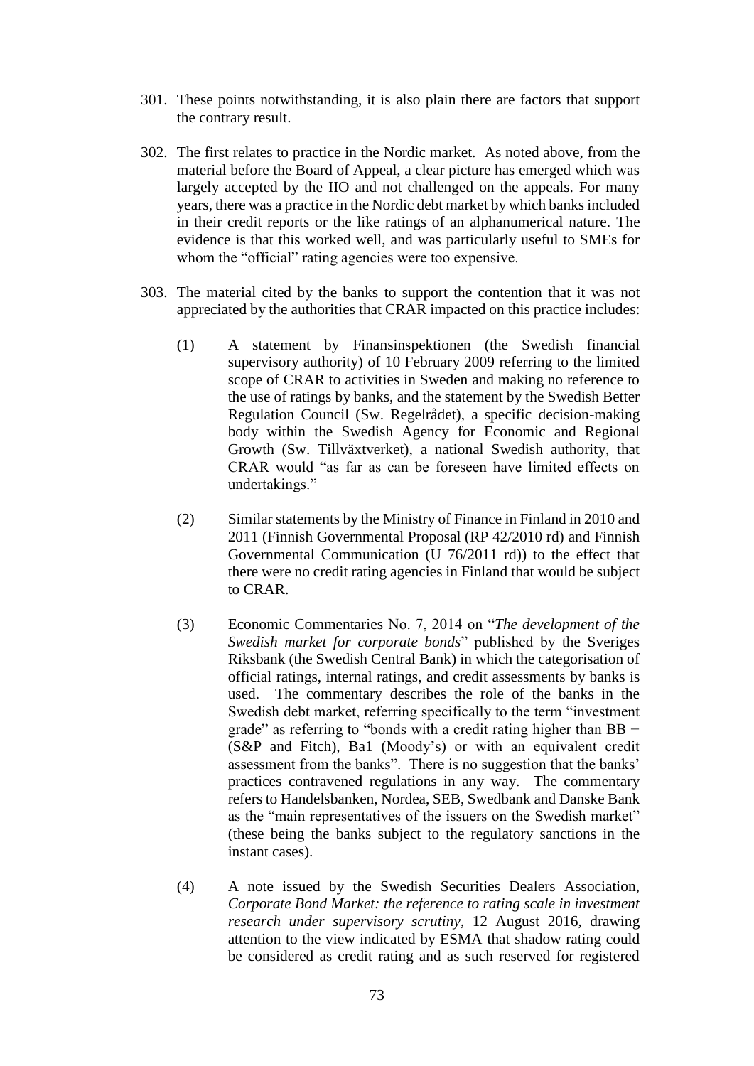301. These points notwithstanding, it is also plain there are factors that support the contrary result.

302. The first relates to practice in the Nordic market. As noted above, from the material before the Board of Appeal, a clear picture has emerged which was largely accepted by the IIO and not challenged on the appeals. For many years, there was a practice in the Nordic debt market by which banks included in their credit reports or the like ratings of an alphanumerical nature. The evidence is that this worked well, and was particularly useful to SMEs for whom the "official" rating agencies were too expensive.

303. The material cited by the banks to support the contention that it was not appreciated by the authorities that CRAR impacted on this practice includes:

   (1) A statement by Finansinspektionen (the Swedish financial supervisory authority) of 10 February 2009 referring to the limited scope of CRAR to activities in Sweden and making no reference to the use of ratings by banks, and the statement by the Swedish Better Regulation Council (Sw. Regelrådet), a specific decision-making body within the Swedish Agency for Economic and Regional Growth (Sw. Tillväxtverket), a national Swedish authority, that CRAR would "as far as can be foreseen have limited effects on undertakings."

   (2) Similar statements by the Ministry of Finance in Finland in 2010 and 2011 (Finnish Governmental Proposal (RP 42/2010 rd) and Finnish Governmental Communication (U 76/2011 rd)) to the effect that there were no credit rating agencies in Finland that would be subject to CRAR.

   (3) Economic Commentaries No. 7, 2014 on "*The development of the Swedish market for corporate bonds*" published by the Sveriges Riksbank (the Swedish Central Bank) in which the categorisation of official ratings, internal ratings, and credit assessments by banks is used. The commentary describes the role of the banks in the Swedish debt market, referring specifically to the term "investment grade" as referring to "bonds with a credit rating higher than BB + (S&P and Fitch), Ba1 (Moody's) or with an equivalent credit assessment from the banks". There is no suggestion that the banks' practices contravened regulations in any way. The commentary refers to Handelsbanken, Nordea, SEB, Swedbank and Danske Bank as the "main representatives of the issuers on the Swedish market" (these being the banks subject to the regulatory sanctions in the instant cases).

   (4) A note issued by the Swedish Securities Dealers Association, *Corporate Bond Market: the reference to rating scale in investment research under supervisory scrutiny*, 12 August 2016, drawing attention to the view indicated by ESMA that shadow rating could be considered as credit rating and as such reserved for registered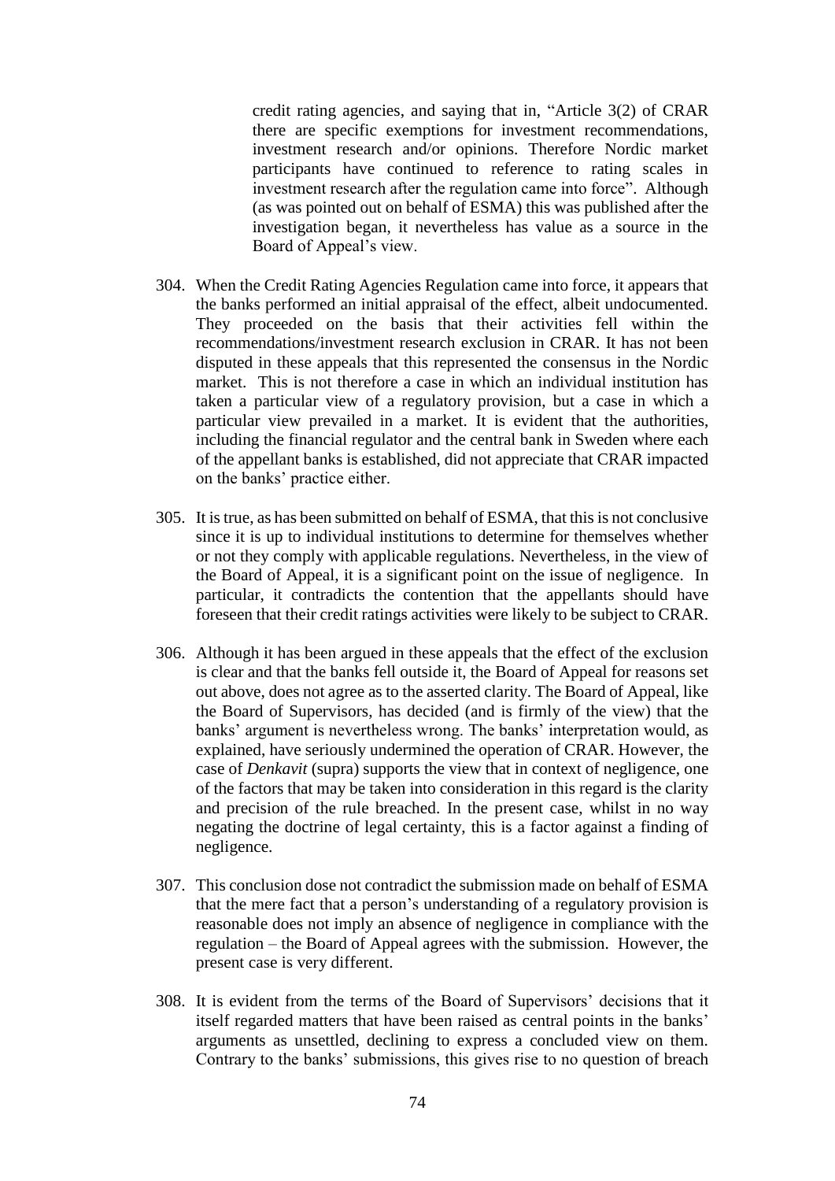credit rating agencies, and saying that in, "Article 3(2) of CRAR there are specific exemptions for investment recommendations, investment research and/or opinions. Therefore Nordic market participants have continued to reference to rating scales in investment research after the regulation came into force". Although (as was pointed out on behalf of ESMA) this was published after the investigation began, it nevertheless has value as a source in the Board of Appeal's view.

304. When the Credit Rating Agencies Regulation came into force, it appears that the banks performed an initial appraisal of the effect, albeit undocumented. They proceeded on the basis that their activities fell within the recommendations/investment research exclusion in CRAR. It has not been disputed in these appeals that this represented the consensus in the Nordic market. This is not therefore a case in which an individual institution has taken a particular view of a regulatory provision, but a case in which a particular view prevailed in a market. It is evident that the authorities, including the financial regulator and the central bank in Sweden where each of the appellant banks is established, did not appreciate that CRAR impacted on the banks' practice either.

305. It is true, as has been submitted on behalf of ESMA, that this is not conclusive since it is up to individual institutions to determine for themselves whether or not they comply with applicable regulations. Nevertheless, in the view of the Board of Appeal, it is a significant point on the issue of negligence. In particular, it contradicts the contention that the appellants should have foreseen that their credit ratings activities were likely to be subject to CRAR.

306. Although it has been argued in these appeals that the effect of the exclusion is clear and that the banks fell outside it, the Board of Appeal for reasons set out above, does not agree as to the asserted clarity. The Board of Appeal, like the Board of Supervisors, has decided (and is firmly of the view) that the banks' argument is nevertheless wrong. The banks' interpretation would, as explained, have seriously undermined the operation of CRAR. However, the case of *Denkavit* (supra) supports the view that in context of negligence, one of the factors that may be taken into consideration in this regard is the clarity and precision of the rule breached. In the present case, whilst in no way negating the doctrine of legal certainty, this is a factor against a finding of negligence.

307. This conclusion dose not contradict the submission made on behalf of ESMA that the mere fact that a person's understanding of a regulatory provision is reasonable does not imply an absence of negligence in compliance with the regulation – the Board of Appeal agrees with the submission. However, the present case is very different.

308. It is evident from the terms of the Board of Supervisors' decisions that it itself regarded matters that have been raised as central points in the banks' arguments as unsettled, declining to express a concluded view on them. Contrary to the banks' submissions, this gives rise to no question of breach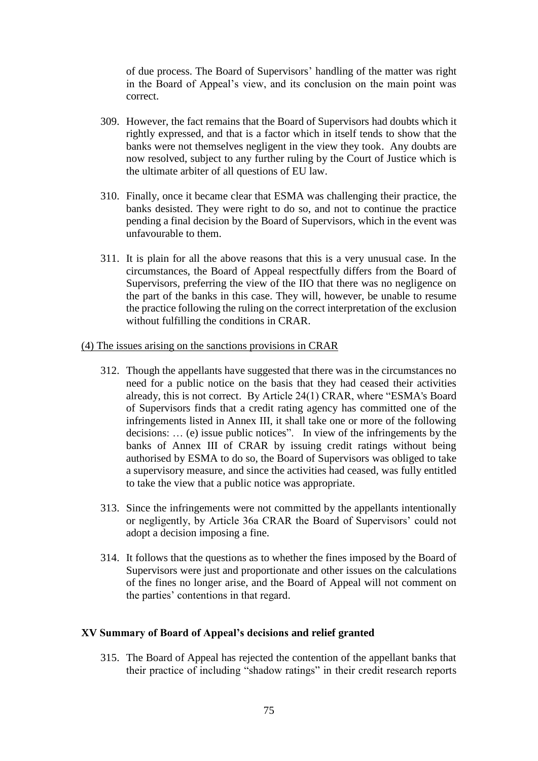of due process. The Board of Supervisors' handling of the matter was right in the Board of Appeal's view, and its conclusion on the main point was correct.

309. However, the fact remains that the Board of Supervisors had doubts which it rightly expressed, and that is a factor which in itself tends to show that the banks were not themselves negligent in the view they took. Any doubts are now resolved, subject to any further ruling by the Court of Justice which is the ultimate arbiter of all questions of EU law.

310. Finally, once it became clear that ESMA was challenging their practice, the banks desisted. They were right to do so, and not to continue the practice pending a final decision by the Board of Supervisors, which in the event was unfavourable to them.

311. It is plain for all the above reasons that this is a very unusual case. In the circumstances, the Board of Appeal respectfully differs from the Board of Supervisors, preferring the view of the IIO that there was no negligence on the part of the banks in this case. They will, however, be unable to resume the practice following the ruling on the correct interpretation of the exclusion without fulfilling the conditions in CRAR.

<u>(4) The issues arising on the sanctions provisions in CRAR</u>

312. Though the appellants have suggested that there was in the circumstances no need for a public notice on the basis that they had ceased their activities already, this is not correct. By Article 24(1) CRAR, where "ESMA's Board of Supervisors finds that a credit rating agency has committed one of the infringements listed in Annex III, it shall take one or more of the following decisions: … (e) issue public notices". In view of the infringements by the banks of Annex III of CRAR by issuing credit ratings without being authorised by ESMA to do so, the Board of Supervisors was obliged to take a supervisory measure, and since the activities had ceased, was fully entitled to take the view that a public notice was appropriate.

313. Since the infringements were not committed by the appellants intentionally or negligently, by Article 36a CRAR the Board of Supervisors' could not adopt a decision imposing a fine.

314. It follows that the questions as to whether the fines imposed by the Board of Supervisors were just and proportionate and other issues on the calculations of the fines no longer arise, and the Board of Appeal will not comment on the parties' contentions in that regard.

## XV Summary of Board of Appeal's decisions and relief granted

315. The Board of Appeal has rejected the contention of the appellant banks that their practice of including "shadow ratings" in their credit research reports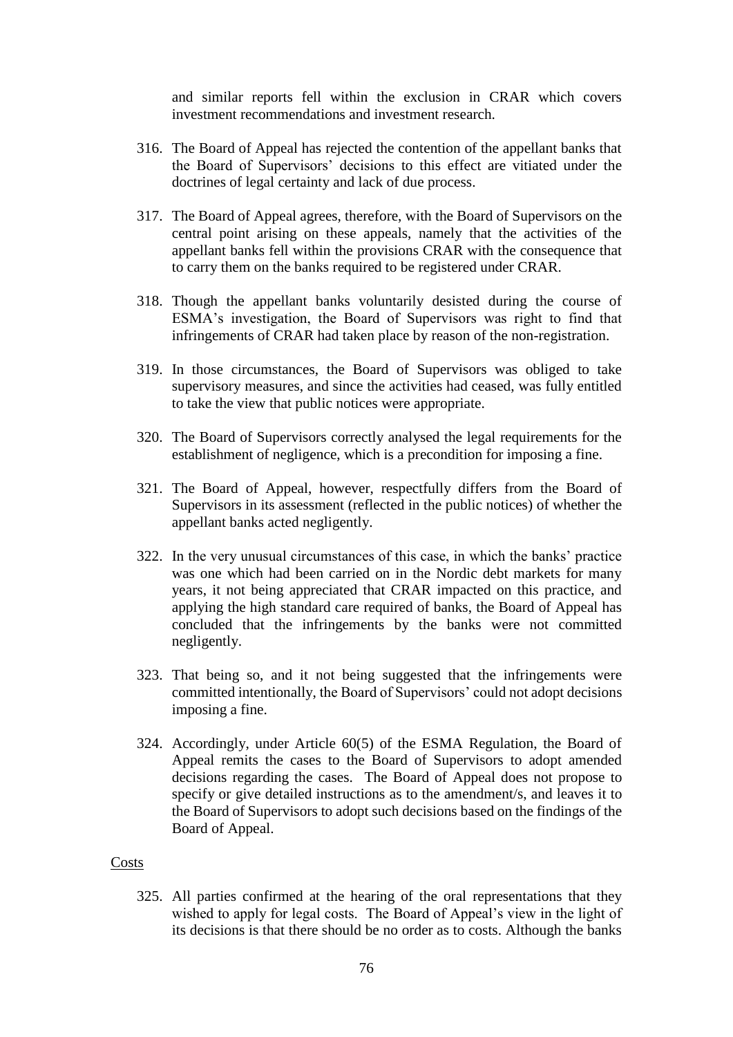and similar reports fell within the exclusion in CRAR which covers investment recommendations and investment research.

316. The Board of Appeal has rejected the contention of the appellant banks that the Board of Supervisors' decisions to this effect are vitiated under the doctrines of legal certainty and lack of due process.

317. The Board of Appeal agrees, therefore, with the Board of Supervisors on the central point arising on these appeals, namely that the activities of the appellant banks fell within the provisions CRAR with the consequence that to carry them on the banks required to be registered under CRAR.

318. Though the appellant banks voluntarily desisted during the course of ESMA's investigation, the Board of Supervisors was right to find that infringements of CRAR had taken place by reason of the non-registration.

319. In those circumstances, the Board of Supervisors was obliged to take supervisory measures, and since the activities had ceased, was fully entitled to take the view that public notices were appropriate.

320. The Board of Supervisors correctly analysed the legal requirements for the establishment of negligence, which is a precondition for imposing a fine.

321. The Board of Appeal, however, respectfully differs from the Board of Supervisors in its assessment (reflected in the public notices) of whether the appellant banks acted negligently.

322. In the very unusual circumstances of this case, in which the banks' practice was one which had been carried on in the Nordic debt markets for many years, it not being appreciated that CRAR impacted on this practice, and applying the high standard care required of banks, the Board of Appeal has concluded that the infringements by the banks were not committed negligently.

323. That being so, and it not being suggested that the infringements were committed intentionally, the Board of Supervisors' could not adopt decisions imposing a fine.

324. Accordingly, under Article 60(5) of the ESMA Regulation, the Board of Appeal remits the cases to the Board of Supervisors to adopt amended decisions regarding the cases. The Board of Appeal does not propose to specify or give detailed instructions as to the amendment/s, and leaves it to the Board of Supervisors to adopt such decisions based on the findings of the Board of Appeal.

<u>Costs</u>

325. All parties confirmed at the hearing of the oral representations that they wished to apply for legal costs. The Board of Appeal's view in the light of its decisions is that there should be no order as to costs. Although the banks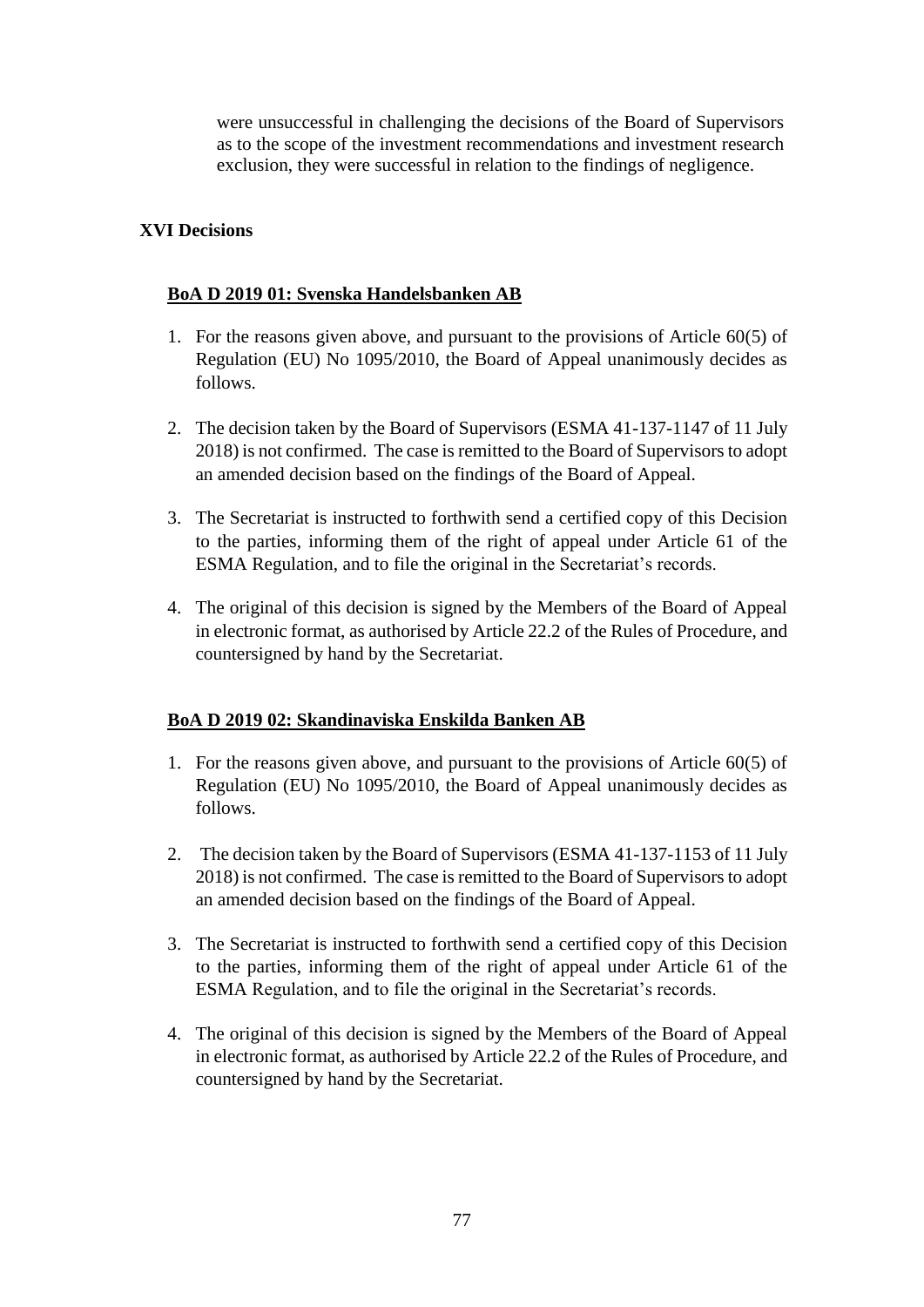were unsuccessful in challenging the decisions of the Board of Supervisors as to the scope of the investment recommendations and investment research exclusion, they were successful in relation to the findings of negligence.

## XVI Decisions

### BoA D 2019 01: Svenska Handelsbanken AB

1. For the reasons given above, and pursuant to the provisions of Article 60(5) of Regulation (EU) No 1095/2010, the Board of Appeal unanimously decides as follows.

2. The decision taken by the Board of Supervisors (ESMA 41-137-1147 of 11 July 2018) is not confirmed. The case is remitted to the Board of Supervisors to adopt an amended decision based on the findings of the Board of Appeal.

3. The Secretariat is instructed to forthwith send a certified copy of this Decision to the parties, informing them of the right of appeal under Article 61 of the ESMA Regulation, and to file the original in the Secretariat's records.

4. The original of this decision is signed by the Members of the Board of Appeal in electronic format, as authorised by Article 22.2 of the Rules of Procedure, and countersigned by hand by the Secretariat.

### BoA D 2019 02: Skandinaviska Enskilda Banken AB

1. For the reasons given above, and pursuant to the provisions of Article 60(5) of Regulation (EU) No 1095/2010, the Board of Appeal unanimously decides as follows.

2. The decision taken by the Board of Supervisors (ESMA 41-137-1153 of 11 July 2018) is not confirmed. The case is remitted to the Board of Supervisors to adopt an amended decision based on the findings of the Board of Appeal.

3. The Secretariat is instructed to forthwith send a certified copy of this Decision to the parties, informing them of the right of appeal under Article 61 of the ESMA Regulation, and to file the original in the Secretariat's records.

4. The original of this decision is signed by the Members of the Board of Appeal in electronic format, as authorised by Article 22.2 of the Rules of Procedure, and countersigned by hand by the Secretariat.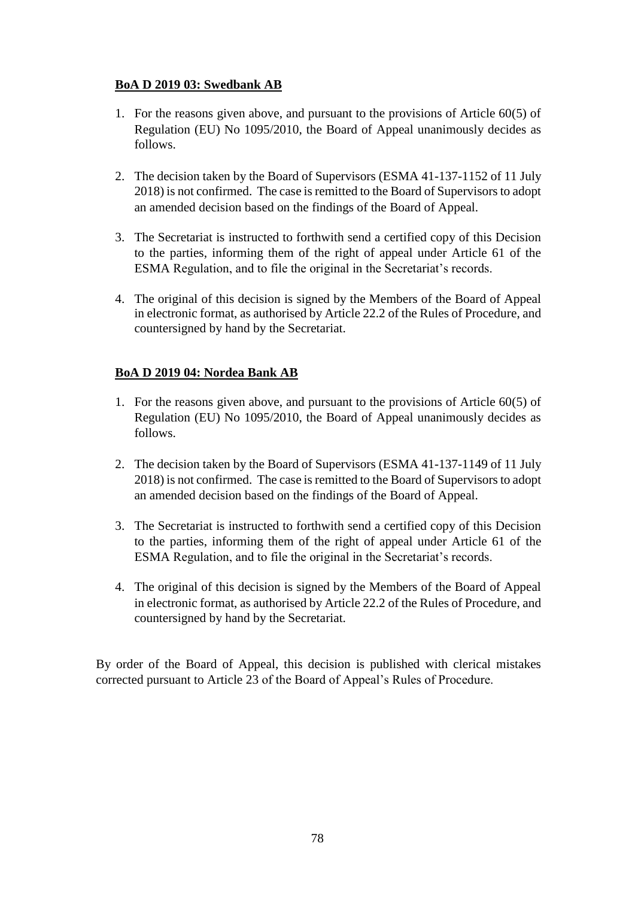**BoA D 2019 03: Swedbank AB**

1. For the reasons given above, and pursuant to the provisions of Article 60(5) of Regulation (EU) No 1095/2010, the Board of Appeal unanimously decides as follows.

2. The decision taken by the Board of Supervisors (ESMA 41-137-1152 of 11 July 2018) is not confirmed. The case is remitted to the Board of Supervisors to adopt an amended decision based on the findings of the Board of Appeal.

3. The Secretariat is instructed to forthwith send a certified copy of this Decision to the parties, informing them of the right of appeal under Article 61 of the ESMA Regulation, and to file the original in the Secretariat's records.

4. The original of this decision is signed by the Members of the Board of Appeal in electronic format, as authorised by Article 22.2 of the Rules of Procedure, and countersigned by hand by the Secretariat.

**BoA D 2019 04: Nordea Bank AB**

1. For the reasons given above, and pursuant to the provisions of Article 60(5) of Regulation (EU) No 1095/2010, the Board of Appeal unanimously decides as follows.

2. The decision taken by the Board of Supervisors (ESMA 41-137-1149 of 11 July 2018) is not confirmed. The case is remitted to the Board of Supervisors to adopt an amended decision based on the findings of the Board of Appeal.

3. The Secretariat is instructed to forthwith send a certified copy of this Decision to the parties, informing them of the right of appeal under Article 61 of the ESMA Regulation, and to file the original in the Secretariat's records.

4. The original of this decision is signed by the Members of the Board of Appeal in electronic format, as authorised by Article 22.2 of the Rules of Procedure, and countersigned by hand by the Secretariat.

By order of the Board of Appeal, this decision is published with clerical mistakes corrected pursuant to Article 23 of the Board of Appeal's Rules of Procedure.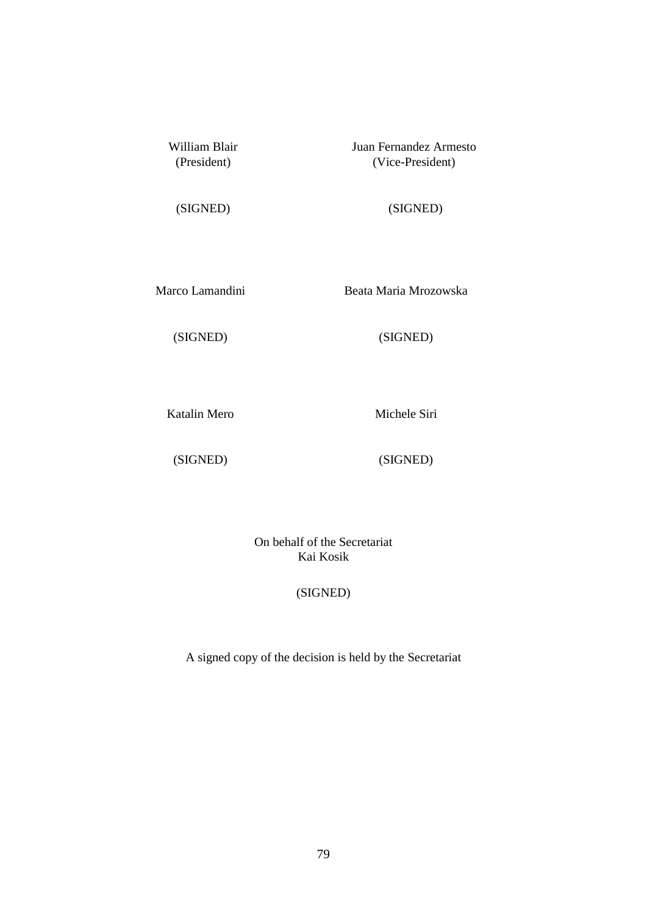| | |
|---|---|
| William Blair<br>(President) | Juan Fernandez Armesto<br>(Vice-President) |
| (SIGNED) | (SIGNED) |
| Marco Lamandini | Beata Maria Mrozowska |
| (SIGNED) | (SIGNED) |
| Katalin Mero | Michele Siri |
| (SIGNED) | (SIGNED) |

On behalf of the Secretariat
Kai Kosik

(SIGNED)

A signed copy of the decision is held by the Secretariat